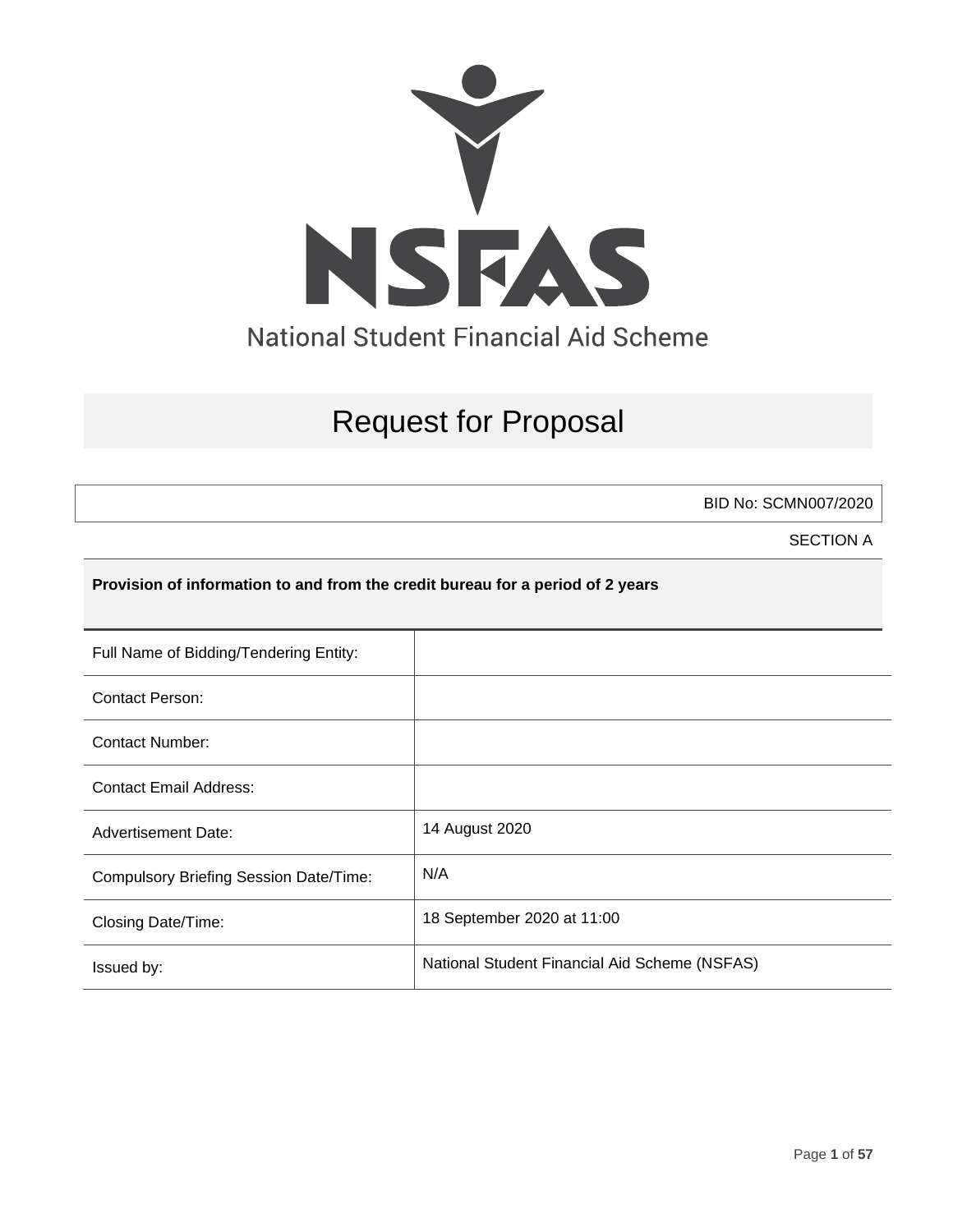# NSFAS

National Student Financial Aid Scheme

## Request for Proposal

BID No: SCMN007/2020

SECTION A

**Provision of information to and from the credit bureau for a period of 2 years**

| | |
|---|---|
| Full Name of Bidding/Tendering Entity: | |
| Contact Person: | |
| Contact Number: | |
| Contact Email Address: | |
| Advertisement Date: | 14 August 2020 |
| Compulsory Briefing Session Date/Time: | N/A |
| Closing Date/Time: | 18 September 2020 at 11:00 |
| Issued by: | National Student Financial Aid Scheme (NSFAS) |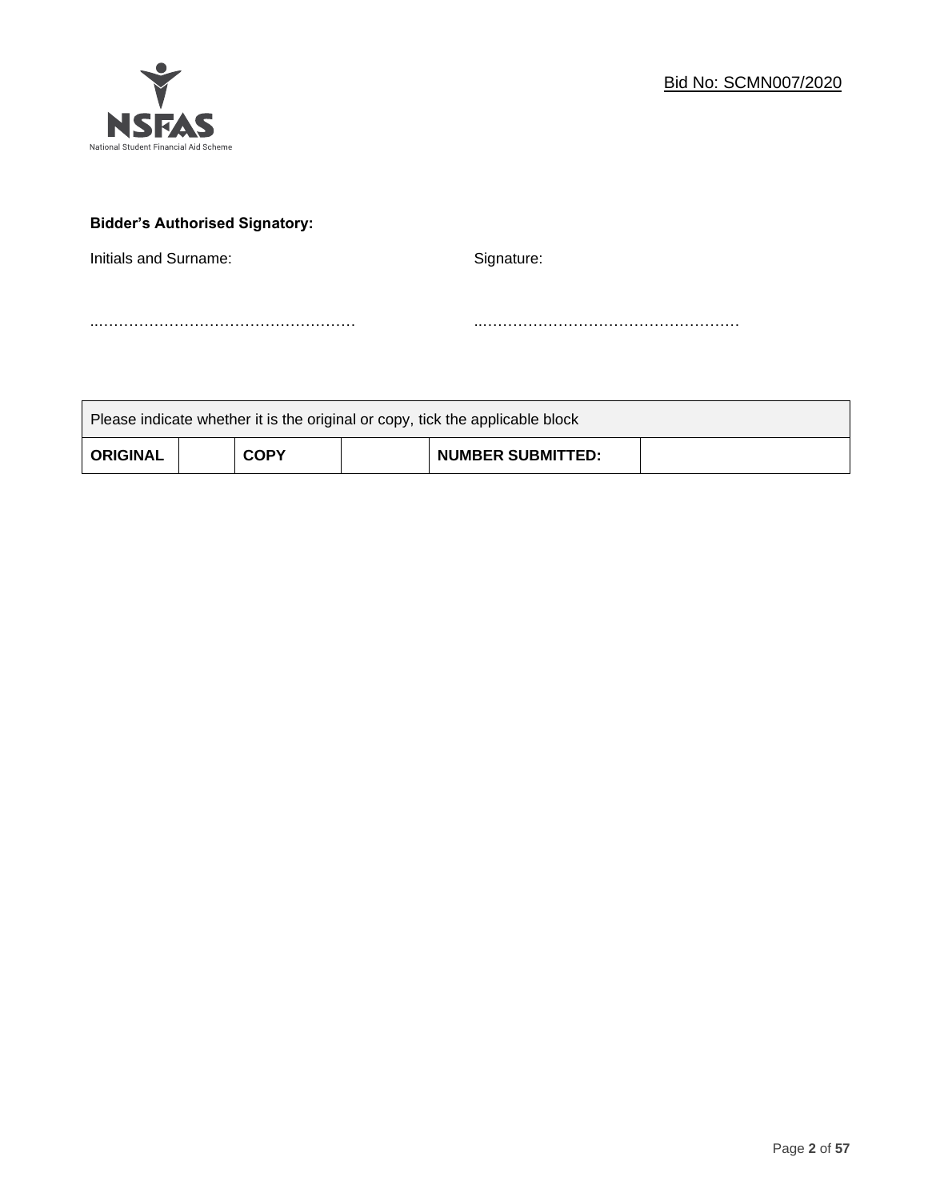**Bidder's Authorised Signatory:**

Initials and Surname: ……………………………………………

Signature: ……………………………………………

| Please indicate whether it is the original or copy, tick the applicable block | | | | | |
|---|---|---|---|---|---|
| **ORIGINAL** | | **COPY** | | **NUMBER SUBMITTED:** | |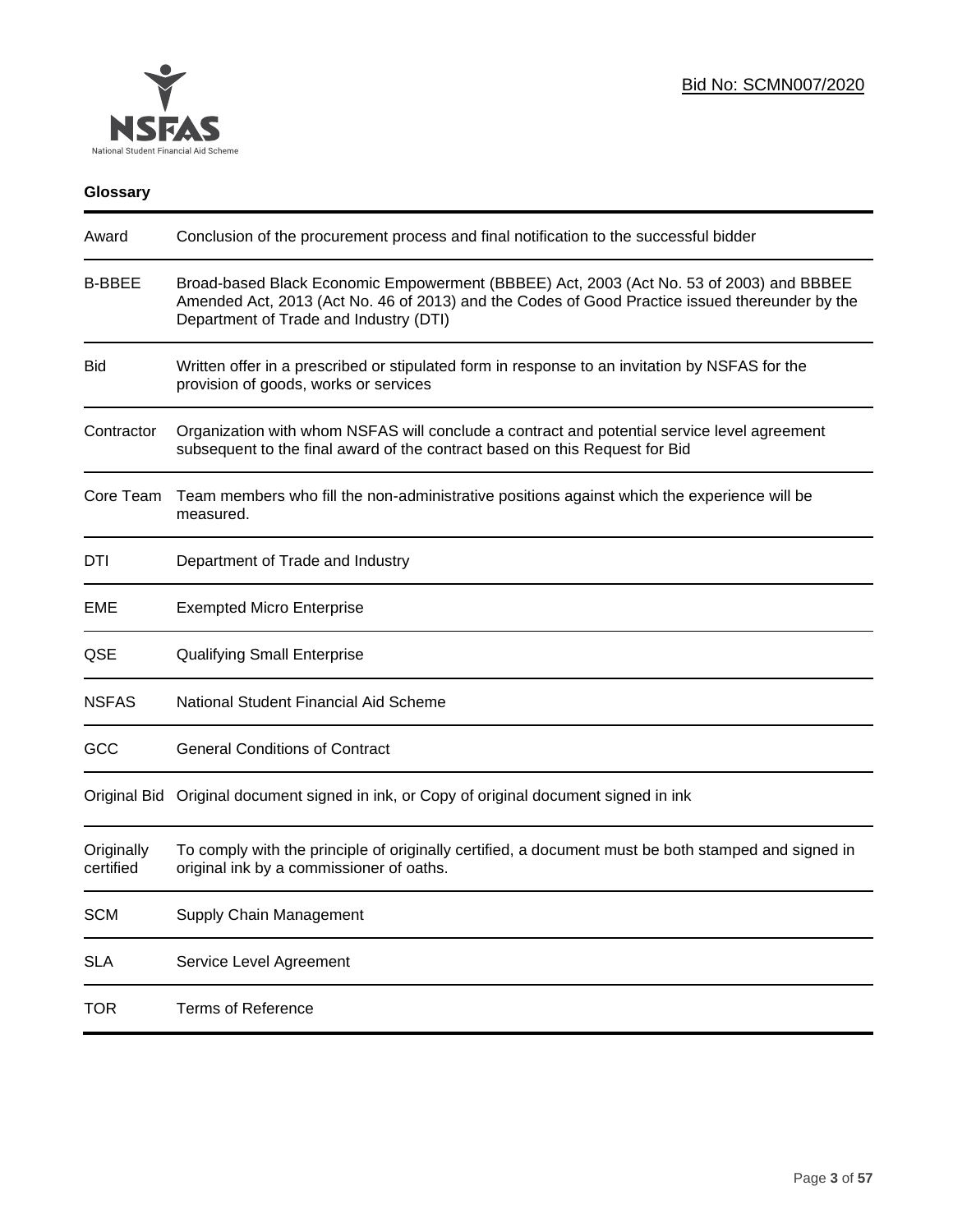Bid No: SCMN007/2020

## Glossary

| Term | Definition |
| --- | --- |
| Award | Conclusion of the procurement process and final notification to the successful bidder |
| B-BBEE | Broad-based Black Economic Empowerment (BBBEE) Act, 2003 (Act No. 53 of 2003) and BBBEE Amended Act, 2013 (Act No. 46 of 2013) and the Codes of Good Practice issued thereunder by the Department of Trade and Industry (DTI) |
| Bid | Written offer in a prescribed or stipulated form in response to an invitation by NSFAS for the provision of goods, works or services |
| Contractor | Organization with whom NSFAS will conclude a contract and potential service level agreement subsequent to the final award of the contract based on this Request for Bid |
| Core Team | Team members who fill the non-administrative positions against which the experience will be measured. |
| DTI | Department of Trade and Industry |
| EME | Exempted Micro Enterprise |
| QSE | Qualifying Small Enterprise |
| NSFAS | National Student Financial Aid Scheme |
| GCC | General Conditions of Contract |
| Original Bid | Original document signed in ink, or Copy of original document signed in ink |
| Originally certified | To comply with the principle of originally certified, a document must be both stamped and signed in original ink by a commissioner of oaths. |
| SCM | Supply Chain Management |
| SLA | Service Level Agreement |
| TOR | Terms of Reference |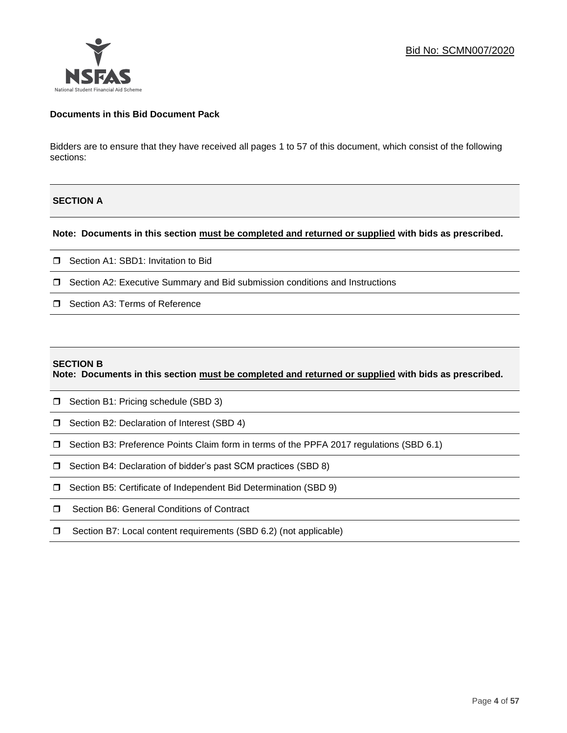Bid No: SCMN007/2020

**Documents in this Bid Document Pack**

Bidders are to ensure that they have received all pages 1 to 57 of this document, which consist of the following sections:

## SECTION A

**Note: Documents in this section must be completed and returned or supplied with bids as prescribed.**

- ❒ Section A1: SBD1: Invitation to Bid
- ❒ Section A2: Executive Summary and Bid submission conditions and Instructions
- ❒ Section A3: Terms of Reference

## SECTION B

**Note: Documents in this section must be completed and returned or supplied with bids as prescribed.**

- ❒ Section B1: Pricing schedule (SBD 3)
- ❒ Section B2: Declaration of Interest (SBD 4)
- ❒ Section B3: Preference Points Claim form in terms of the PPFA 2017 regulations (SBD 6.1)
- ❒ Section B4: Declaration of bidder's past SCM practices (SBD 8)
- ❒ Section B5: Certificate of Independent Bid Determination (SBD 9)
- ❒ Section B6: General Conditions of Contract
- ❒ Section B7: Local content requirements (SBD 6.2) (not applicable)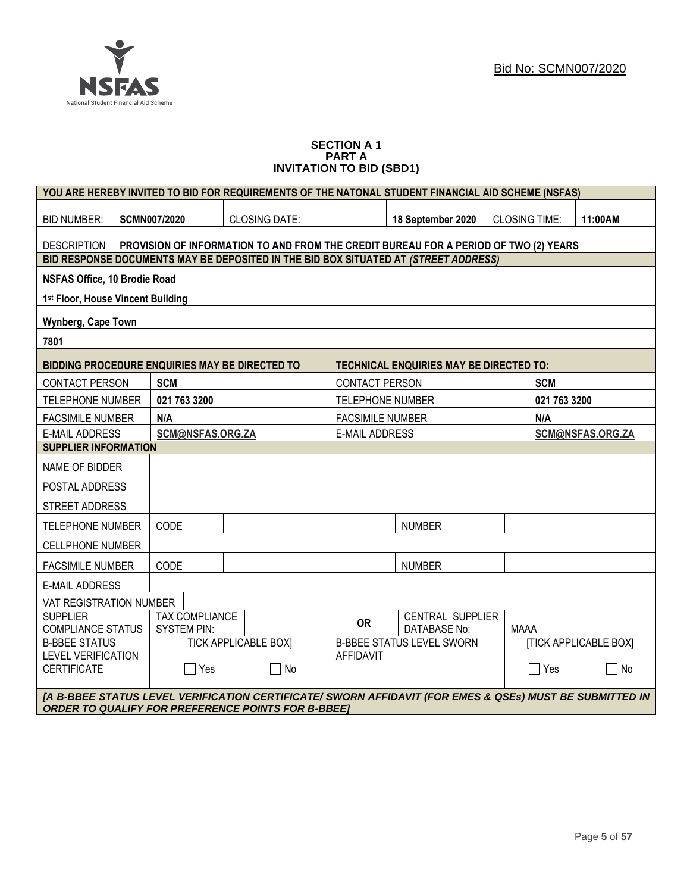Bid No: SCMN007/2020

**SECTION A 1**
**PART A**
**INVITATION TO BID (SBD1)**

| YOU ARE HEREBY INVITED TO BID FOR REQUIREMENTS OF THE NATONAL STUDENT FINANCIAL AID SCHEME (NSFAS) | | | | | | |
|---|---|---|---|---|---|---|
| BID NUMBER: | **SCMN007/2020** | CLOSING DATE: | | **18 September 2020** | CLOSING TIME: | **11:00AM** |
| DESCRIPTION | **PROVISION OF INFORMATION TO AND FROM THE CREDIT BUREAU FOR A PERIOD OF TWO (2) YEARS** | | | | | |
| **BID RESPONSE DOCUMENTS MAY BE DEPOSITED IN THE BID BOX SITUATED AT *(STREET ADDRESS)*** | | | | | | |
| **NSFAS Office, 10 Brodie Road** | | | | | | |
| **1st Floor, House Vincent Building** | | | | | | |
| **Wynberg, Cape Town** | | | | | | |
| **7801** | | | | | | |

| **BIDDING PROCEDURE ENQUIRIES MAY BE DIRECTED TO** | | **TECHNICAL ENQUIRIES MAY BE DIRECTED TO:** | |
|---|---|---|---|
| CONTACT PERSON | **SCM** | CONTACT PERSON | **SCM** |
| TELEPHONE NUMBER | **021 763 3200** | TELEPHONE NUMBER | **021 763 3200** |
| FACSIMILE NUMBER | **N/A** | FACSIMILE NUMBER | **N/A** |
| E-MAIL ADDRESS | **SCM@NSFAS.ORG.ZA** | E-MAIL ADDRESS | **SCM@NSFAS.ORG.ZA** |

| **SUPPLIER INFORMATION** | | | | | |
|---|---|---|---|---|---|
| NAME OF BIDDER | | | | | |
| POSTAL ADDRESS | | | | | |
| STREET ADDRESS | | | | | |
| TELEPHONE NUMBER | CODE | | | NUMBER | |
| CELLPHONE NUMBER | | | | | |
| FACSIMILE NUMBER | CODE | | | NUMBER | |
| E-MAIL ADDRESS | | | | | |
| VAT REGISTRATION NUMBER | | | | | |
| SUPPLIER COMPLIANCE STATUS | TAX COMPLIANCE SYSTEM PIN: | | **OR** | CENTRAL SUPPLIER DATABASE No: | MAAA |
| B-BBEE STATUS LEVEL VERIFICATION CERTIFICATE | TICK APPLICABLE BOX] ☐ Yes | ☐ No | B-BBEE STATUS LEVEL SWORN AFFIDAVIT | | [TICK APPLICABLE BOX] ☐ Yes ☐ No |

***[A B-BBEE STATUS LEVEL VERIFICATION CERTIFICATE/ SWORN AFFIDAVIT (FOR EMES & QSEs) MUST BE SUBMITTED IN ORDER TO QUALIFY FOR PREFERENCE POINTS FOR B-BBEE]***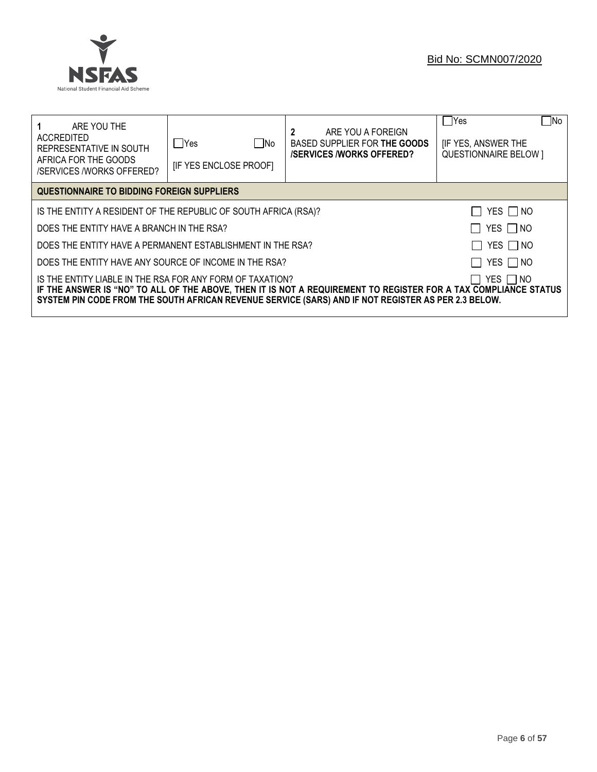Bid No: SCMN007/2020

| **1** ARE YOU THE ACCREDITED REPRESENTATIVE IN SOUTH AFRICA FOR THE GOODS /SERVICES /WORKS OFFERED? | ☐Yes ☐No [IF YES ENCLOSE PROOF] | **2** ARE YOU A FOREIGN BASED SUPPLIER FOR **THE GOODS /SERVICES /WORKS OFFERED?** | ☐Yes ☐No [IF YES, ANSWER THE QUESTIONNAIRE BELOW ] |
|---|---|---|---|

| **QUESTIONNAIRE TO BIDDING FOREIGN SUPPLIERS** | |
|---|---|
| IS THE ENTITY A RESIDENT OF THE REPUBLIC OF SOUTH AFRICA (RSA)? | ☐ YES ☐ NO |
| DOES THE ENTITY HAVE A BRANCH IN THE RSA? | ☐ YES ☐ NO |
| DOES THE ENTITY HAVE A PERMANENT ESTABLISHMENT IN THE RSA? | ☐ YES ☐ NO |
| DOES THE ENTITY HAVE ANY SOURCE OF INCOME IN THE RSA? | ☐ YES ☐ NO |
| IS THE ENTITY LIABLE IN THE RSA FOR ANY FORM OF TAXATION? | ☐ YES ☐ NO |
| **IF THE ANSWER IS "NO" TO ALL OF THE ABOVE, THEN IT IS NOT A REQUIREMENT TO REGISTER FOR A TAX COMPLIANCE STATUS SYSTEM PIN CODE FROM THE SOUTH AFRICAN REVENUE SERVICE (SARS) AND IF NOT REGISTER AS PER 2.3 BELOW.** | |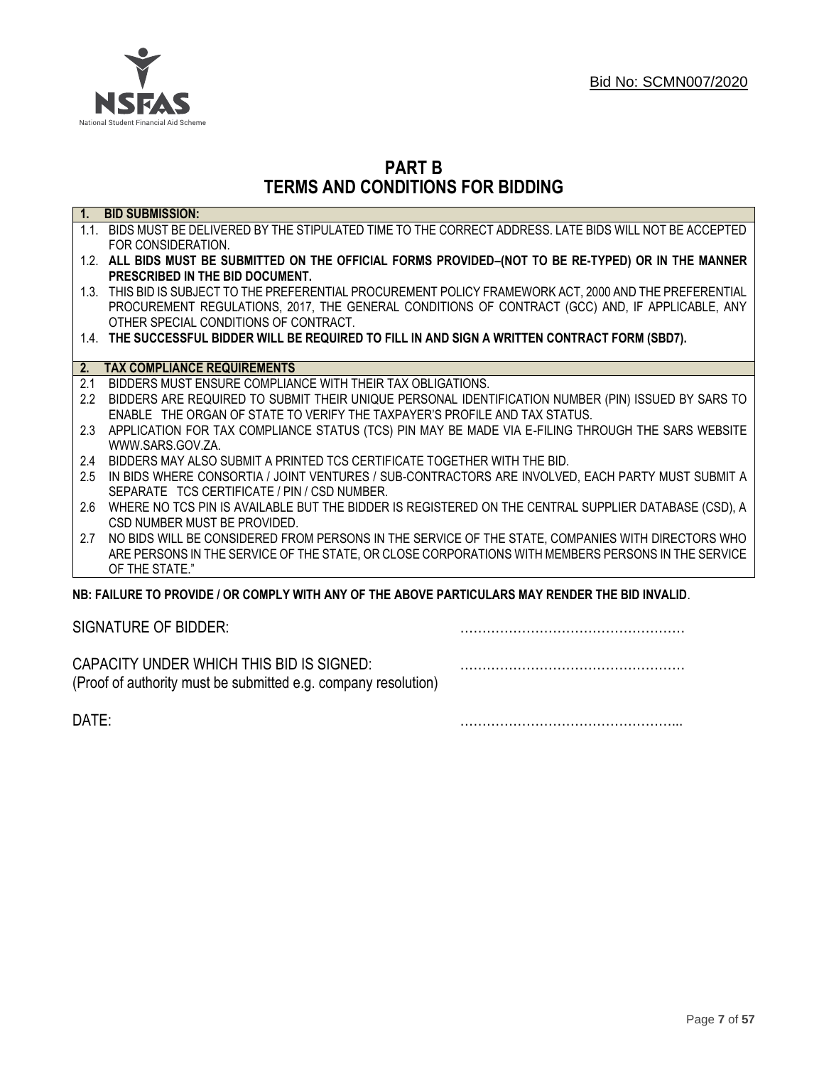Bid No: SCMN007/2020

# PART B
# TERMS AND CONDITIONS FOR BIDDING

**1. BID SUBMISSION:**

1.1. BIDS MUST BE DELIVERED BY THE STIPULATED TIME TO THE CORRECT ADDRESS. LATE BIDS WILL NOT BE ACCEPTED FOR CONSIDERATION.

1.2. **ALL BIDS MUST BE SUBMITTED ON THE OFFICIAL FORMS PROVIDED–(NOT TO BE RE-TYPED) OR IN THE MANNER PRESCRIBED IN THE BID DOCUMENT.**

1.3. THIS BID IS SUBJECT TO THE PREFERENTIAL PROCUREMENT POLICY FRAMEWORK ACT, 2000 AND THE PREFERENTIAL PROCUREMENT REGULATIONS, 2017, THE GENERAL CONDITIONS OF CONTRACT (GCC) AND, IF APPLICABLE, ANY OTHER SPECIAL CONDITIONS OF CONTRACT.

1.4. **THE SUCCESSFUL BIDDER WILL BE REQUIRED TO FILL IN AND SIGN A WRITTEN CONTRACT FORM (SBD7).**

**2. TAX COMPLIANCE REQUIREMENTS**

2.1 BIDDERS MUST ENSURE COMPLIANCE WITH THEIR TAX OBLIGATIONS.

2.2 BIDDERS ARE REQUIRED TO SUBMIT THEIR UNIQUE PERSONAL IDENTIFICATION NUMBER (PIN) ISSUED BY SARS TO ENABLE THE ORGAN OF STATE TO VERIFY THE TAXPAYER'S PROFILE AND TAX STATUS.

2.3 APPLICATION FOR TAX COMPLIANCE STATUS (TCS) PIN MAY BE MADE VIA E-FILING THROUGH THE SARS WEBSITE WWW.SARS.GOV.ZA.

2.4 BIDDERS MAY ALSO SUBMIT A PRINTED TCS CERTIFICATE TOGETHER WITH THE BID.

2.5 IN BIDS WHERE CONSORTIA / JOINT VENTURES / SUB-CONTRACTORS ARE INVOLVED, EACH PARTY MUST SUBMIT A SEPARATE TCS CERTIFICATE / PIN / CSD NUMBER.

2.6 WHERE NO TCS PIN IS AVAILABLE BUT THE BIDDER IS REGISTERED ON THE CENTRAL SUPPLIER DATABASE (CSD), A CSD NUMBER MUST BE PROVIDED.

2.7 NO BIDS WILL BE CONSIDERED FROM PERSONS IN THE SERVICE OF THE STATE, COMPANIES WITH DIRECTORS WHO ARE PERSONS IN THE SERVICE OF THE STATE, OR CLOSE CORPORATIONS WITH MEMBERS PERSONS IN THE SERVICE OF THE STATE."

**NB: FAILURE TO PROVIDE / OR COMPLY WITH ANY OF THE ABOVE PARTICULARS MAY RENDER THE BID INVALID**.

SIGNATURE OF BIDDER: ……………………………………………

CAPACITY UNDER WHICH THIS BID IS SIGNED: ……………………………………………
(Proof of authority must be submitted e.g. company resolution)

DATE: …………………………………………...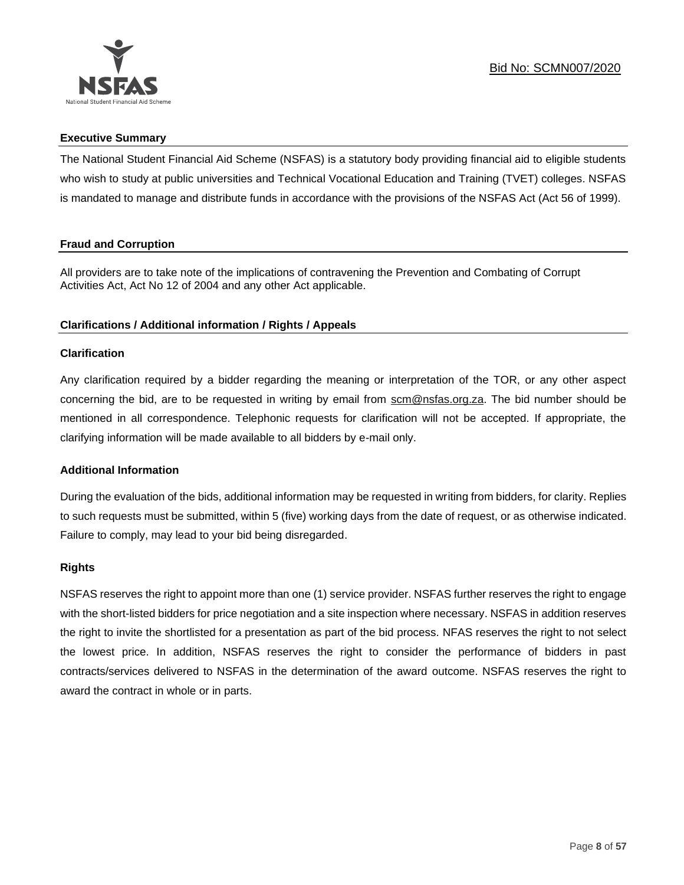## Executive Summary

The National Student Financial Aid Scheme (NSFAS) is a statutory body providing financial aid to eligible students who wish to study at public universities and Technical Vocational Education and Training (TVET) colleges. NSFAS is mandated to manage and distribute funds in accordance with the provisions of the NSFAS Act (Act 56 of 1999).

## Fraud and Corruption

All providers are to take note of the implications of contravening the Prevention and Combating of Corrupt Activities Act, Act No 12 of 2004 and any other Act applicable.

## Clarifications / Additional information / Rights / Appeals

### Clarification

Any clarification required by a bidder regarding the meaning or interpretation of the TOR, or any other aspect concerning the bid, are to be requested in writing by email from scm@nsfas.org.za. The bid number should be mentioned in all correspondence. Telephonic requests for clarification will not be accepted. If appropriate, the clarifying information will be made available to all bidders by e-mail only.

### Additional Information

During the evaluation of the bids, additional information may be requested in writing from bidders, for clarity. Replies to such requests must be submitted, within 5 (five) working days from the date of request, or as otherwise indicated. Failure to comply, may lead to your bid being disregarded.

### Rights

NSFAS reserves the right to appoint more than one (1) service provider. NSFAS further reserves the right to engage with the short-listed bidders for price negotiation and a site inspection where necessary. NSFAS in addition reserves the right to invite the shortlisted for a presentation as part of the bid process. NFAS reserves the right to not select the lowest price. In addition, NSFAS reserves the right to consider the performance of bidders in past contracts/services delivered to NSFAS in the determination of the award outcome. NSFAS reserves the right to award the contract in whole or in parts.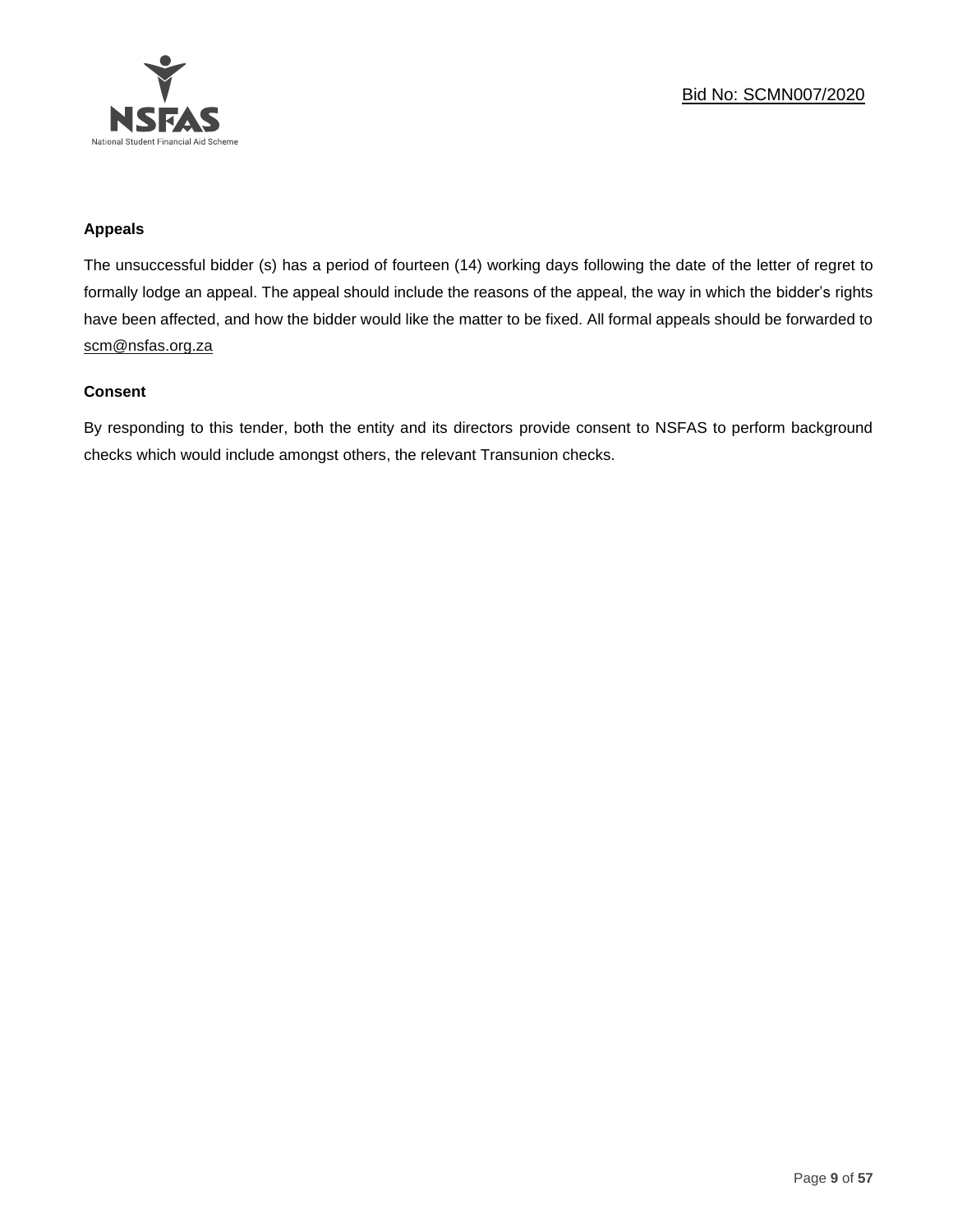**Appeals**

The unsuccessful bidder (s) has a period of fourteen (14) working days following the date of the letter of regret to formally lodge an appeal. The appeal should include the reasons of the appeal, the way in which the bidder's rights have been affected, and how the bidder would like the matter to be fixed. All formal appeals should be forwarded to scm@nsfas.org.za

**Consent**

By responding to this tender, both the entity and its directors provide consent to NSFAS to perform background checks which would include amongst others, the relevant Transunion checks.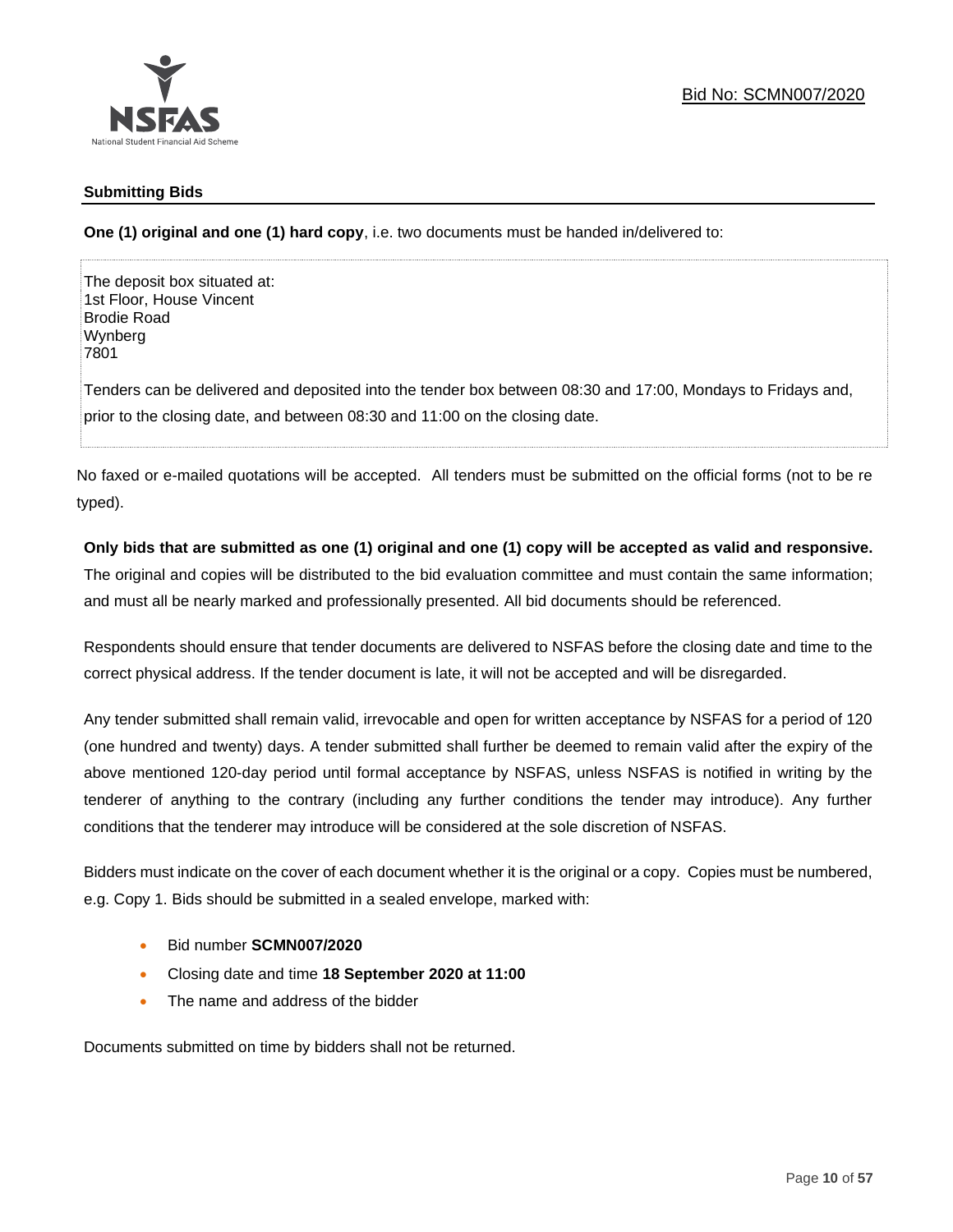## Submitting Bids

**One (1) original and one (1) hard copy**, i.e. two documents must be handed in/delivered to:

The deposit box situated at:
1st Floor, House Vincent
Brodie Road
Wynberg
7801

Tenders can be delivered and deposited into the tender box between 08:30 and 17:00, Mondays to Fridays and, prior to the closing date, and between 08:30 and 11:00 on the closing date.

No faxed or e-mailed quotations will be accepted. All tenders must be submitted on the official forms (not to be re typed).

**Only bids that are submitted as one (1) original and one (1) copy will be accepted as valid and responsive.** The original and copies will be distributed to the bid evaluation committee and must contain the same information; and must all be nearly marked and professionally presented. All bid documents should be referenced.

Respondents should ensure that tender documents are delivered to NSFAS before the closing date and time to the correct physical address. If the tender document is late, it will not be accepted and will be disregarded.

Any tender submitted shall remain valid, irrevocable and open for written acceptance by NSFAS for a period of 120 (one hundred and twenty) days. A tender submitted shall further be deemed to remain valid after the expiry of the above mentioned 120-day period until formal acceptance by NSFAS, unless NSFAS is notified in writing by the tenderer of anything to the contrary (including any further conditions the tender may introduce). Any further conditions that the tenderer may introduce will be considered at the sole discretion of NSFAS.

Bidders must indicate on the cover of each document whether it is the original or a copy. Copies must be numbered, e.g. Copy 1. Bids should be submitted in a sealed envelope, marked with:

- Bid number **SCMN007/2020**
- Closing date and time **18 September 2020 at 11:00**
- The name and address of the bidder

Documents submitted on time by bidders shall not be returned.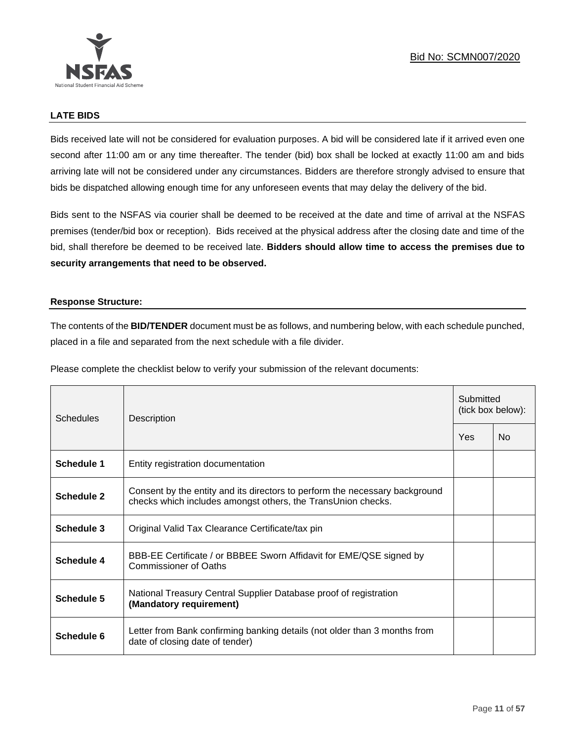## LATE BIDS

Bids received late will not be considered for evaluation purposes. A bid will be considered late if it arrived even one second after 11:00 am or any time thereafter. The tender (bid) box shall be locked at exactly 11:00 am and bids arriving late will not be considered under any circumstances. Bidders are therefore strongly advised to ensure that bids be dispatched allowing enough time for any unforeseen events that may delay the delivery of the bid.

Bids sent to the NSFAS via courier shall be deemed to be received at the date and time of arrival at the NSFAS premises (tender/bid box or reception). Bids received at the physical address after the closing date and time of the bid, shall therefore be deemed to be received late. **Bidders should allow time to access the premises due to security arrangements that need to be observed.**

## Response Structure:

The contents of the **BID/TENDER** document must be as follows, and numbering below, with each schedule punched, placed in a file and separated from the next schedule with a file divider.

Please complete the checklist below to verify your submission of the relevant documents:

| Schedules | Description | Submitted (tick box below): | |
|---|---|---|---|
| | | Yes | No |
| **Schedule 1** | Entity registration documentation | | |
| **Schedule 2** | Consent by the entity and its directors to perform the necessary background checks which includes amongst others, the TransUnion checks. | | |
| **Schedule 3** | Original Valid Tax Clearance Certificate/tax pin | | |
| **Schedule 4** | BBB-EE Certificate / or BBBEE Sworn Affidavit for EME/QSE signed by Commissioner of Oaths | | |
| **Schedule 5** | National Treasury Central Supplier Database proof of registration **(Mandatory requirement)** | | |
| **Schedule 6** | Letter from Bank confirming banking details (not older than 3 months from date of closing date of tender) | | |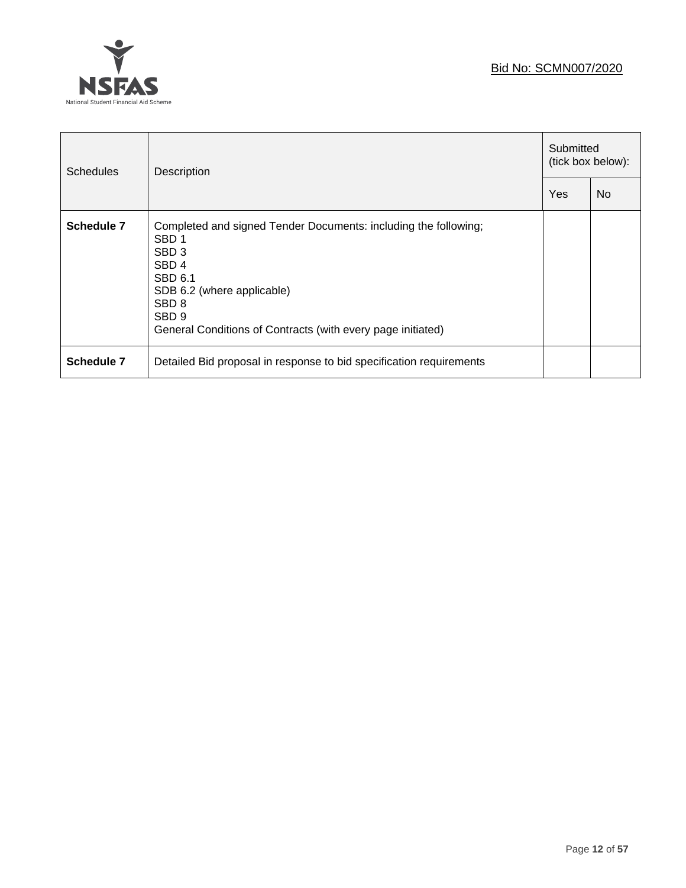Bid No: SCMN007/2020

| Schedules | Description | Submitted (tick box below): | |
|---|---|---|---|
| | | Yes | No |
| **Schedule 7** | Completed and signed Tender Documents: including the following;<br>SBD 1<br>SBD 3<br>SBD 4<br>SBD 6.1<br>SDB 6.2 (where applicable)<br>SBD 8<br>SBD 9<br>General Conditions of Contracts (with every page initiated) | | |
| **Schedule 7** | Detailed Bid proposal in response to bid specification requirements | | |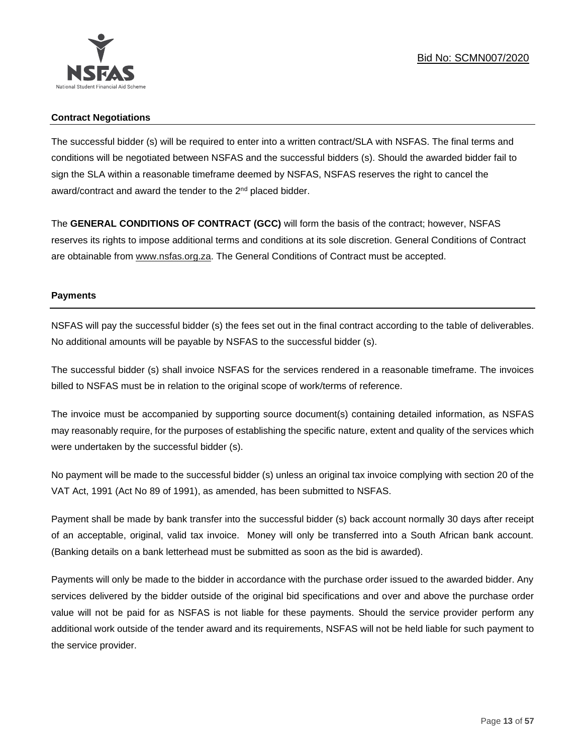## Contract Negotiations

The successful bidder (s) will be required to enter into a written contract/SLA with NSFAS. The final terms and conditions will be negotiated between NSFAS and the successful bidders (s). Should the awarded bidder fail to sign the SLA within a reasonable timeframe deemed by NSFAS, NSFAS reserves the right to cancel the award/contract and award the tender to the 2nd placed bidder.

The **GENERAL CONDITIONS OF CONTRACT (GCC)** will form the basis of the contract; however, NSFAS reserves its rights to impose additional terms and conditions at its sole discretion. General Conditions of Contract are obtainable from www.nsfas.org.za. The General Conditions of Contract must be accepted.

## Payments

NSFAS will pay the successful bidder (s) the fees set out in the final contract according to the table of deliverables. No additional amounts will be payable by NSFAS to the successful bidder (s).

The successful bidder (s) shall invoice NSFAS for the services rendered in a reasonable timeframe. The invoices billed to NSFAS must be in relation to the original scope of work/terms of reference.

The invoice must be accompanied by supporting source document(s) containing detailed information, as NSFAS may reasonably require, for the purposes of establishing the specific nature, extent and quality of the services which were undertaken by the successful bidder (s).

No payment will be made to the successful bidder (s) unless an original tax invoice complying with section 20 of the VAT Act, 1991 (Act No 89 of 1991), as amended, has been submitted to NSFAS.

Payment shall be made by bank transfer into the successful bidder (s) back account normally 30 days after receipt of an acceptable, original, valid tax invoice. Money will only be transferred into a South African bank account. (Banking details on a bank letterhead must be submitted as soon as the bid is awarded).

Payments will only be made to the bidder in accordance with the purchase order issued to the awarded bidder. Any services delivered by the bidder outside of the original bid specifications and over and above the purchase order value will not be paid for as NSFAS is not liable for these payments. Should the service provider perform any additional work outside of the tender award and its requirements, NSFAS will not be held liable for such payment to the service provider.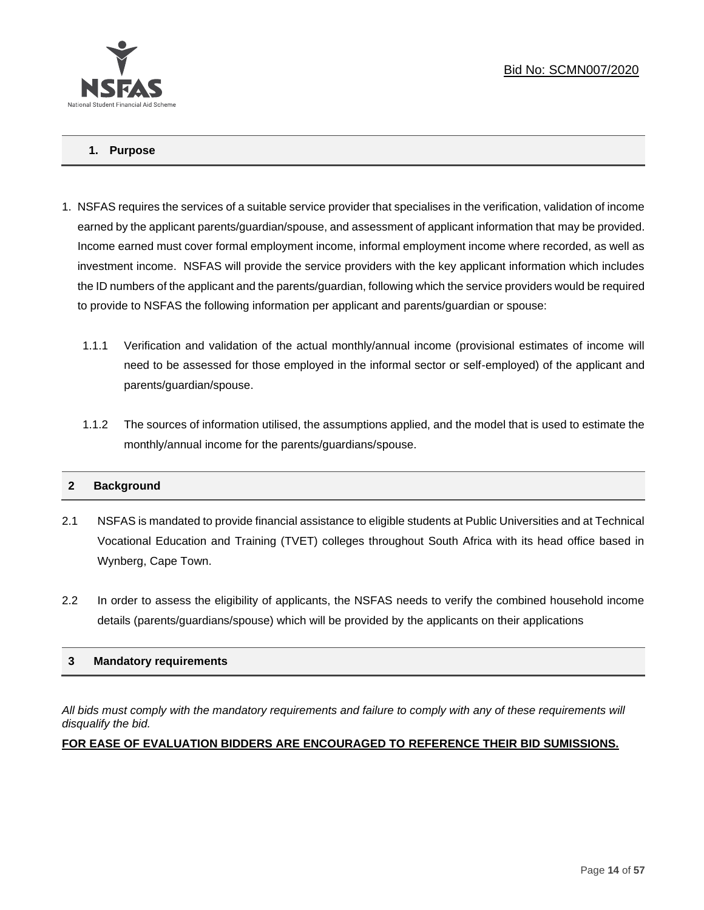## 1. Purpose

1. NSFAS requires the services of a suitable service provider that specialises in the verification, validation of income earned by the applicant parents/guardian/spouse, and assessment of applicant information that may be provided. Income earned must cover formal employment income, informal employment income where recorded, as well as investment income. NSFAS will provide the service providers with the key applicant information which includes the ID numbers of the applicant and the parents/guardian, following which the service providers would be required to provide to NSFAS the following information per applicant and parents/guardian or spouse:

   1.1.1 Verification and validation of the actual monthly/annual income (provisional estimates of income will need to be assessed for those employed in the informal sector or self-employed) of the applicant and parents/guardian/spouse.

   1.1.2 The sources of information utilised, the assumptions applied, and the model that is used to estimate the monthly/annual income for the parents/guardians/spouse.

## 2 Background

2.1 NSFAS is mandated to provide financial assistance to eligible students at Public Universities and at Technical Vocational Education and Training (TVET) colleges throughout South Africa with its head office based in Wynberg, Cape Town.

2.2 In order to assess the eligibility of applicants, the NSFAS needs to verify the combined household income details (parents/guardians/spouse) which will be provided by the applicants on their applications

## 3 Mandatory requirements

*All bids must comply with the mandatory requirements and failure to comply with any of these requirements will disqualify the bid.*

**FOR EASE OF EVALUATION BIDDERS ARE ENCOURAGED TO REFERENCE THEIR BID SUMISSIONS.**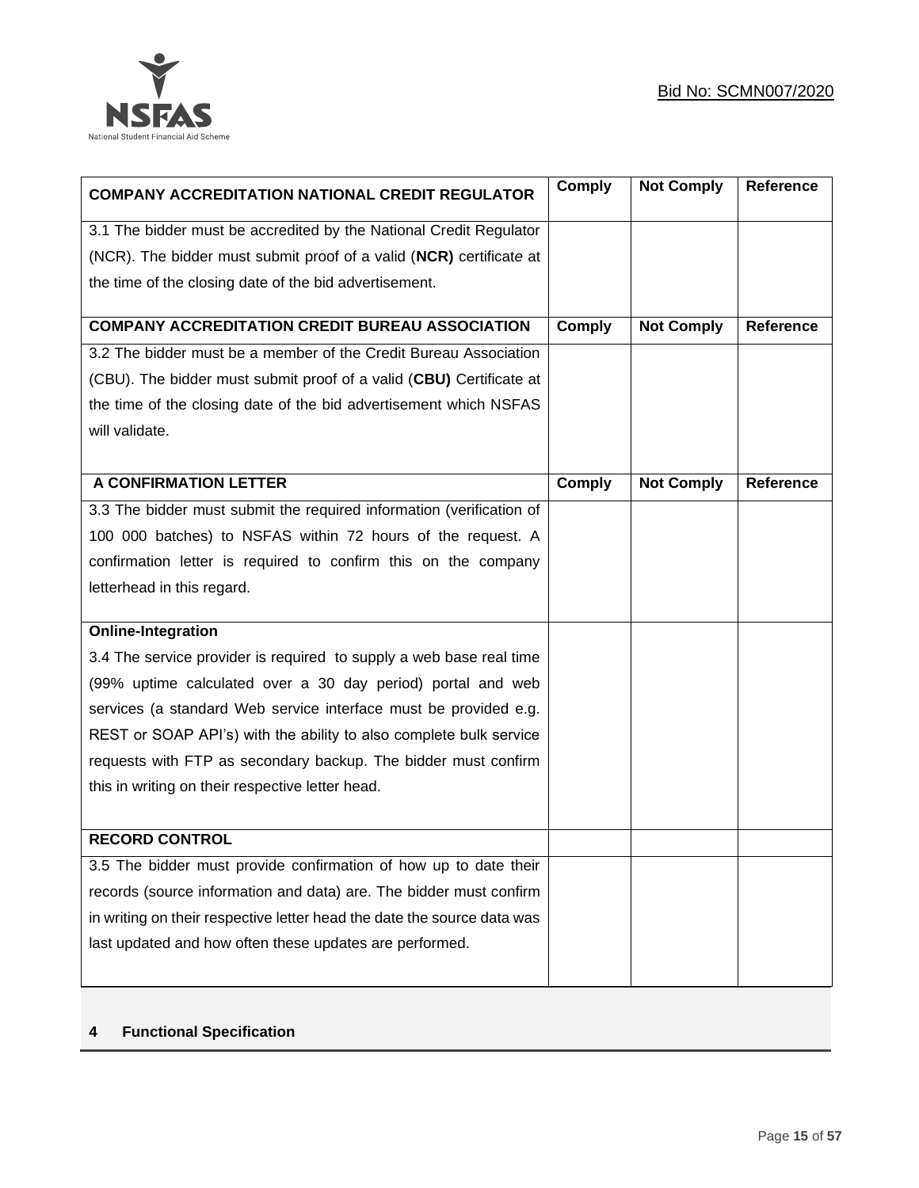| COMPANY ACCREDITATION NATIONAL CREDIT REGULATOR | Comply | Not Comply | Reference |
|---|---|---|---|
| 3.1 The bidder must be accredited by the National Credit Regulator (NCR). The bidder must submit proof of a valid (**NCR)** certificate at the time of the closing date of the bid advertisement. | | | |
| **COMPANY ACCREDITATION CREDIT BUREAU ASSOCIATION** | **Comply** | **Not Comply** | **Reference** |
| 3.2 The bidder must be a member of the Credit Bureau Association (CBU). The bidder must submit proof of a valid (**CBU)** Certificate at the time of the closing date of the bid advertisement which NSFAS will validate. | | | |
| **A CONFIRMATION LETTER** | **Comply** | **Not Comply** | **Reference** |
| 3.3 The bidder must submit the required information (verification of 100 000 batches) to NSFAS within 72 hours of the request. A confirmation letter is required to confirm this on the company letterhead in this regard. | | | |
| **Online-Integration**<br>3.4 The service provider is required to supply a web base real time (99% uptime calculated over a 30 day period) portal and web services (a standard Web service interface must be provided e.g. REST or SOAP API's) with the ability to also complete bulk service requests with FTP as secondary backup. The bidder must confirm this in writing on their respective letter head. | | | |
| **RECORD CONTROL** | | | |
| 3.5 The bidder must provide confirmation of how up to date their records (source information and data) are. The bidder must confirm in writing on their respective letter head the date the source data was last updated and how often these updates are performed. | | | |

## 4 Functional Specification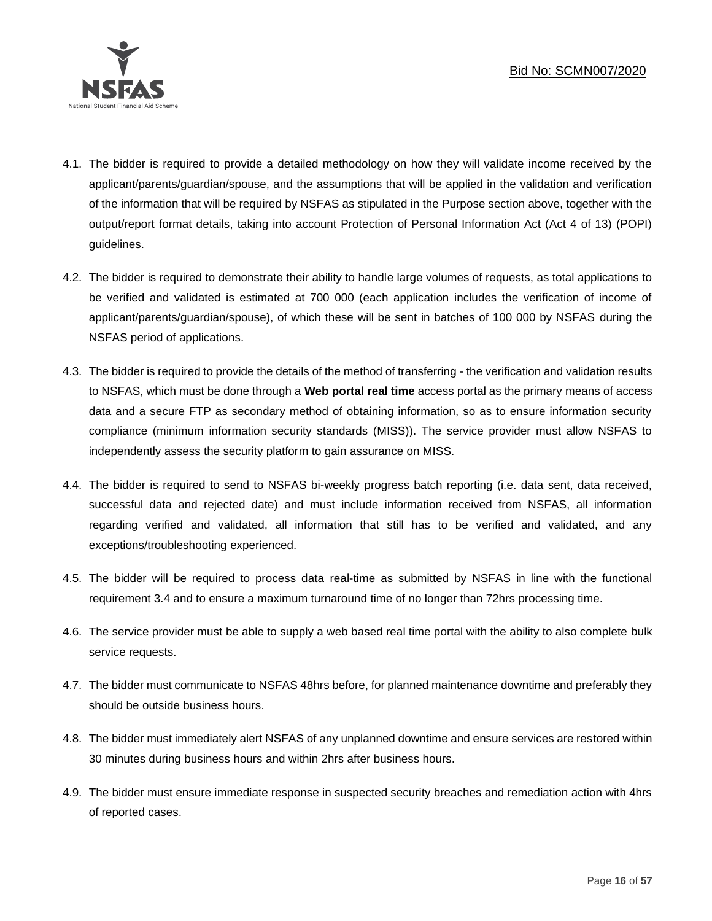4.1. The bidder is required to provide a detailed methodology on how they will validate income received by the applicant/parents/guardian/spouse, and the assumptions that will be applied in the validation and verification of the information that will be required by NSFAS as stipulated in the Purpose section above, together with the output/report format details, taking into account Protection of Personal Information Act (Act 4 of 13) (POPI) guidelines.

4.2. The bidder is required to demonstrate their ability to handle large volumes of requests, as total applications to be verified and validated is estimated at 700 000 (each application includes the verification of income of applicant/parents/guardian/spouse), of which these will be sent in batches of 100 000 by NSFAS during the NSFAS period of applications.

4.3. The bidder is required to provide the details of the method of transferring - the verification and validation results to NSFAS, which must be done through a **Web portal real time** access portal as the primary means of access data and a secure FTP as secondary method of obtaining information, so as to ensure information security compliance (minimum information security standards (MISS)). The service provider must allow NSFAS to independently assess the security platform to gain assurance on MISS.

4.4. The bidder is required to send to NSFAS bi-weekly progress batch reporting (i.e. data sent, data received, successful data and rejected date) and must include information received from NSFAS, all information regarding verified and validated, all information that still has to be verified and validated, and any exceptions/troubleshooting experienced.

4.5. The bidder will be required to process data real-time as submitted by NSFAS in line with the functional requirement 3.4 and to ensure a maximum turnaround time of no longer than 72hrs processing time.

4.6. The service provider must be able to supply a web based real time portal with the ability to also complete bulk service requests.

4.7. The bidder must communicate to NSFAS 48hrs before, for planned maintenance downtime and preferably they should be outside business hours.

4.8. The bidder must immediately alert NSFAS of any unplanned downtime and ensure services are restored within 30 minutes during business hours and within 2hrs after business hours.

4.9. The bidder must ensure immediate response in suspected security breaches and remediation action with 4hrs of reported cases.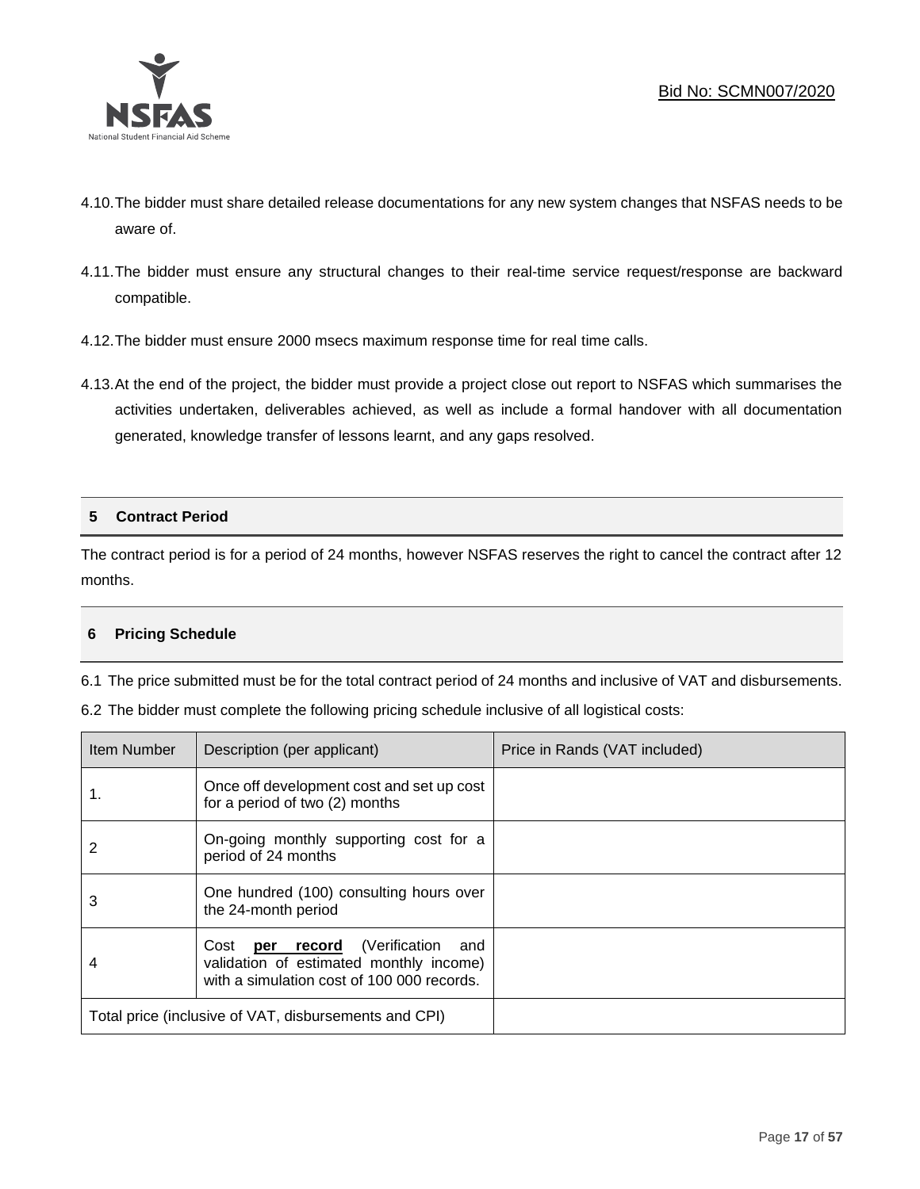4.10. The bidder must share detailed release documentations for any new system changes that NSFAS needs to be aware of.

4.11. The bidder must ensure any structural changes to their real-time service request/response are backward compatible.

4.12. The bidder must ensure 2000 msecs maximum response time for real time calls.

4.13. At the end of the project, the bidder must provide a project close out report to NSFAS which summarises the activities undertaken, deliverables achieved, as well as include a formal handover with all documentation generated, knowledge transfer of lessons learnt, and any gaps resolved.

## 5 Contract Period

The contract period is for a period of 24 months, however NSFAS reserves the right to cancel the contract after 12 months.

## 6 Pricing Schedule

6.1 The price submitted must be for the total contract period of 24 months and inclusive of VAT and disbursements.

6.2 The bidder must complete the following pricing schedule inclusive of all logistical costs:

| Item Number | Description (per applicant) | Price in Rands (VAT included) |
|---|---|---|
| 1. | Once off development cost and set up cost for a period of two (2) months | |
| 2 | On-going monthly supporting cost for a period of 24 months | |
| 3 | One hundred (100) consulting hours over the 24-month period | |
| 4 | Cost **per record** (Verification and validation of estimated monthly income) with a simulation cost of 100 000 records. | |
| Total price (inclusive of VAT, disbursements and CPI) | | |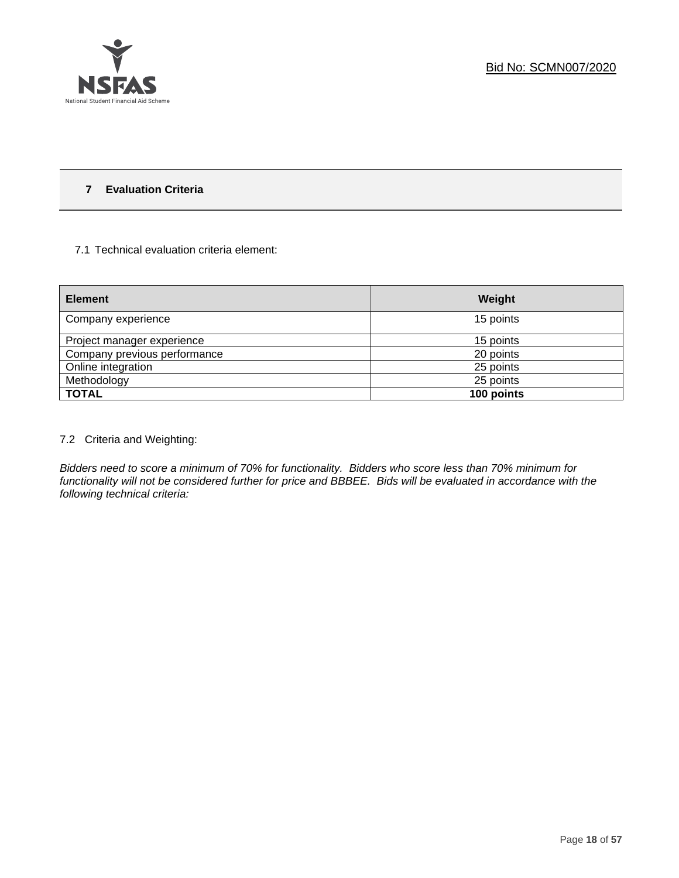# 7 Evaluation Criteria

7.1 Technical evaluation criteria element:

| **Element** | **Weight** |
|---|---|
| Company experience | 15 points |
| Project manager experience | 15 points |
| Company previous performance | 20 points |
| Online integration | 25 points |
| Methodology | 25 points |
| **TOTAL** | **100 points** |

7.2 Criteria and Weighting:

*Bidders need to score a minimum of 70% for functionality. Bidders who score less than 70% minimum for functionality will not be considered further for price and BBBEE. Bids will be evaluated in accordance with the following technical criteria:*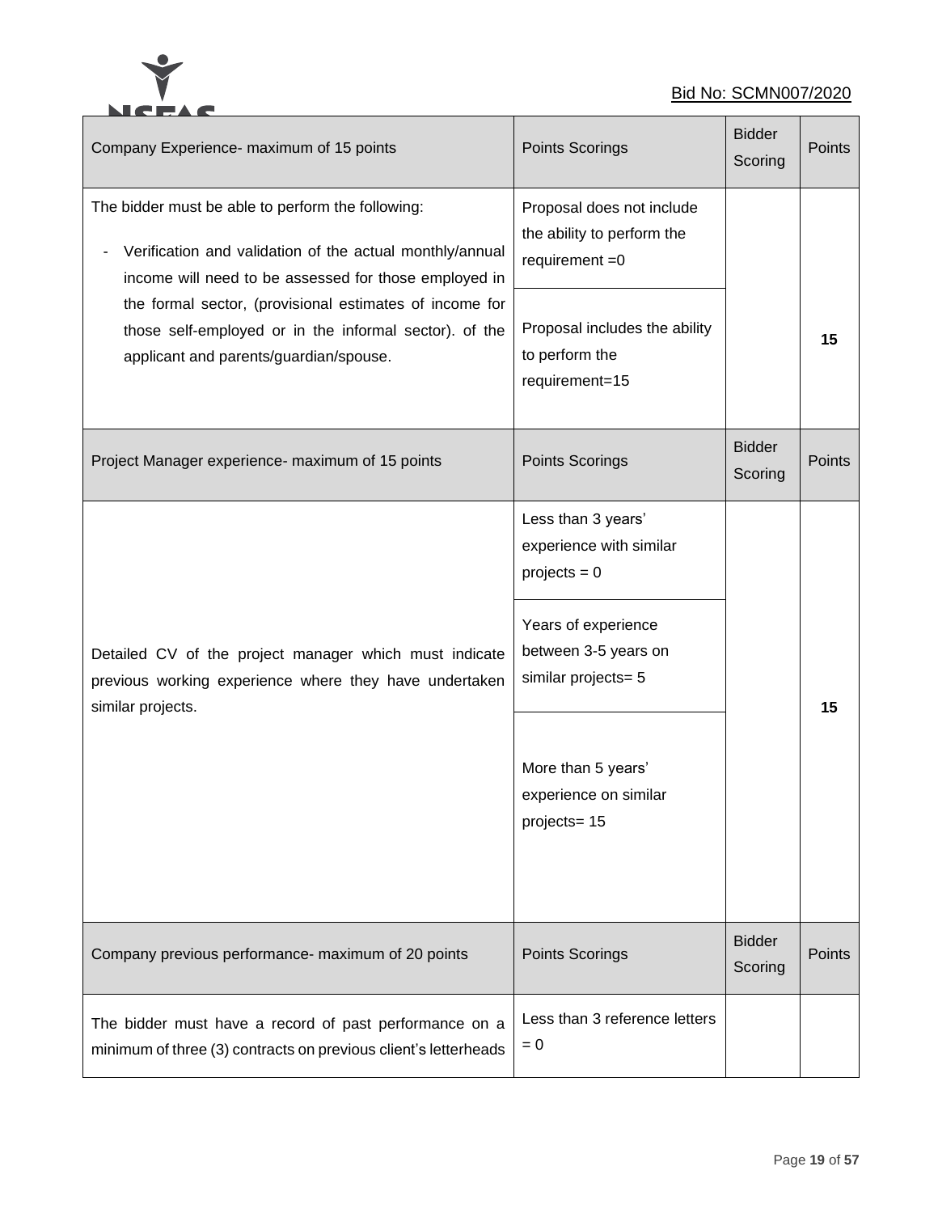| Company Experience- maximum of 15 points | Points Scorings | Bidder Scoring | Points |
|---|---|---|---|
| The bidder must be able to perform the following:<br>- Verification and validation of the actual monthly/annual income will need to be assessed for those employed in the formal sector, (provisional estimates of income for those self-employed or in the informal sector). of the applicant and parents/guardian/spouse. | Proposal does not include the ability to perform the requirement =0 | | **15** |
| | Proposal includes the ability to perform the requirement=15 | | |
| **Project Manager experience- maximum of 15 points** | **Points Scorings** | **Bidder Scoring** | **Points** |
| Detailed CV of the project manager which must indicate previous working experience where they have undertaken similar projects. | Less than 3 years' experience with similar projects = 0 | | **15** |
| | Years of experience between 3-5 years on similar projects= 5 | | |
| | More than 5 years' experience on similar projects= 15 | | |
| **Company previous performance- maximum of 20 points** | **Points Scorings** | **Bidder Scoring** | **Points** |
| The bidder must have a record of past performance on a minimum of three (3) contracts on previous client's letterheads | Less than 3 reference letters = 0 | | |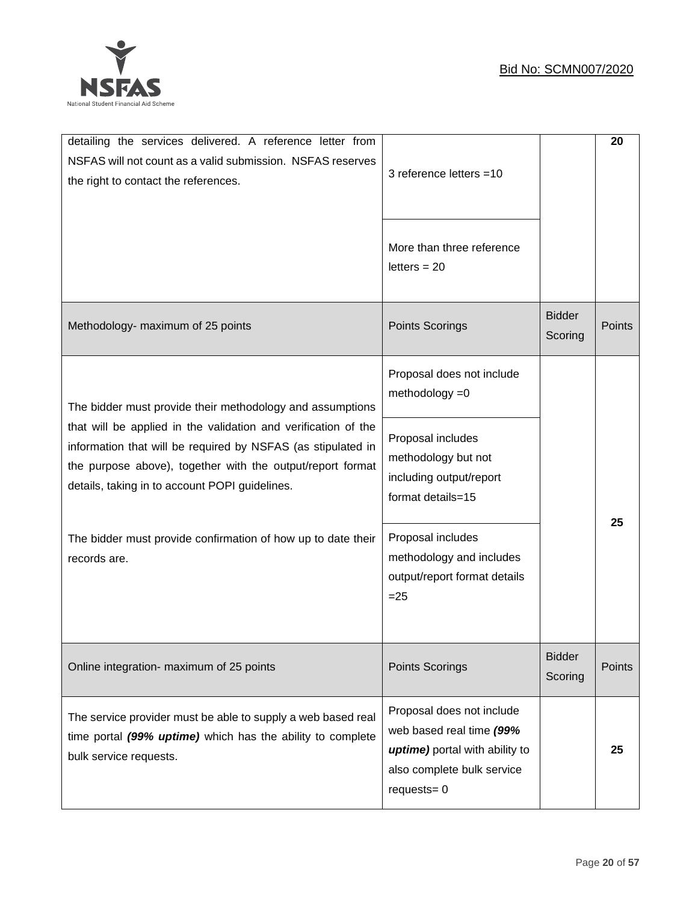| detailing the services delivered. A reference letter from NSFAS will not count as a valid submission. NSFAS reserves the right to contact the references. | 3 reference letters =10 | | 20 |
|---|---|---|---|
| | More than three reference letters = 20 | | |
| Methodology- maximum of 25 points | Points Scorings | Bidder Scoring | Points |
| The bidder must provide their methodology and assumptions that will be applied in the validation and verification of the information that will be required by NSFAS (as stipulated in the purpose above), together with the output/report format details, taking in to account POPI guidelines.<br><br>The bidder must provide confirmation of how up to date their records are. | Proposal does not include methodology =0 | | 25 |
| | Proposal includes methodology but not including output/report format details=15 | | |
| | Proposal includes methodology and includes output/report format details =25 | | |
| Online integration- maximum of 25 points | Points Scorings | Bidder Scoring | Points |
| The service provider must be able to supply a web based real time portal ***(99% uptime)*** which has the ability to complete bulk service requests. | Proposal does not include web based real time ***(99% uptime)*** portal with ability to also complete bulk service requests= 0 | | 25 |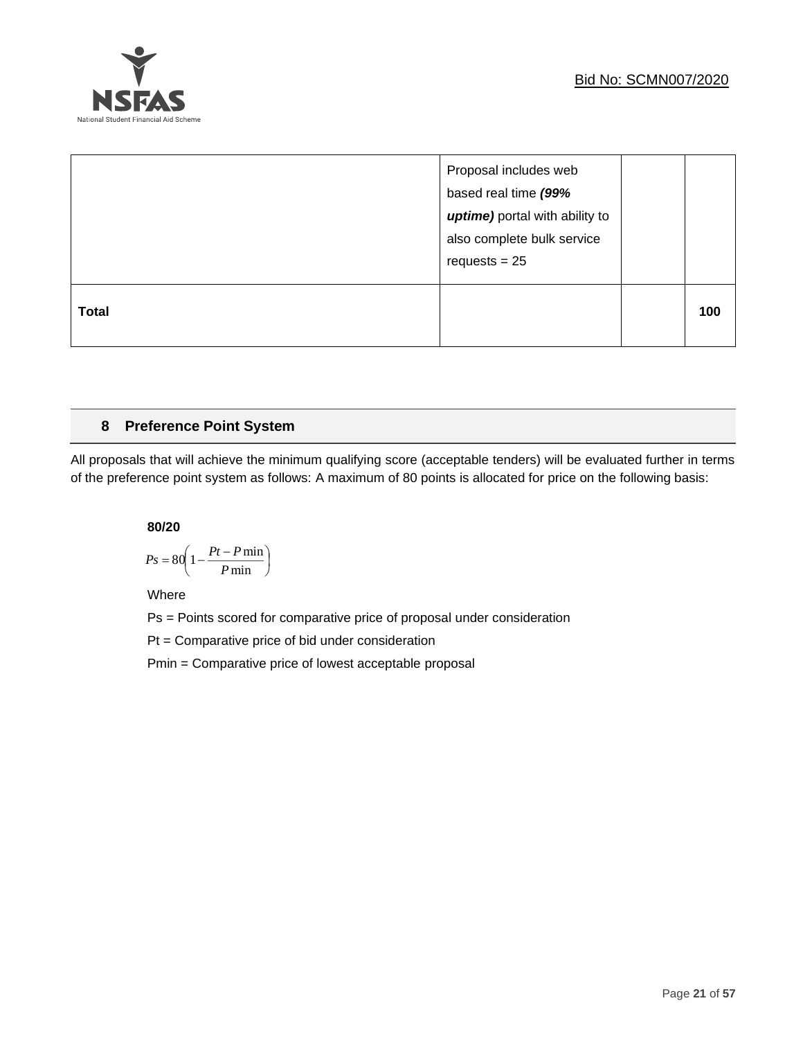|  | Proposal includes web based real time ***(99% uptime)*** portal with ability to also complete bulk service requests = 25 |  |  |
|---|---|---|---|
| **Total** |  |  | **100** |

## 8 Preference Point System

All proposals that will achieve the minimum qualifying score (acceptable tenders) will be evaluated further in terms of the preference point system as follows: A maximum of 80 points is allocated for price on the following basis:

**80/20**

$$Ps = 80\left(1 - \frac{Pt - P\min}{P\min}\right)$$

Where

Ps = Points scored for comparative price of proposal under consideration

Pt = Comparative price of bid under consideration

Pmin = Comparative price of lowest acceptable proposal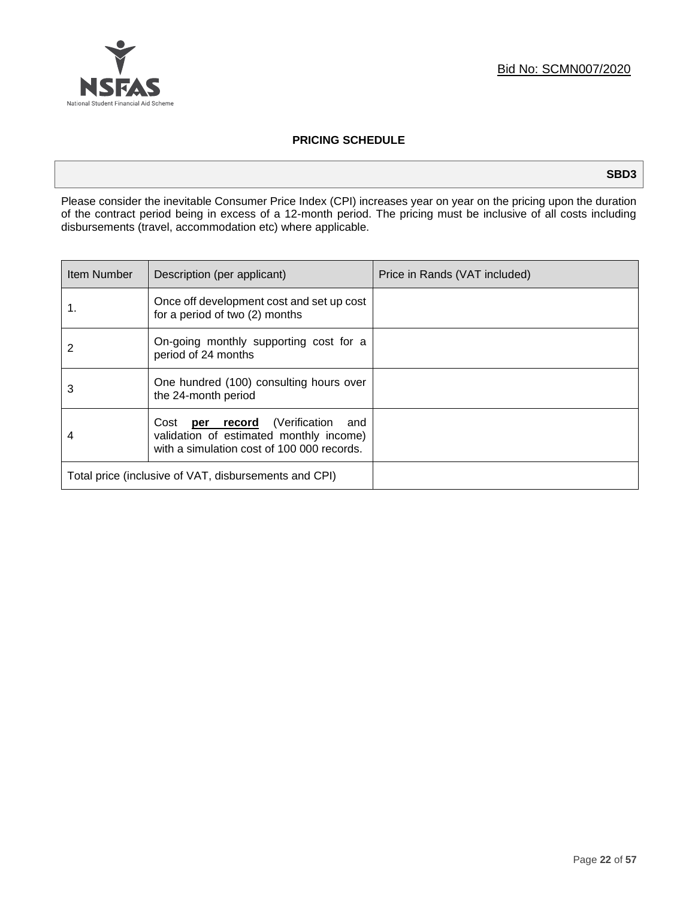Bid No: SCMN007/2020

## PRICING SCHEDULE

**SBD3**

Please consider the inevitable Consumer Price Index (CPI) increases year on year on the pricing upon the duration of the contract period being in excess of a 12-month period. The pricing must be inclusive of all costs including disbursements (travel, accommodation etc) where applicable.

| Item Number | Description (per applicant) | Price in Rands (VAT included) |
|---|---|---|
| 1. | Once off development cost and set up cost for a period of two (2) months | |
| 2 | On-going monthly supporting cost for a period of 24 months | |
| 3 | One hundred (100) consulting hours over the 24-month period | |
| 4 | Cost **per record** (Verification and validation of estimated monthly income) with a simulation cost of 100 000 records. | |
| Total price (inclusive of VAT, disbursements and CPI) | | |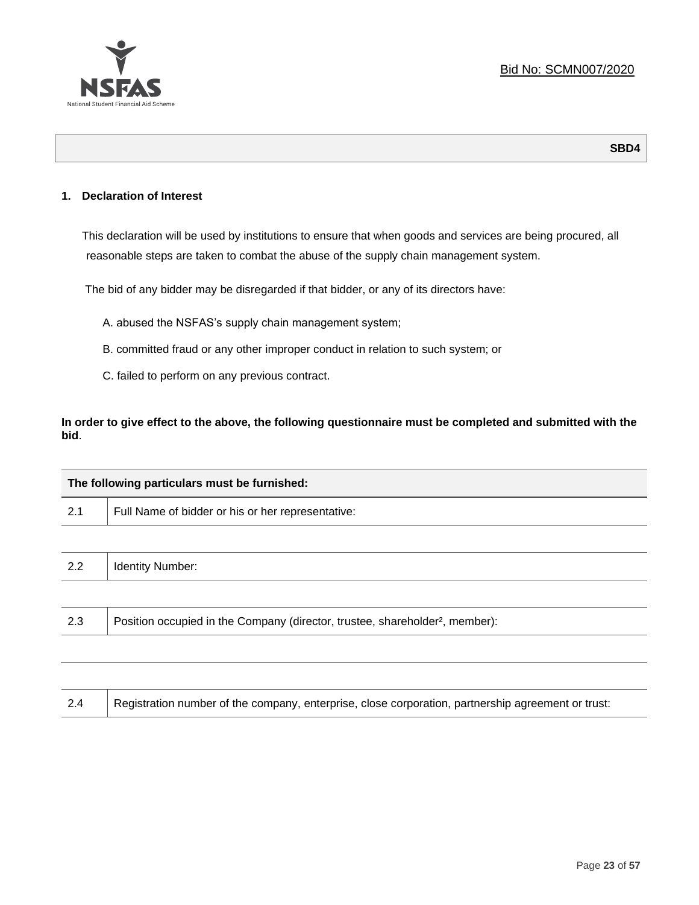Bid No: SCMN007/2020

**SBD4**

## 1. Declaration of Interest

This declaration will be used by institutions to ensure that when goods and services are being procured, all reasonable steps are taken to combat the abuse of the supply chain management system.

The bid of any bidder may be disregarded if that bidder, or any of its directors have:

A. abused the NSFAS's supply chain management system;

B. committed fraud or any other improper conduct in relation to such system; or

C. failed to perform on any previous contract.

**In order to give effect to the above, the following questionnaire must be completed and submitted with the bid**.

| The following particulars must be furnished: | |
|---|---|
| 2.1 | Full Name of bidder or his or her representative: |
| | |
| 2.2 | Identity Number: |
| | |
| 2.3 | Position occupied in the Company (director, trustee, shareholder[2], member): |
| | |
| | |
| 2.4 | Registration number of the company, enterprise, close corporation, partnership agreement or trust: |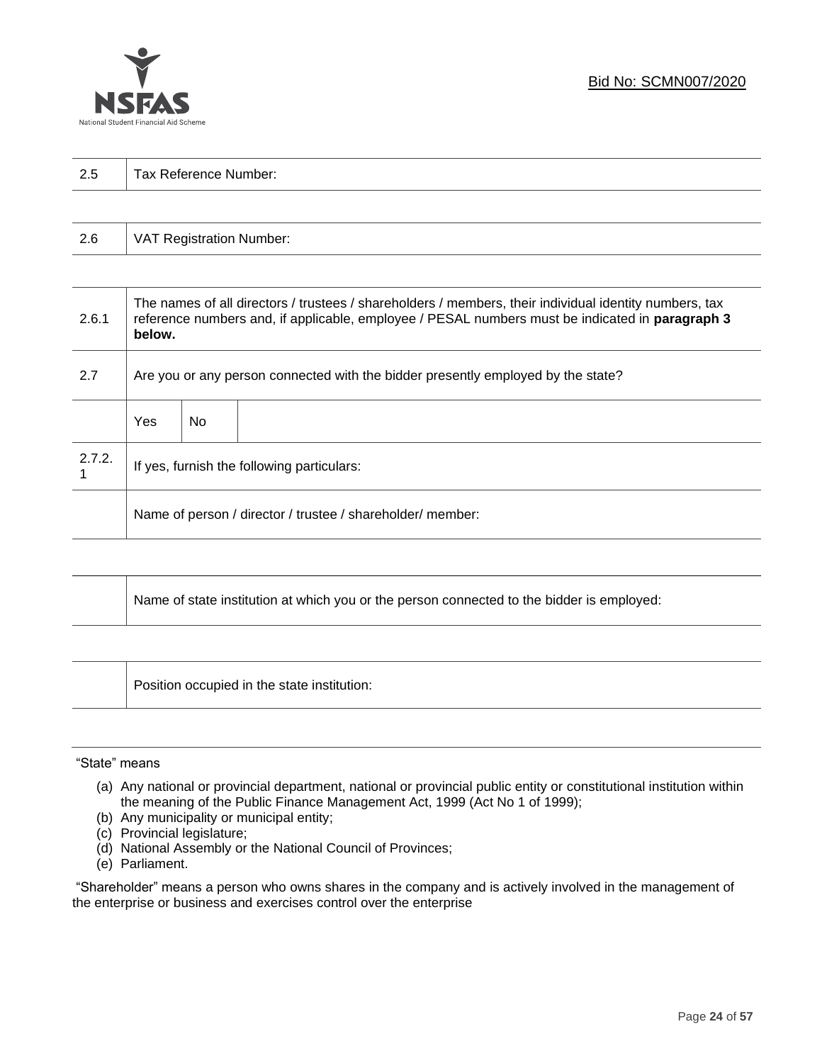| 2.5 | Tax Reference Number: |
|---|---|

| 2.6 | VAT Registration Number: |
|---|---|

| 2.6.1 | The names of all directors / trustees / shareholders / members, their individual identity numbers, tax reference numbers and, if applicable, employee / PESAL numbers must be indicated in **paragraph 3 below.** | | |
|---|---|---|---|
| 2.7 | Are you or any person connected with the bidder presently employed by the state? | | |
| | Yes | No | |
| 2.7.2.1 | If yes, furnish the following particulars: | | |
| | Name of person / director / trustee / shareholder/ member: | | |

| | Name of state institution at which you or the person connected to the bidder is employed: |
|---|---|

| | Position occupied in the state institution: |
|---|---|

"State" means

(a) Any national or provincial department, national or provincial public entity or constitutional institution within the meaning of the Public Finance Management Act, 1999 (Act No 1 of 1999);
(b) Any municipality or municipal entity;
(c) Provincial legislature;
(d) National Assembly or the National Council of Provinces;
(e) Parliament.

"Shareholder" means a person who owns shares in the company and is actively involved in the management of the enterprise or business and exercises control over the enterprise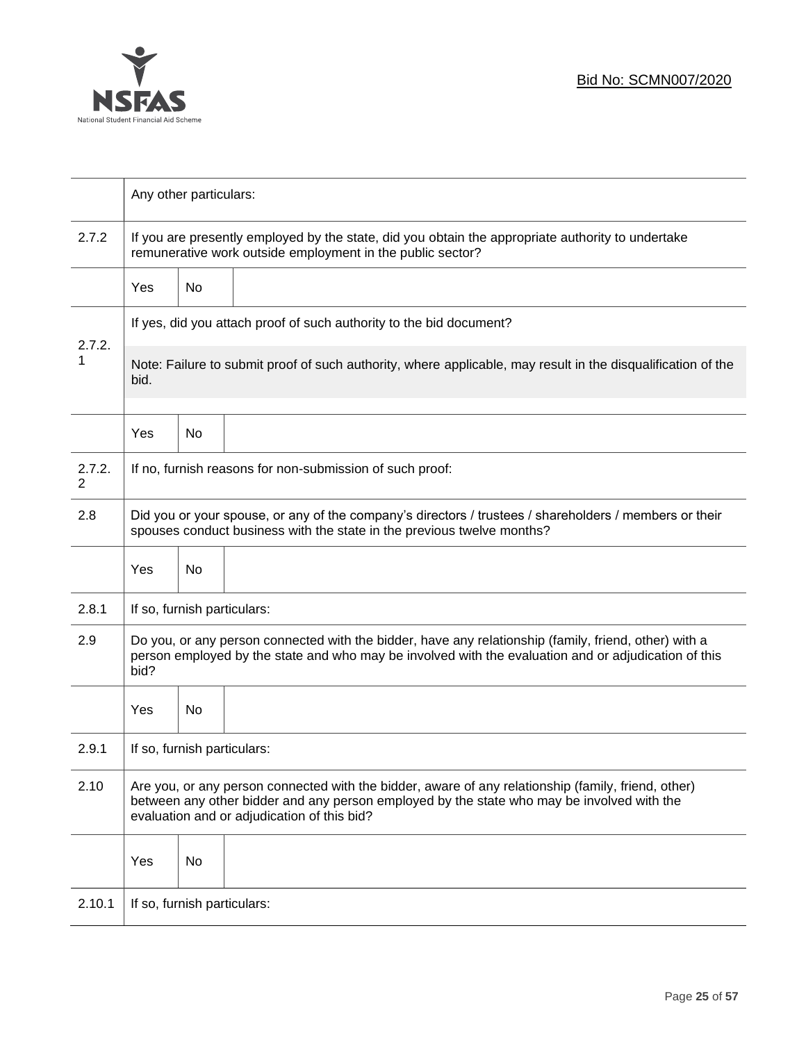| | | | |
|---|---|---|---|
| | Any other particulars: | | |
| 2.7.2 | If you are presently employed by the state, did you obtain the appropriate authority to undertake remunerative work outside employment in the public sector? | | |
| | Yes | No | |
| 2.7.2.1 | If yes, did you attach proof of such authority to the bid document? | | |
| | Note: Failure to submit proof of such authority, where applicable, may result in the disqualification of the bid. | | |
| | Yes | No | |
| 2.7.2.2 | If no, furnish reasons for non-submission of such proof: | | |
| 2.8 | Did you or your spouse, or any of the company's directors / trustees / shareholders / members or their spouses conduct business with the state in the previous twelve months? | | |
| | Yes | No | |
| 2.8.1 | If so, furnish particulars: | | |
| 2.9 | Do you, or any person connected with the bidder, have any relationship (family, friend, other) with a person employed by the state and who may be involved with the evaluation and or adjudication of this bid? | | |
| | Yes | No | |
| 2.9.1 | If so, furnish particulars: | | |
| 2.10 | Are you, or any person connected with the bidder, aware of any relationship (family, friend, other) between any other bidder and any person employed by the state who may be involved with the evaluation and or adjudication of this bid? | | |
| | Yes | No | |
| 2.10.1 | If so, furnish particulars: | | |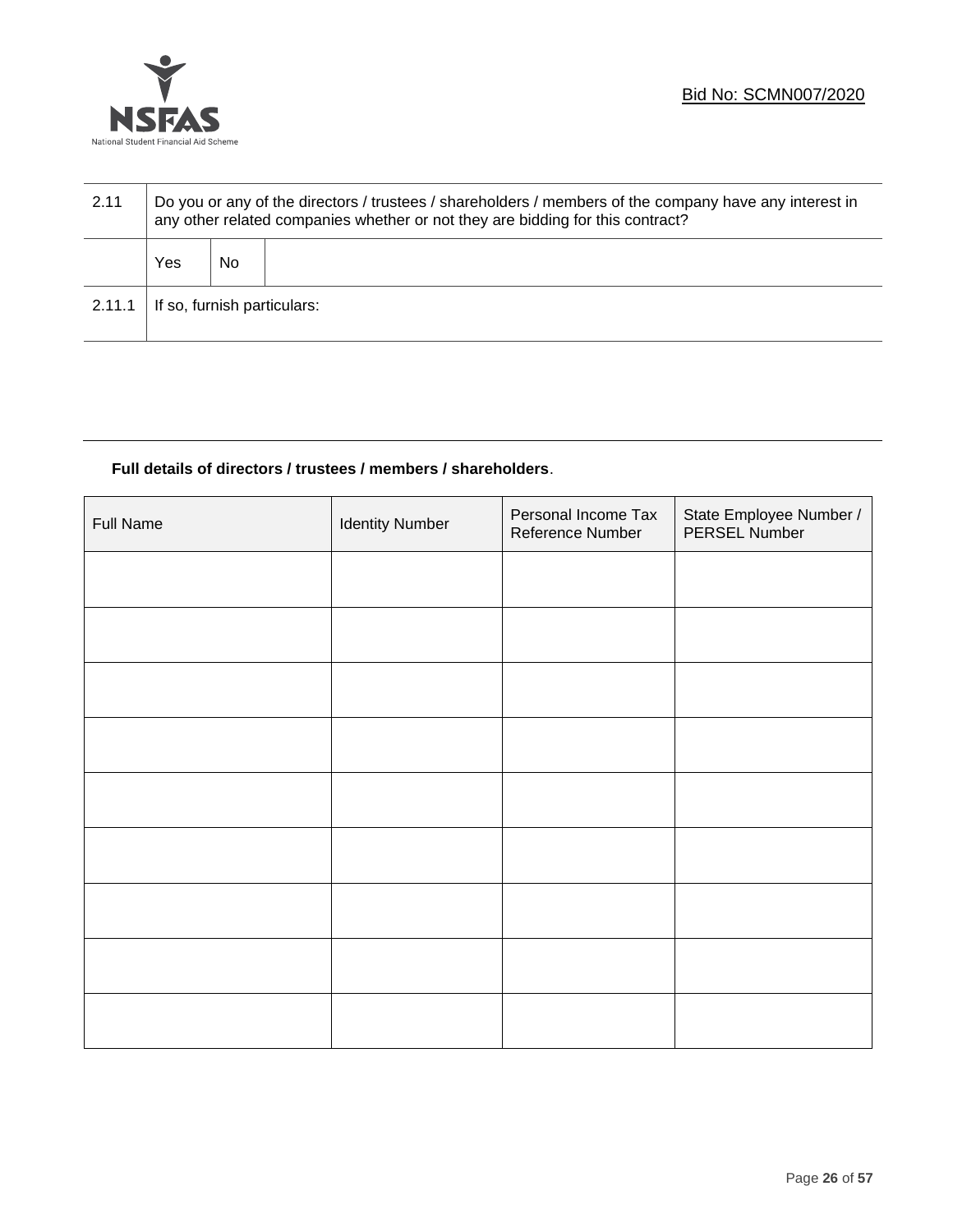| 2.11 | Do you or any of the directors / trustees / shareholders / members of the company have any interest in any other related companies whether or not they are bidding for this contract? | | |
|---|---|---|---|
| | Yes | No | |
| 2.11.1 | If so, furnish particulars: | | |

**Full details of directors / trustees / members / shareholders**.

| Full Name | Identity Number | Personal Income Tax Reference Number | State Employee Number / PERSEL Number |
|---|---|---|---|
| | | | |
| | | | |
| | | | |
| | | | |
| | | | |
| | | | |
| | | | |
| | | | |
| | | | |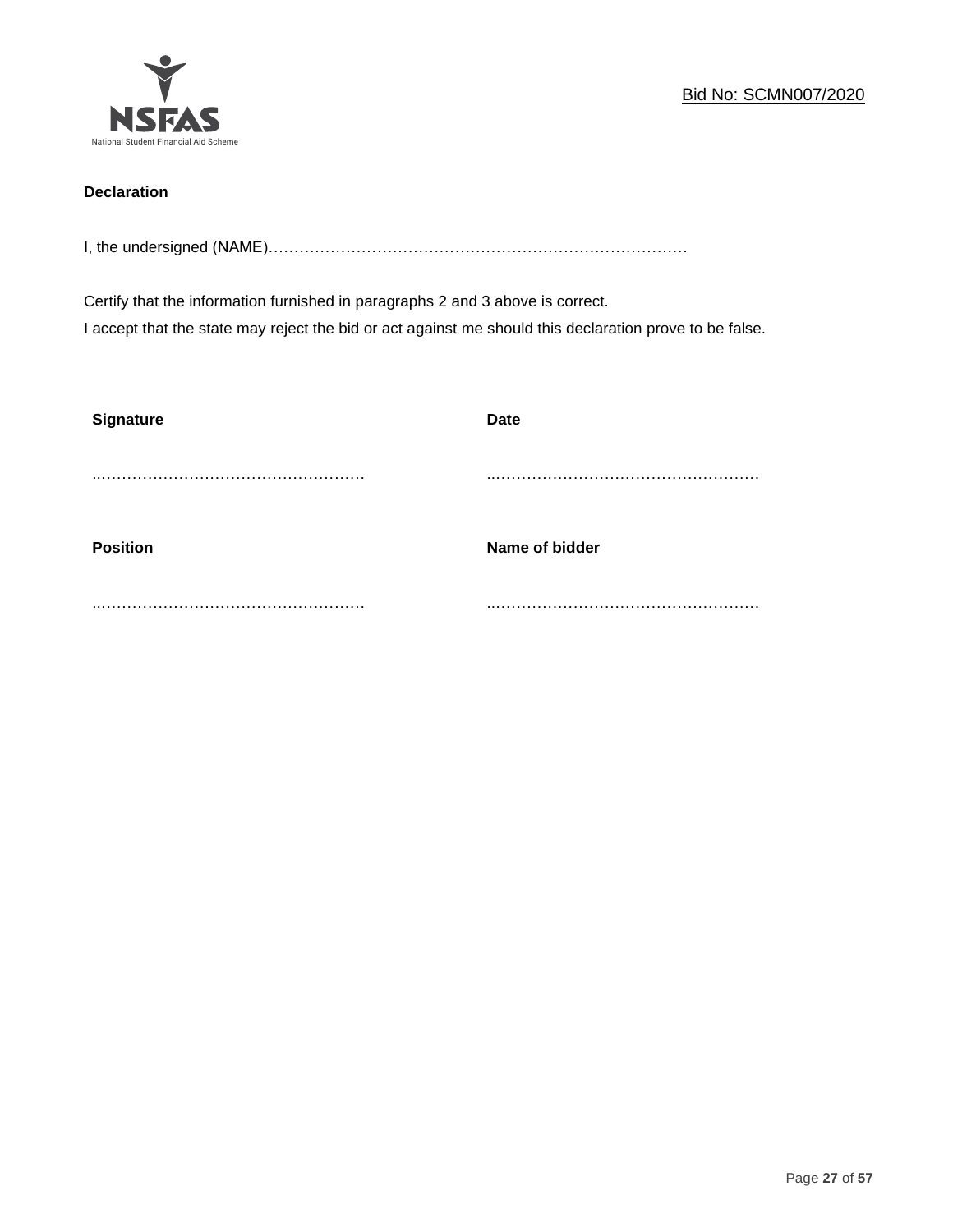**Declaration**

I, the undersigned (NAME)…………………………………………………………………………

Certify that the information furnished in paragraphs 2 and 3 above is correct.
I accept that the state may reject the bid or act against me should this declaration prove to be false.

| **Signature** | **Date** |
|---|---|
| ..…………………………………………… | ..…………………………………………… |
| **Position** | **Name of bidder** |
| ..…………………………………………… | ..…………………………………………… |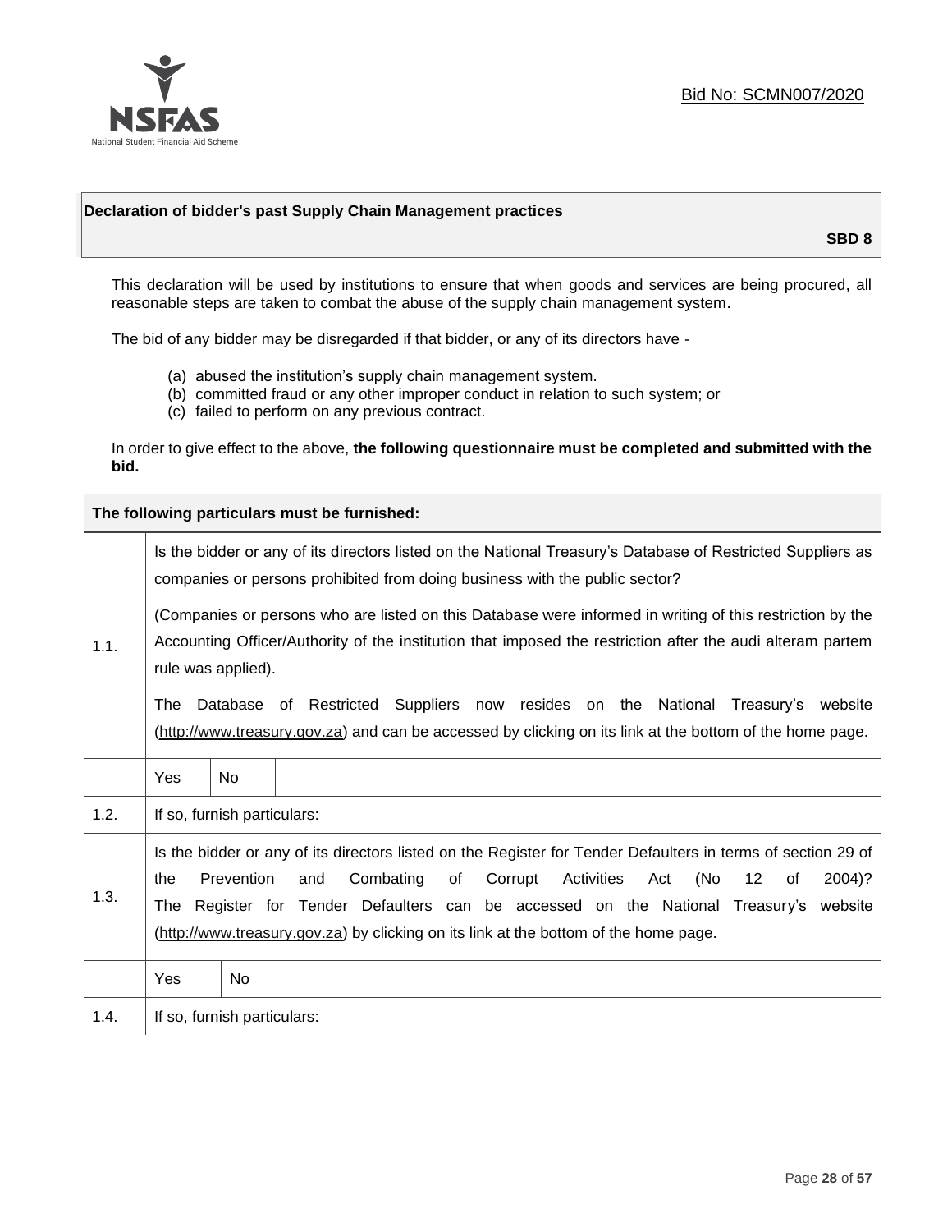Bid No: SCMN007/2020

## Declaration of bidder's past Supply Chain Management practices

**SBD 8**

This declaration will be used by institutions to ensure that when goods and services are being procured, all reasonable steps are taken to combat the abuse of the supply chain management system.

The bid of any bidder may be disregarded if that bidder, or any of its directors have -

(a) abused the institution's supply chain management system.
(b) committed fraud or any other improper conduct in relation to such system; or
(c) failed to perform on any previous contract.

In order to give effect to the above, **the following questionnaire must be completed and submitted with the bid.**

| **The following particulars must be furnished:** | |
|---|---|
| 1.1. | Is the bidder or any of its directors listed on the National Treasury's Database of Restricted Suppliers as companies or persons prohibited from doing business with the public sector?<br><br>(Companies or persons who are listed on this Database were informed in writing of this restriction by the Accounting Officer/Authority of the institution that imposed the restriction after the audi alteram partem rule was applied).<br><br>The Database of Restricted Suppliers now resides on the National Treasury's website (http://www.treasury.gov.za) and can be accessed by clicking on its link at the bottom of the home page. |
| | Yes \| No |
| 1.2. | If so, furnish particulars: |
| 1.3. | Is the bidder or any of its directors listed on the Register for Tender Defaulters in terms of section 29 of the Prevention and Combating of Corrupt Activities Act (No 12 of 2004)? The Register for Tender Defaulters can be accessed on the National Treasury's website (http://www.treasury.gov.za) by clicking on its link at the bottom of the home page. |
| | Yes \| No |
| 1.4. | If so, furnish particulars: |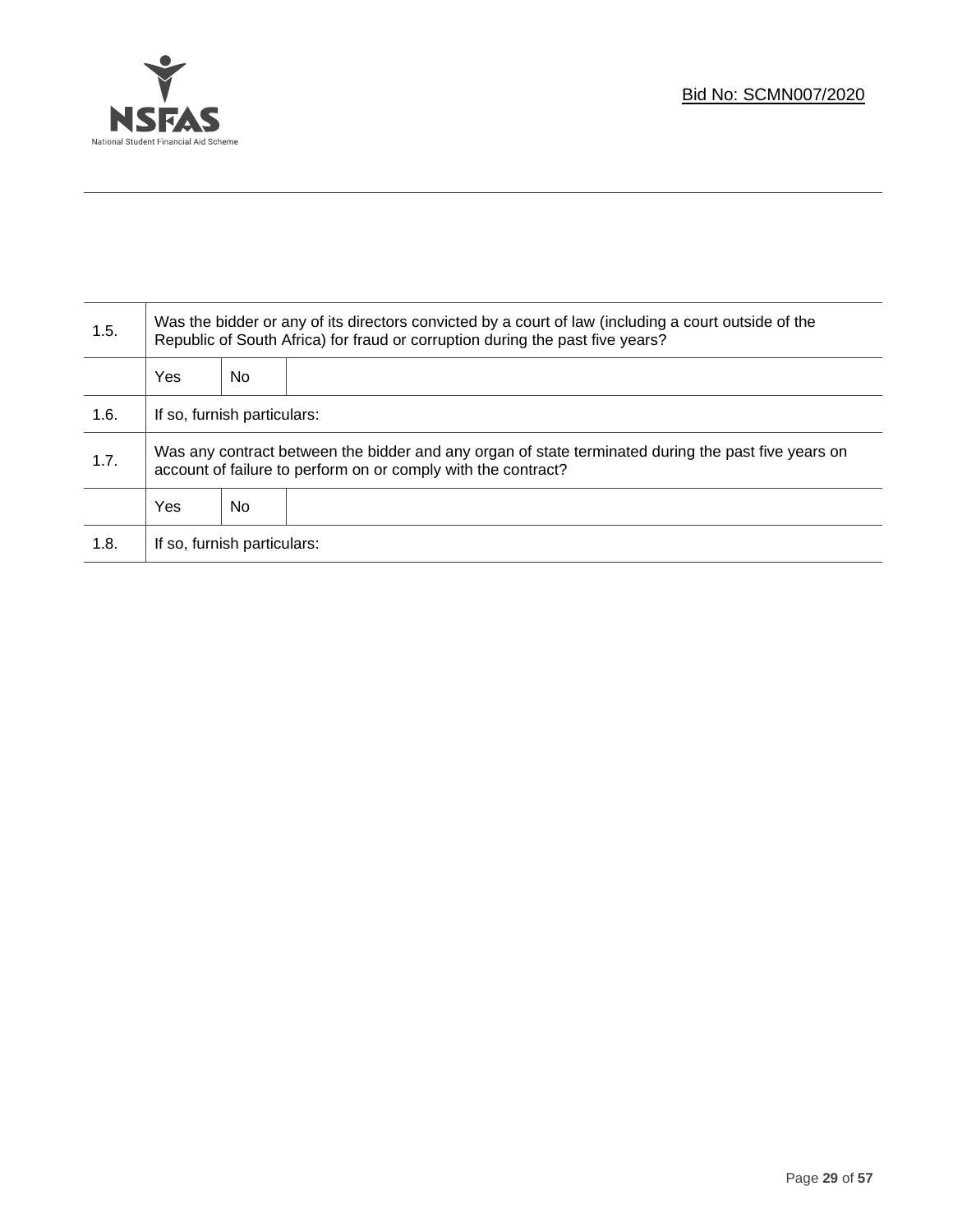| | | | |
|---|---|---|---|
| 1.5. | Was the bidder or any of its directors convicted by a court of law (including a court outside of the Republic of South Africa) for fraud or corruption during the past five years? | | |
| | Yes | No | |
| 1.6. | If so, furnish particulars: | | |
| 1.7. | Was any contract between the bidder and any organ of state terminated during the past five years on account of failure to perform on or comply with the contract? | | |
| | Yes | No | |
| 1.8. | If so, furnish particulars: | | |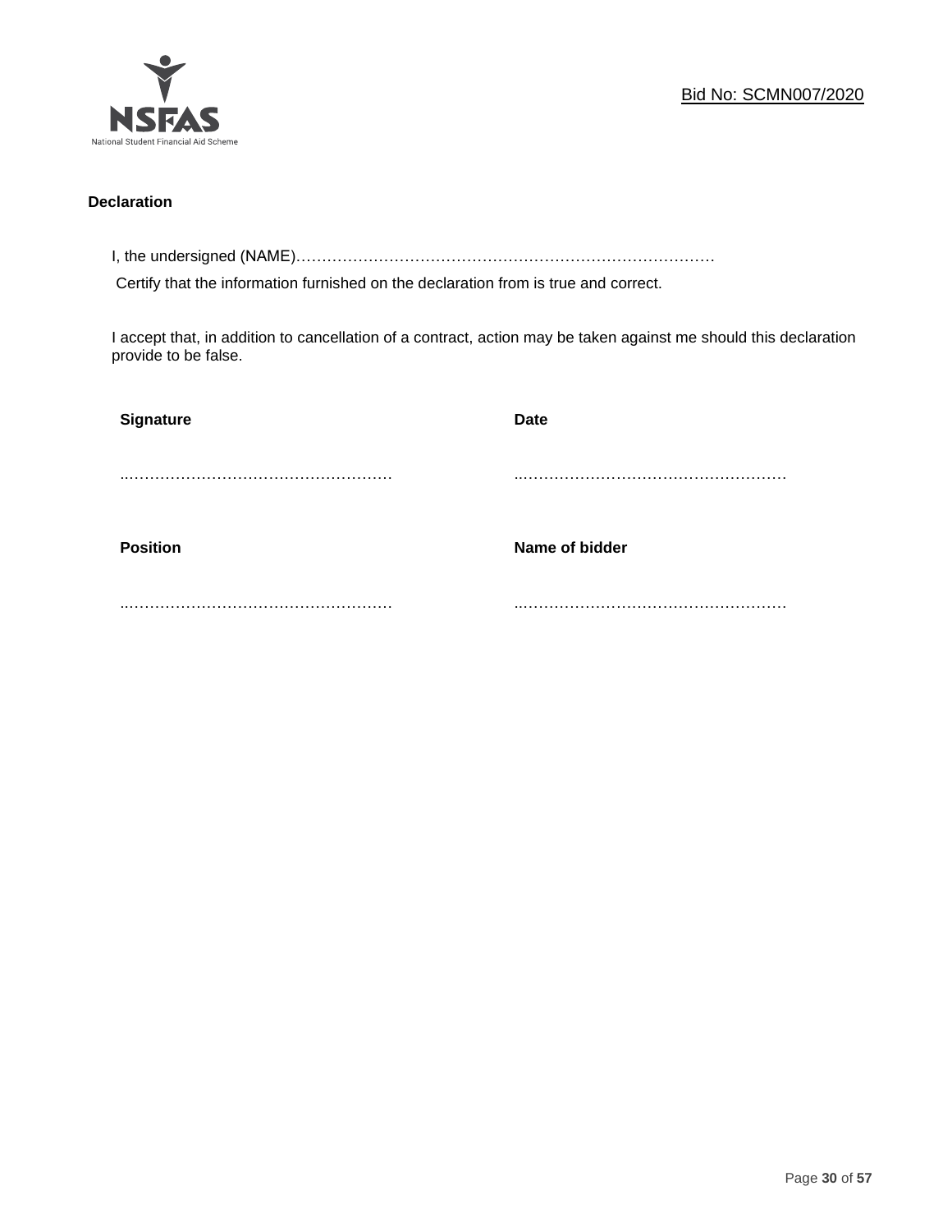**Declaration**

I, the undersigned (NAME)……………………………………………………………………
Certify that the information furnished on the declaration from is true and correct.

I accept that, in addition to cancellation of a contract, action may be taken against me should this declaration provide to be false.

| **Signature** | **Date** |
|---|---|
| …………………………………………… | …………………………………………… |
| **Position** | **Name of bidder** |
| …………………………………………… | …………………………………………… |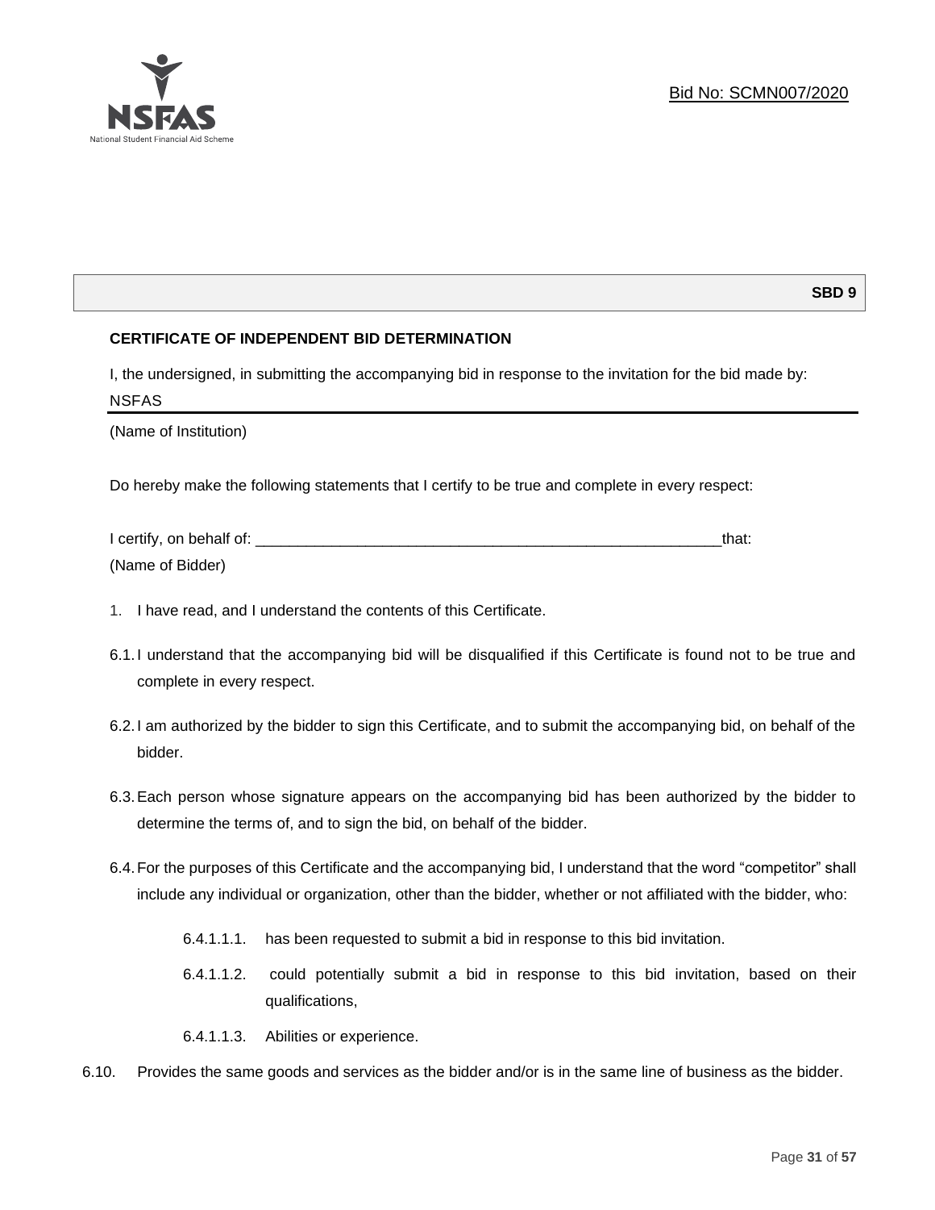Bid No: SCMN007/2020

**SBD 9**

**CERTIFICATE OF INDEPENDENT BID DETERMINATION**

I, the undersigned, in submitting the accompanying bid in response to the invitation for the bid made by:

NSFAS

(Name of Institution)

Do hereby make the following statements that I certify to be true and complete in every respect:

I certify, on behalf of: ___________________________________________________________that:

(Name of Bidder)

1. I have read, and I understand the contents of this Certificate.

6.1. I understand that the accompanying bid will be disqualified if this Certificate is found not to be true and complete in every respect.

6.2. I am authorized by the bidder to sign this Certificate, and to submit the accompanying bid, on behalf of the bidder.

6.3. Each person whose signature appears on the accompanying bid has been authorized by the bidder to determine the terms of, and to sign the bid, on behalf of the bidder.

6.4. For the purposes of this Certificate and the accompanying bid, I understand that the word "competitor" shall include any individual or organization, other than the bidder, whether or not affiliated with the bidder, who:

6.4.1.1.1. has been requested to submit a bid in response to this bid invitation.

6.4.1.1.2. could potentially submit a bid in response to this bid invitation, based on their qualifications,

6.4.1.1.3. Abilities or experience.

6.10. Provides the same goods and services as the bidder and/or is in the same line of business as the bidder.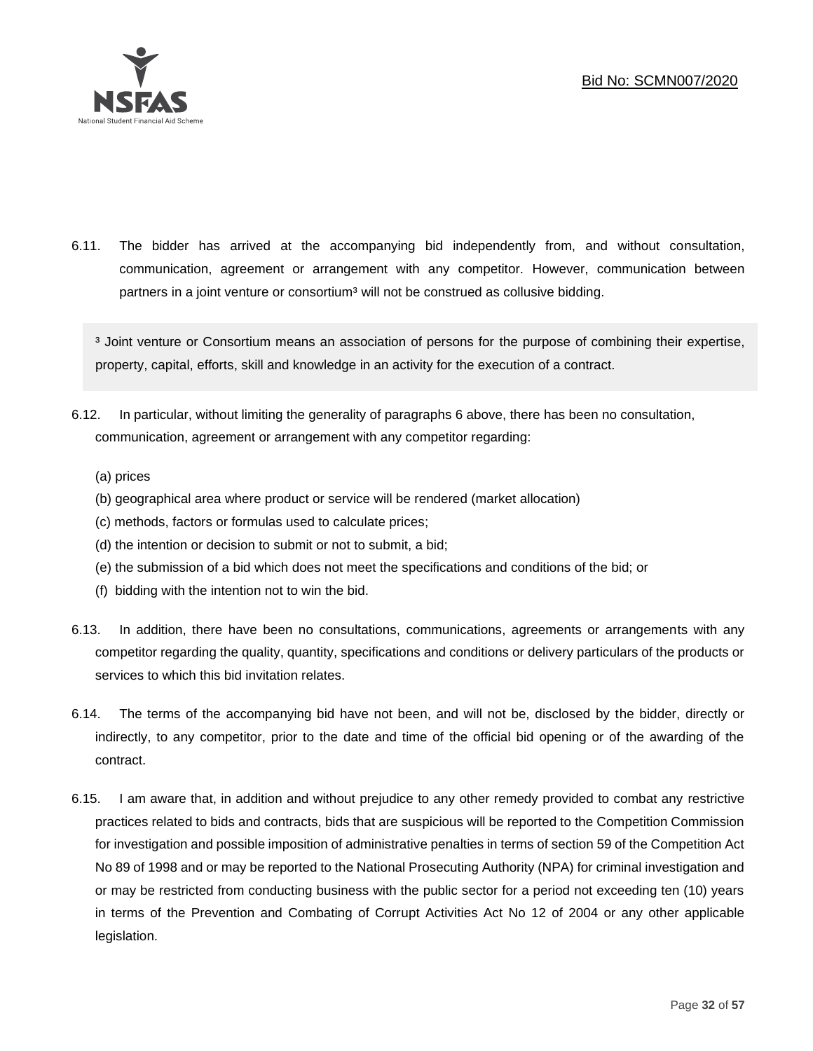6.11. The bidder has arrived at the accompanying bid independently from, and without consultation, communication, agreement or arrangement with any competitor. However, communication between partners in a joint venture or consortium[3] will not be construed as collusive bidding.

> [3] Joint venture or Consortium means an association of persons for the purpose of combining their expertise, property, capital, efforts, skill and knowledge in an activity for the execution of a contract.

6.12. In particular, without limiting the generality of paragraphs 6 above, there has been no consultation, communication, agreement or arrangement with any competitor regarding:

(a) prices
(b) geographical area where product or service will be rendered (market allocation)
(c) methods, factors or formulas used to calculate prices;
(d) the intention or decision to submit or not to submit, a bid;
(e) the submission of a bid which does not meet the specifications and conditions of the bid; or
(f) bidding with the intention not to win the bid.

6.13. In addition, there have been no consultations, communications, agreements or arrangements with any competitor regarding the quality, quantity, specifications and conditions or delivery particulars of the products or services to which this bid invitation relates.

6.14. The terms of the accompanying bid have not been, and will not be, disclosed by the bidder, directly or indirectly, to any competitor, prior to the date and time of the official bid opening or of the awarding of the contract.

6.15. I am aware that, in addition and without prejudice to any other remedy provided to combat any restrictive practices related to bids and contracts, bids that are suspicious will be reported to the Competition Commission for investigation and possible imposition of administrative penalties in terms of section 59 of the Competition Act No 89 of 1998 and or may be reported to the National Prosecuting Authority (NPA) for criminal investigation and or may be restricted from conducting business with the public sector for a period not exceeding ten (10) years in terms of the Prevention and Combating of Corrupt Activities Act No 12 of 2004 or any other applicable legislation.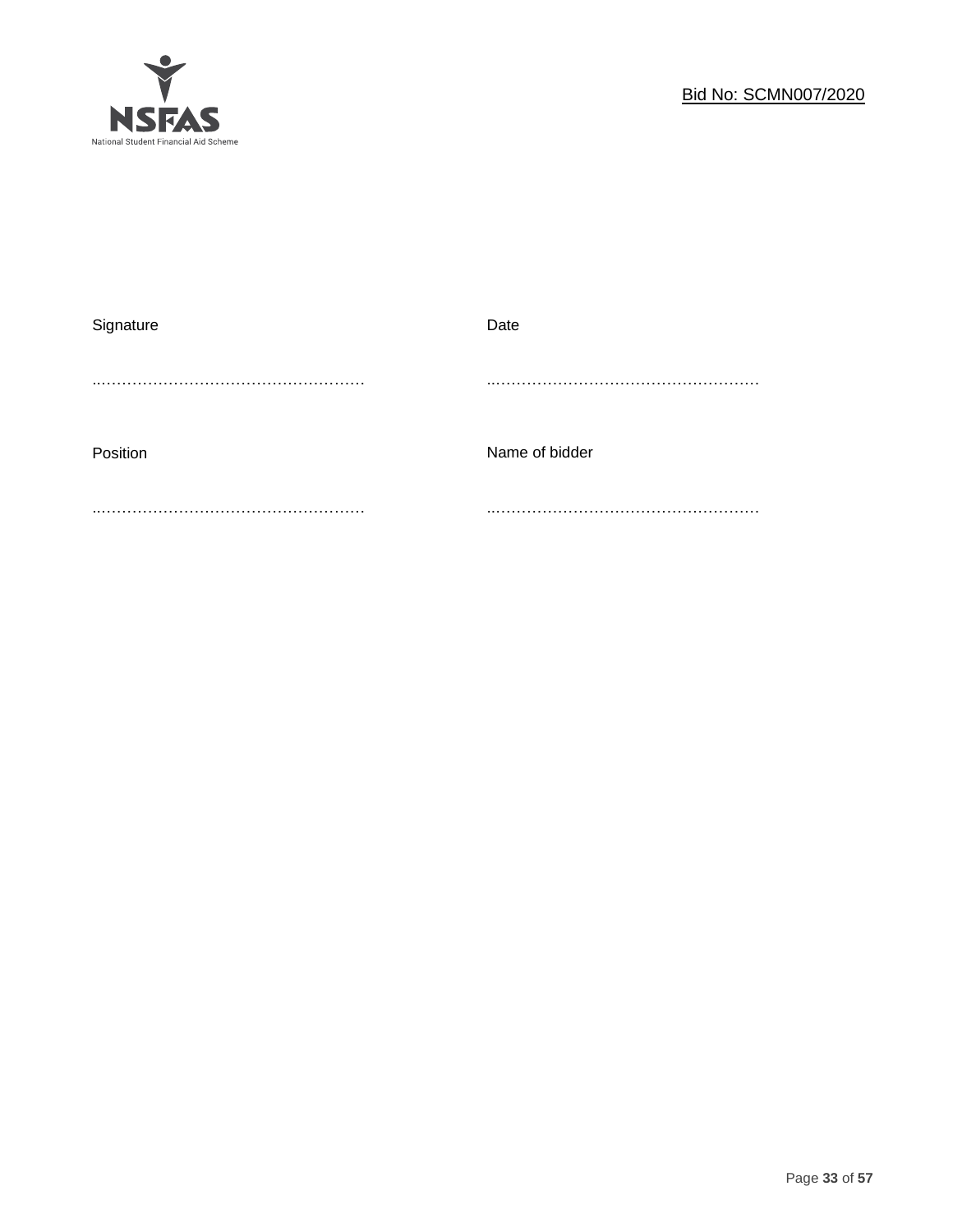| Signature | Date |
| --- | --- |
| ……………………………………………… | ……………………………………………… |
| Position | Name of bidder |
| ……………………………………………… | ……………………………………………… |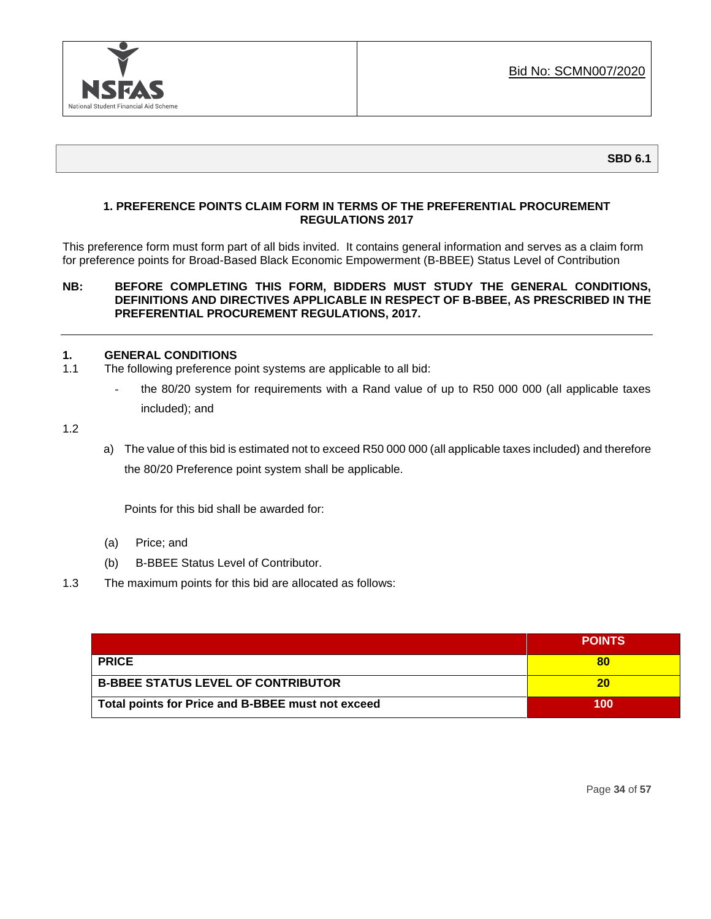Bid No: SCMN007/2020

**SBD 6.1**

### 1. PREFERENCE POINTS CLAIM FORM IN TERMS OF THE PREFERENTIAL PROCUREMENT REGULATIONS 2017

This preference form must form part of all bids invited. It contains general information and serves as a claim form for preference points for Broad-Based Black Economic Empowerment (B-BBEE) Status Level of Contribution

**NB: BEFORE COMPLETING THIS FORM, BIDDERS MUST STUDY THE GENERAL CONDITIONS, DEFINITIONS AND DIRECTIVES APPLICABLE IN RESPECT OF B-BBEE, AS PRESCRIBED IN THE PREFERENTIAL PROCUREMENT REGULATIONS, 2017.**

---

**1. GENERAL CONDITIONS**

1.1 The following preference point systems are applicable to all bid:

- the 80/20 system for requirements with a Rand value of up to R50 000 000 (all applicable taxes included); and

1.2

a) The value of this bid is estimated not to exceed R50 000 000 (all applicable taxes included) and therefore the 80/20 Preference point system shall be applicable.

Points for this bid shall be awarded for:

(a) Price; and

(b) B-BBEE Status Level of Contributor.

1.3 The maximum points for this bid are allocated as follows:

| | POINTS |
|---|---|
| **PRICE** | **80** |
| **B-BBEE STATUS LEVEL OF CONTRIBUTOR** | **20** |
| **Total points for Price and B-BBEE must not exceed** | **100** |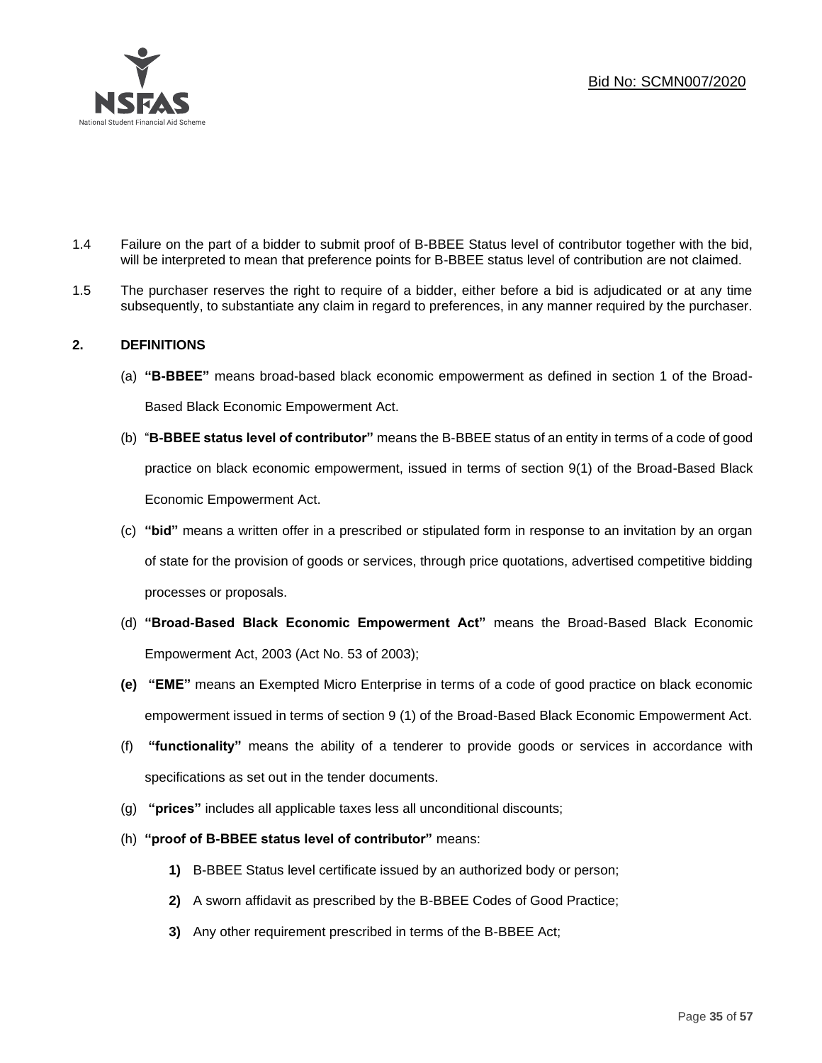1.4 Failure on the part of a bidder to submit proof of B-BBEE Status level of contributor together with the bid, will be interpreted to mean that preference points for B-BBEE status level of contribution are not claimed.

1.5 The purchaser reserves the right to require of a bidder, either before a bid is adjudicated or at any time subsequently, to substantiate any claim in regard to preferences, in any manner required by the purchaser.

## 2. DEFINITIONS

(a) **"B-BBEE"** means broad-based black economic empowerment as defined in section 1 of the Broad-Based Black Economic Empowerment Act.

(b) "**B-BBEE status level of contributor"** means the B-BBEE status of an entity in terms of a code of good practice on black economic empowerment, issued in terms of section 9(1) of the Broad-Based Black Economic Empowerment Act.

(c) **"bid"** means a written offer in a prescribed or stipulated form in response to an invitation by an organ of state for the provision of goods or services, through price quotations, advertised competitive bidding processes or proposals.

(d) **"Broad-Based Black Economic Empowerment Act"** means the Broad-Based Black Economic Empowerment Act, 2003 (Act No. 53 of 2003);

**(e)** **"EME"** means an Exempted Micro Enterprise in terms of a code of good practice on black economic empowerment issued in terms of section 9 (1) of the Broad-Based Black Economic Empowerment Act.

(f) **"functionality"** means the ability of a tenderer to provide goods or services in accordance with specifications as set out in the tender documents.

(g) **"prices"** includes all applicable taxes less all unconditional discounts;

(h) **"proof of B-BBEE status level of contributor"** means:

**1)** B-BBEE Status level certificate issued by an authorized body or person;

**2)** A sworn affidavit as prescribed by the B-BBEE Codes of Good Practice;

**3)** Any other requirement prescribed in terms of the B-BBEE Act;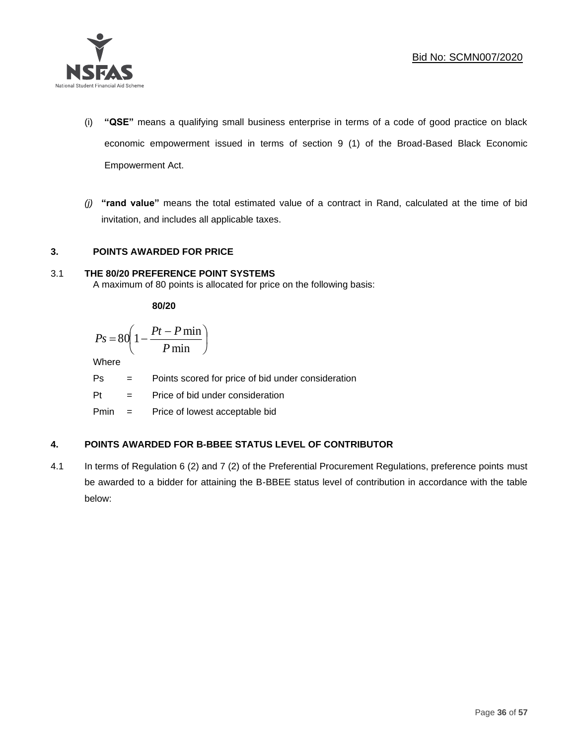(i) **"QSE"** means a qualifying small business enterprise in terms of a code of good practice on black economic empowerment issued in terms of section 9 (1) of the Broad-Based Black Economic Empowerment Act.

*(j)* **"rand value"** means the total estimated value of a contract in Rand, calculated at the time of bid invitation, and includes all applicable taxes.

## 3. POINTS AWARDED FOR PRICE

### 3.1 THE 80/20 PREFERENCE POINT SYSTEMS

A maximum of 80 points is allocated for price on the following basis:

**80/20**

$$Ps = 80\left(1 - \frac{Pt - P\min}{P\min}\right)$$

Where

Ps = Points scored for price of bid under consideration

Pt = Price of bid under consideration

Pmin = Price of lowest acceptable bid

## 4. POINTS AWARDED FOR B-BBEE STATUS LEVEL OF CONTRIBUTOR

4.1 In terms of Regulation 6 (2) and 7 (2) of the Preferential Procurement Regulations, preference points must be awarded to a bidder for attaining the B-BBEE status level of contribution in accordance with the table below: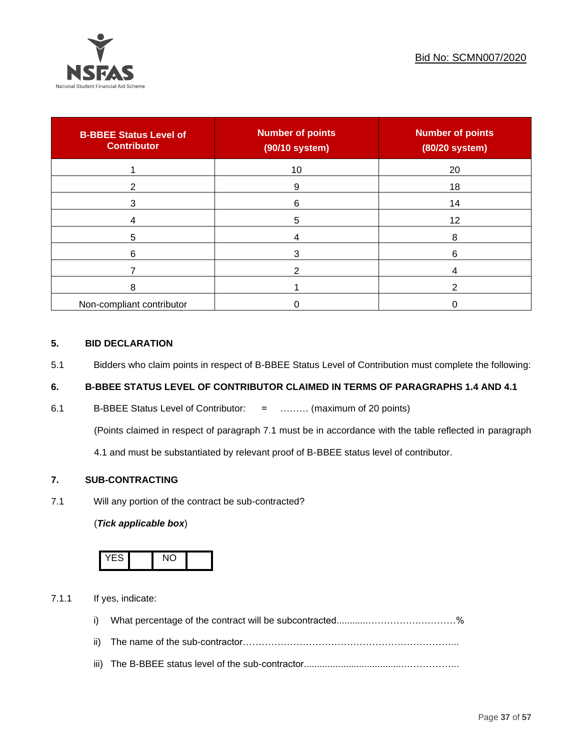| B-BBEE Status Level of Contributor | Number of points (90/10 system) | Number of points (80/20 system) |
|---|---|---|
| 1 | 10 | 20 |
| 2 | 9 | 18 |
| 3 | 6 | 14 |
| 4 | 5 | 12 |
| 5 | 4 | 8 |
| 6 | 3 | 6 |
| 7 | 2 | 4 |
| 8 | 1 | 2 |
| Non-compliant contributor | 0 | 0 |

## 5. BID DECLARATION

5.1 Bidders who claim points in respect of B-BBEE Status Level of Contribution must complete the following:

## 6. B-BBEE STATUS LEVEL OF CONTRIBUTOR CLAIMED IN TERMS OF PARAGRAPHS 1.4 AND 4.1

6.1 B-BBEE Status Level of Contributor: = ……… (maximum of 20 points)

(Points claimed in respect of paragraph 7.1 must be in accordance with the table reflected in paragraph 4.1 and must be substantiated by relevant proof of B-BBEE status level of contributor.

## 7. SUB-CONTRACTING

7.1 Will any portion of the contract be sub-contracted?

(***Tick applicable box***)

| YES | | NO | |
|---|---|---|---|

7.1.1 If yes, indicate:

i) What percentage of the contract will be subcontracted............……………….…………%

ii) The name of the sub-contractor…………………………………………………………....

iii) The B-BBEE status level of the sub-contractor......................................……………..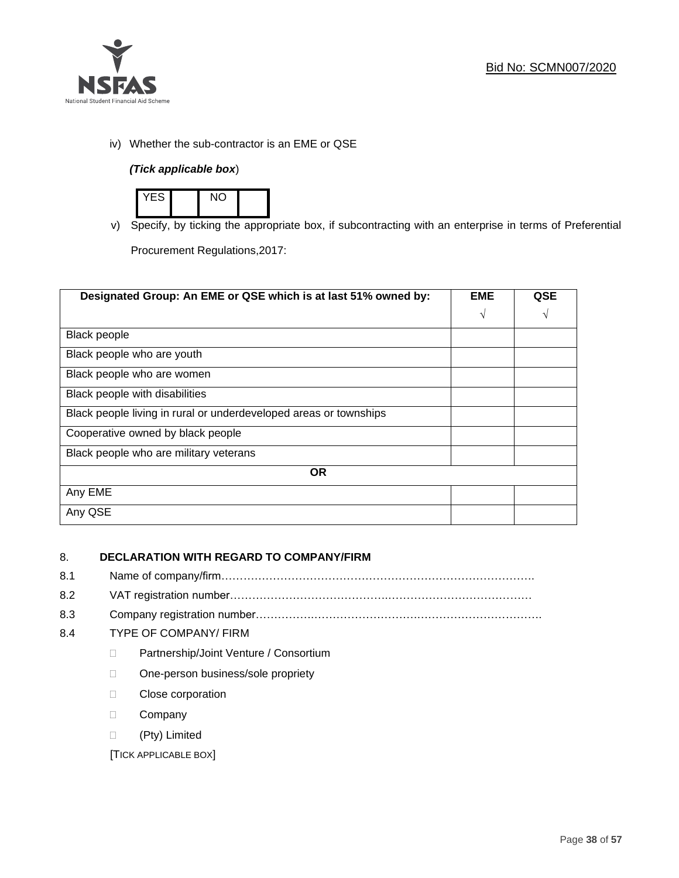iv) Whether the sub-contractor is an EME or QSE

*(Tick applicable box*)

| YES | | NO | |
|---|---|---|---|

v) Specify, by ticking the appropriate box, if subcontracting with an enterprise in terms of Preferential Procurement Regulations,2017:

| Designated Group: An EME or QSE which is at last 51% owned by: | EME √ | QSE √ |
|---|---|---|
| Black people | | |
| Black people who are youth | | |
| Black people who are women | | |
| Black people with disabilities | | |
| Black people living in rural or underdeveloped areas or townships | | |
| Cooperative owned by black people | | |
| Black people who are military veterans | | |
| **OR** | | |
| Any EME | | |
| Any QSE | | |

## 8. DECLARATION WITH REGARD TO COMPANY/FIRM

8.1 Name of company/firm…………………………………………………………………………

8.2 VAT registration number………………………………………………………………………

8.3 Company registration number…………………………………………………………………

8.4 TYPE OF COMPANY/ FIRM

- ☐ Partnership/Joint Venture / Consortium
- ☐ One-person business/sole propriety
- ☐ Close corporation
- ☐ Company
- ☐ (Pty) Limited

[TICK APPLICABLE BOX]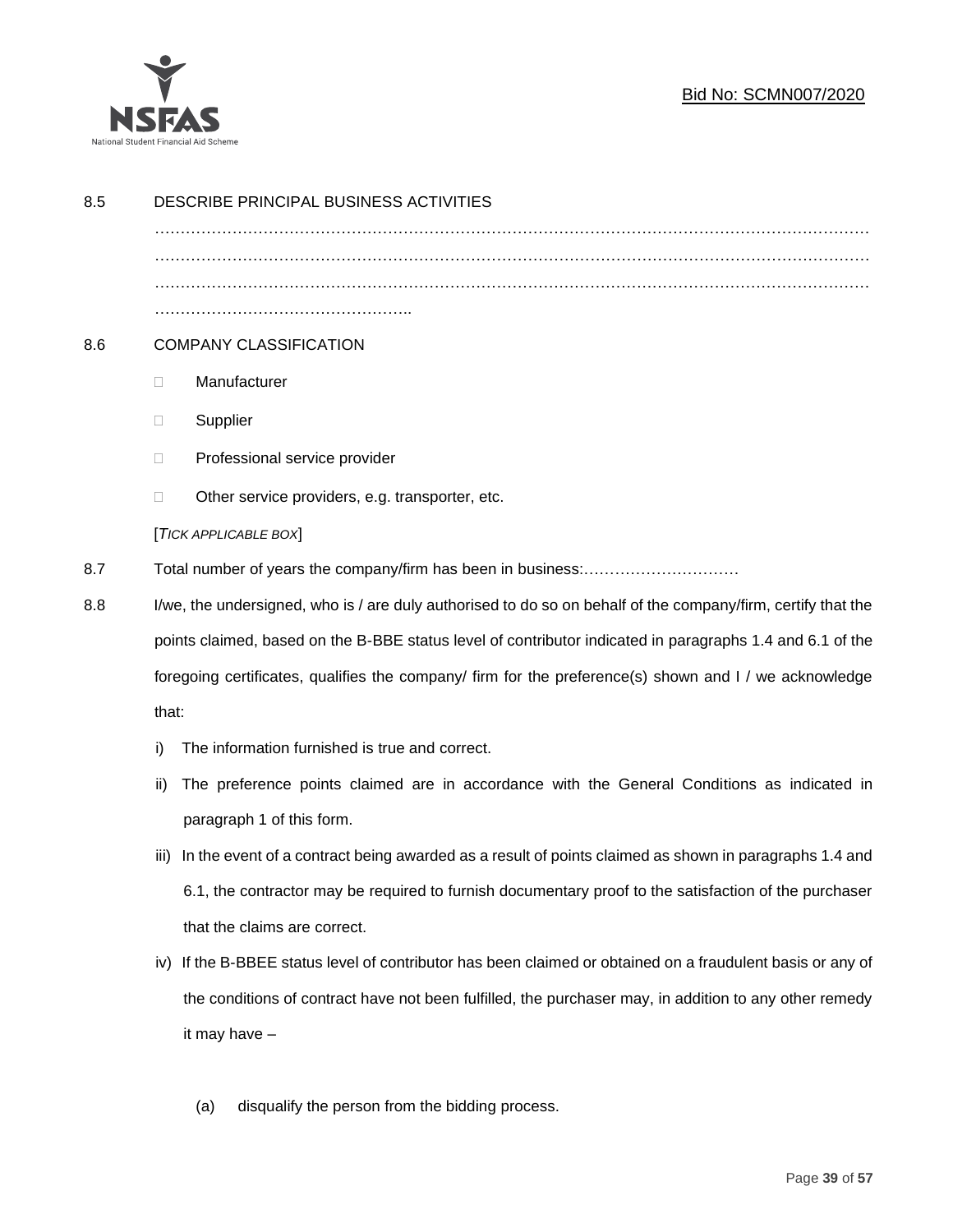8.5 DESCRIBE PRINCIPAL BUSINESS ACTIVITIES

…………………………………………………………………………………………………………………………
…………………………………………………………………………………………………………………………
…………………………………………………………………………………………………………………………
…………………………………………..

8.6 COMPANY CLASSIFICATION

- Manufacturer
- Supplier
- Professional service provider
- Other service providers, e.g. transporter, etc.

[*TICK APPLICABLE BOX*]

8.7 Total number of years the company/firm has been in business:…………………………

8.8 I/we, the undersigned, who is / are duly authorised to do so on behalf of the company/firm, certify that the points claimed, based on the B-BBE status level of contributor indicated in paragraphs 1.4 and 6.1 of the foregoing certificates, qualifies the company/ firm for the preference(s) shown and I / we acknowledge that:

i) The information furnished is true and correct.

ii) The preference points claimed are in accordance with the General Conditions as indicated in paragraph 1 of this form.

iii) In the event of a contract being awarded as a result of points claimed as shown in paragraphs 1.4 and 6.1, the contractor may be required to furnish documentary proof to the satisfaction of the purchaser that the claims are correct.

iv) If the B-BBEE status level of contributor has been claimed or obtained on a fraudulent basis or any of the conditions of contract have not been fulfilled, the purchaser may, in addition to any other remedy it may have –

(a) disqualify the person from the bidding process.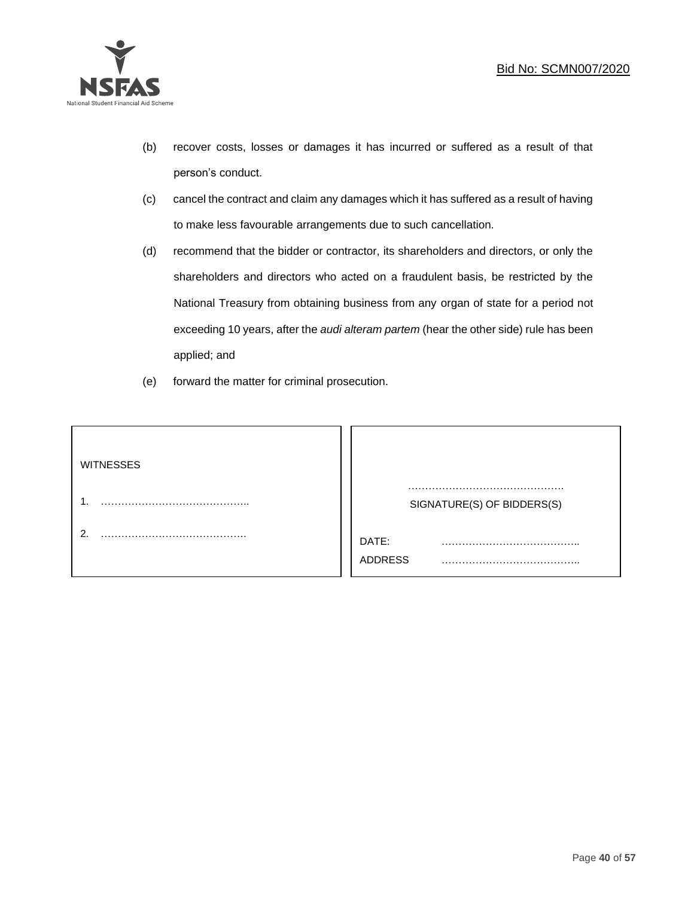(b) recover costs, losses or damages it has incurred or suffered as a result of that person's conduct.

(c) cancel the contract and claim any damages which it has suffered as a result of having to make less favourable arrangements due to such cancellation.

(d) recommend that the bidder or contractor, its shareholders and directors, or only the shareholders and directors who acted on a fraudulent basis, be restricted by the National Treasury from obtaining business from any organ of state for a period not exceeding 10 years, after the *audi alteram partem* (hear the other side) rule has been applied; and

(e) forward the matter for criminal prosecution.

| WITNESSES | |
|---|---|
| 1. …………………………………….. | ………………………………………. |
| | SIGNATURE(S) OF BIDDERS(S) |
| 2. ……………………………………. | DATE: ………………………………….. |
| | ADDRESS ………………………………….. |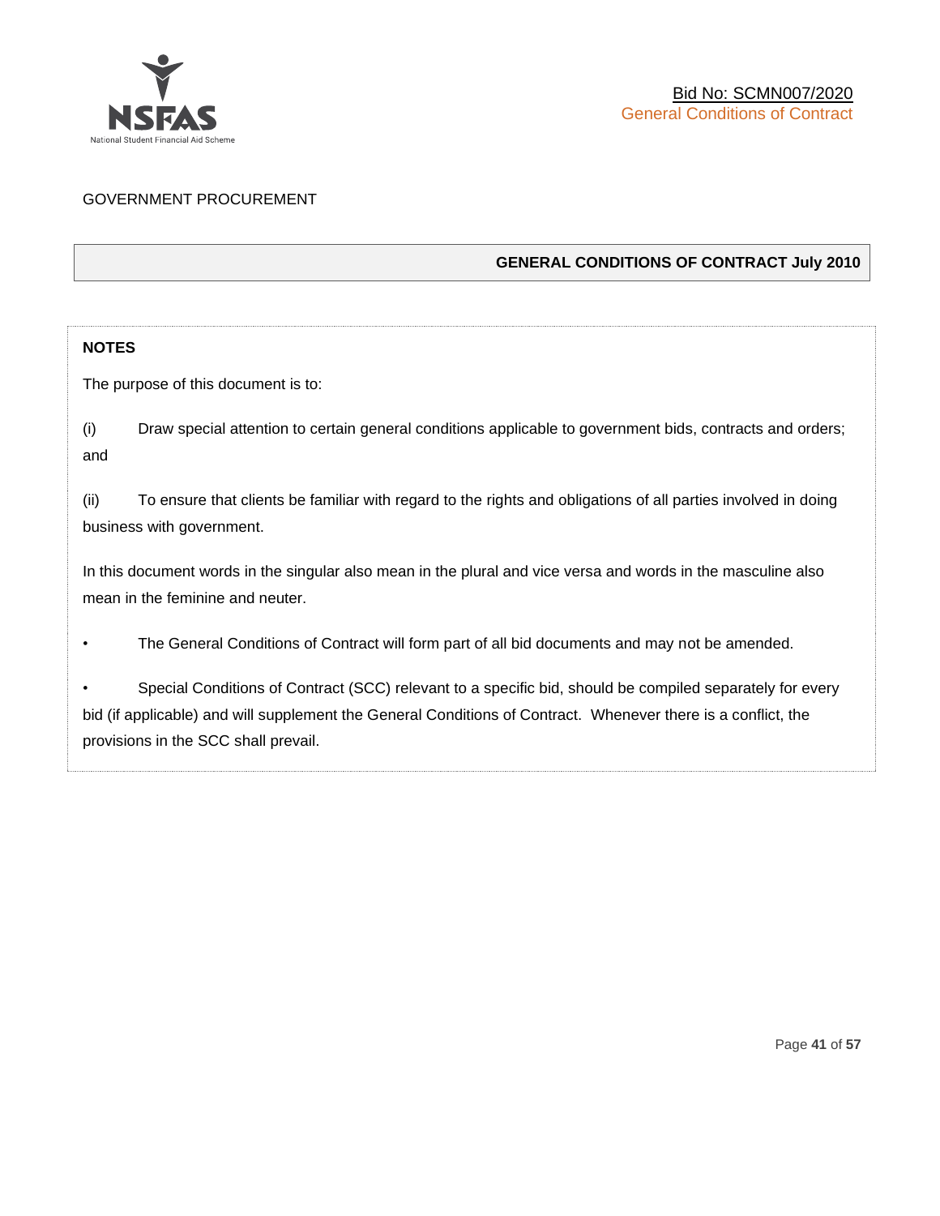GOVERNMENT PROCUREMENT

## GENERAL CONDITIONS OF CONTRACT July 2010

**NOTES**

The purpose of this document is to:

(i) Draw special attention to certain general conditions applicable to government bids, contracts and orders; and

(ii) To ensure that clients be familiar with regard to the rights and obligations of all parties involved in doing business with government.

In this document words in the singular also mean in the plural and vice versa and words in the masculine also mean in the feminine and neuter.

- The General Conditions of Contract will form part of all bid documents and may not be amended.
- Special Conditions of Contract (SCC) relevant to a specific bid, should be compiled separately for every bid (if applicable) and will supplement the General Conditions of Contract. Whenever there is a conflict, the provisions in the SCC shall prevail.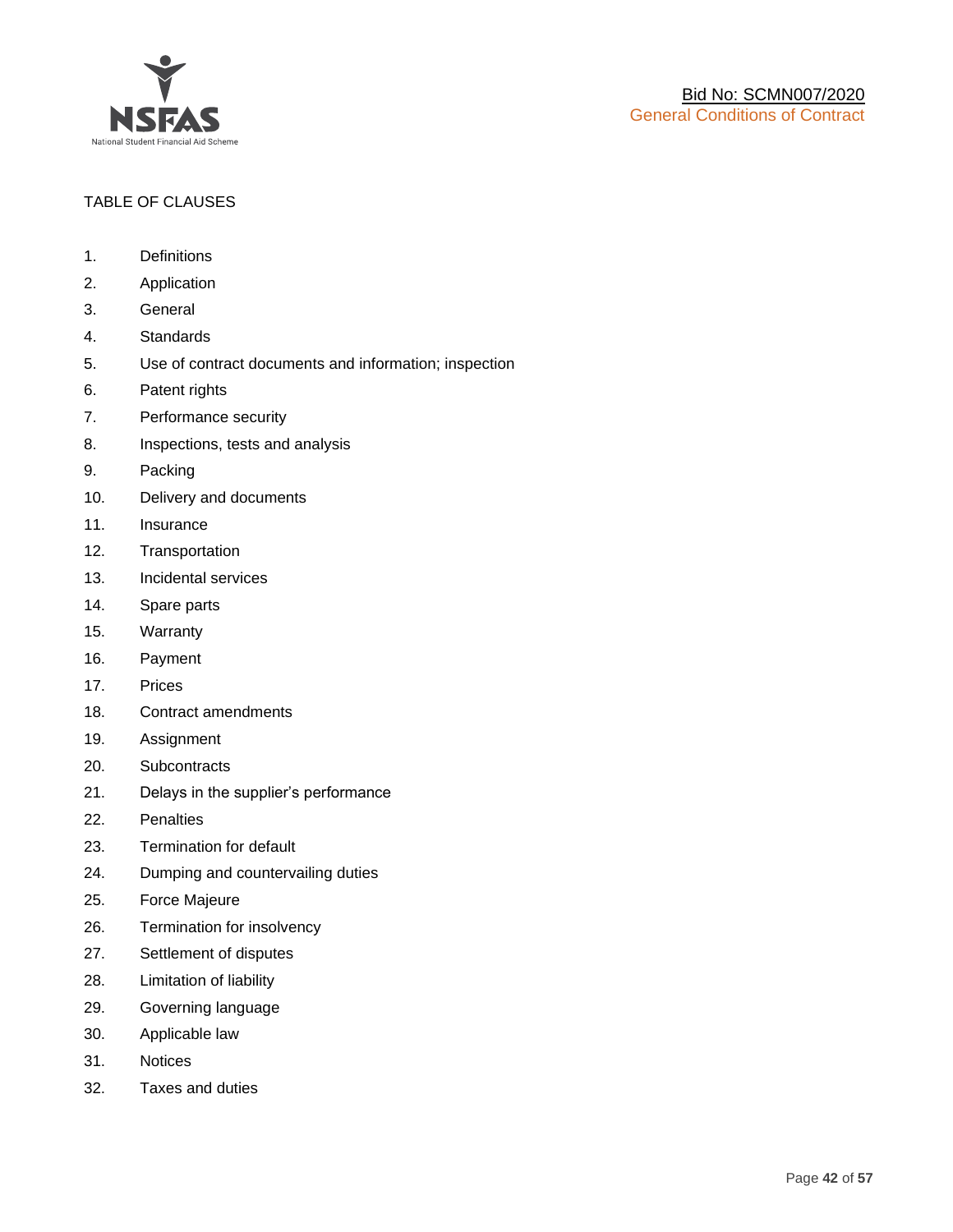TABLE OF CLAUSES

1. Definitions
2. Application
3. General
4. Standards
5. Use of contract documents and information; inspection
6. Patent rights
7. Performance security
8. Inspections, tests and analysis
9. Packing
10. Delivery and documents
11. Insurance
12. Transportation
13. Incidental services
14. Spare parts
15. Warranty
16. Payment
17. Prices
18. Contract amendments
19. Assignment
20. Subcontracts
21. Delays in the supplier's performance
22. Penalties
23. Termination for default
24. Dumping and countervailing duties
25. Force Majeure
26. Termination for insolvency
27. Settlement of disputes
28. Limitation of liability
29. Governing language
30. Applicable law
31. Notices
32. Taxes and duties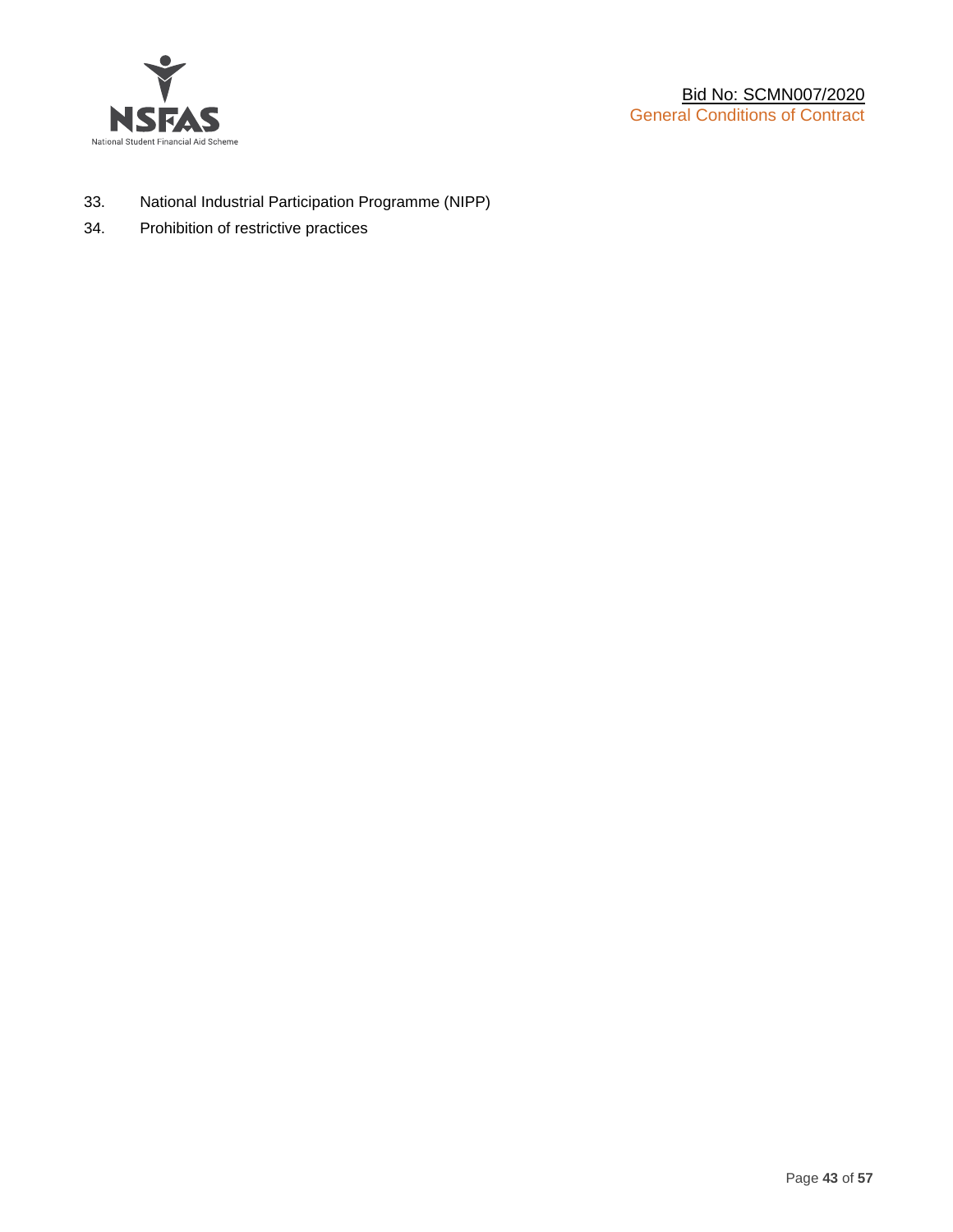33. National Industrial Participation Programme (NIPP)
34. Prohibition of restrictive practices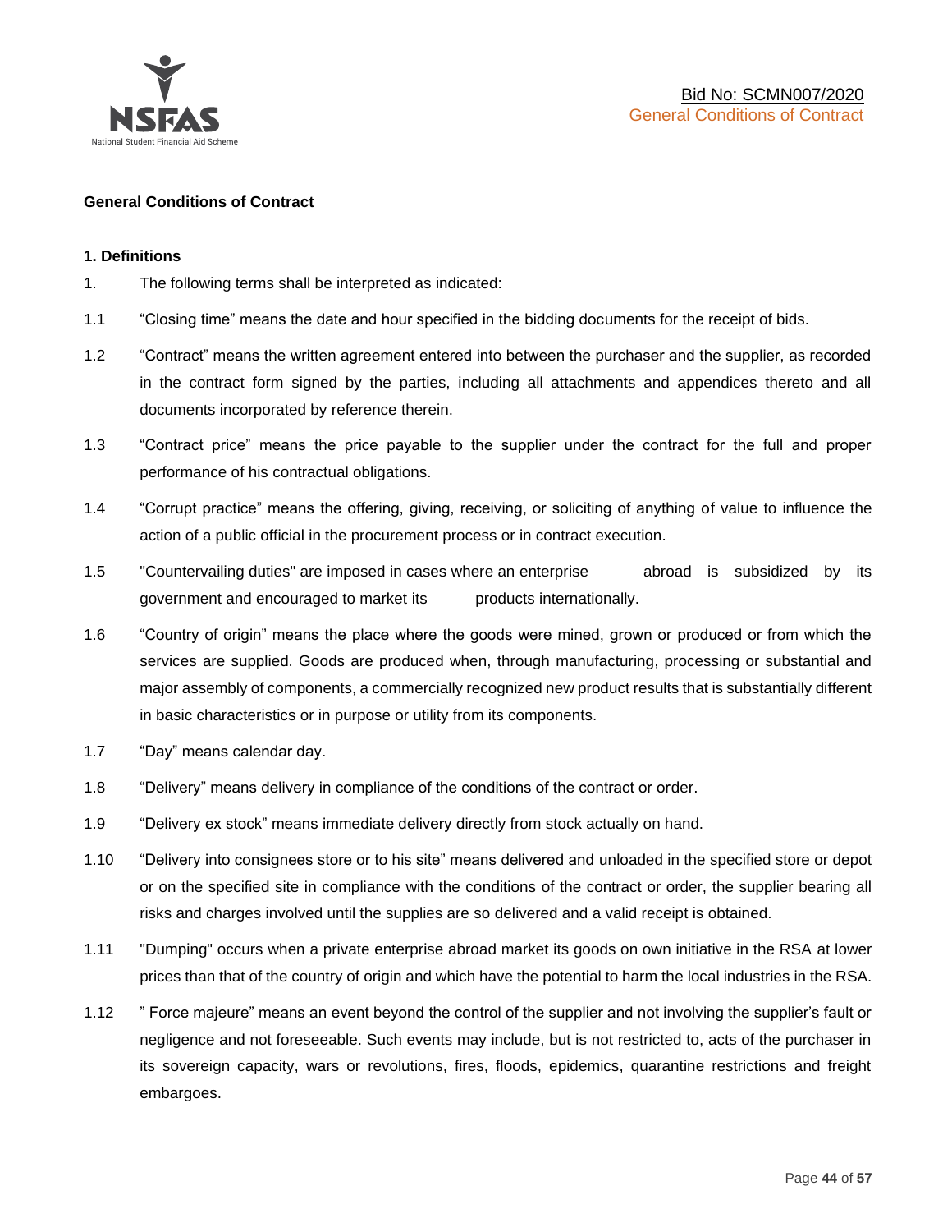## General Conditions of Contract

### 1. Definitions

1. The following terms shall be interpreted as indicated:

1.1 “Closing time” means the date and hour specified in the bidding documents for the receipt of bids.

1.2 “Contract” means the written agreement entered into between the purchaser and the supplier, as recorded in the contract form signed by the parties, including all attachments and appendices thereto and all documents incorporated by reference therein.

1.3 “Contract price” means the price payable to the supplier under the contract for the full and proper performance of his contractual obligations.

1.4 “Corrupt practice” means the offering, giving, receiving, or soliciting of anything of value to influence the action of a public official in the procurement process or in contract execution.

1.5 "Countervailing duties" are imposed in cases where an enterprise abroad is subsidized by its government and encouraged to market its products internationally.

1.6 “Country of origin” means the place where the goods were mined, grown or produced or from which the services are supplied. Goods are produced when, through manufacturing, processing or substantial and major assembly of components, a commercially recognized new product results that is substantially different in basic characteristics or in purpose or utility from its components.

1.7 “Day” means calendar day.

1.8 “Delivery” means delivery in compliance of the conditions of the contract or order.

1.9 “Delivery ex stock” means immediate delivery directly from stock actually on hand.

1.10 “Delivery into consignees store or to his site” means delivered and unloaded in the specified store or depot or on the specified site in compliance with the conditions of the contract or order, the supplier bearing all risks and charges involved until the supplies are so delivered and a valid receipt is obtained.

1.11 "Dumping" occurs when a private enterprise abroad market its goods on own initiative in the RSA at lower prices than that of the country of origin and which have the potential to harm the local industries in the RSA.

1.12 ” Force majeure” means an event beyond the control of the supplier and not involving the supplier’s fault or negligence and not foreseeable. Such events may include, but is not restricted to, acts of the purchaser in its sovereign capacity, wars or revolutions, fires, floods, epidemics, quarantine restrictions and freight embargoes.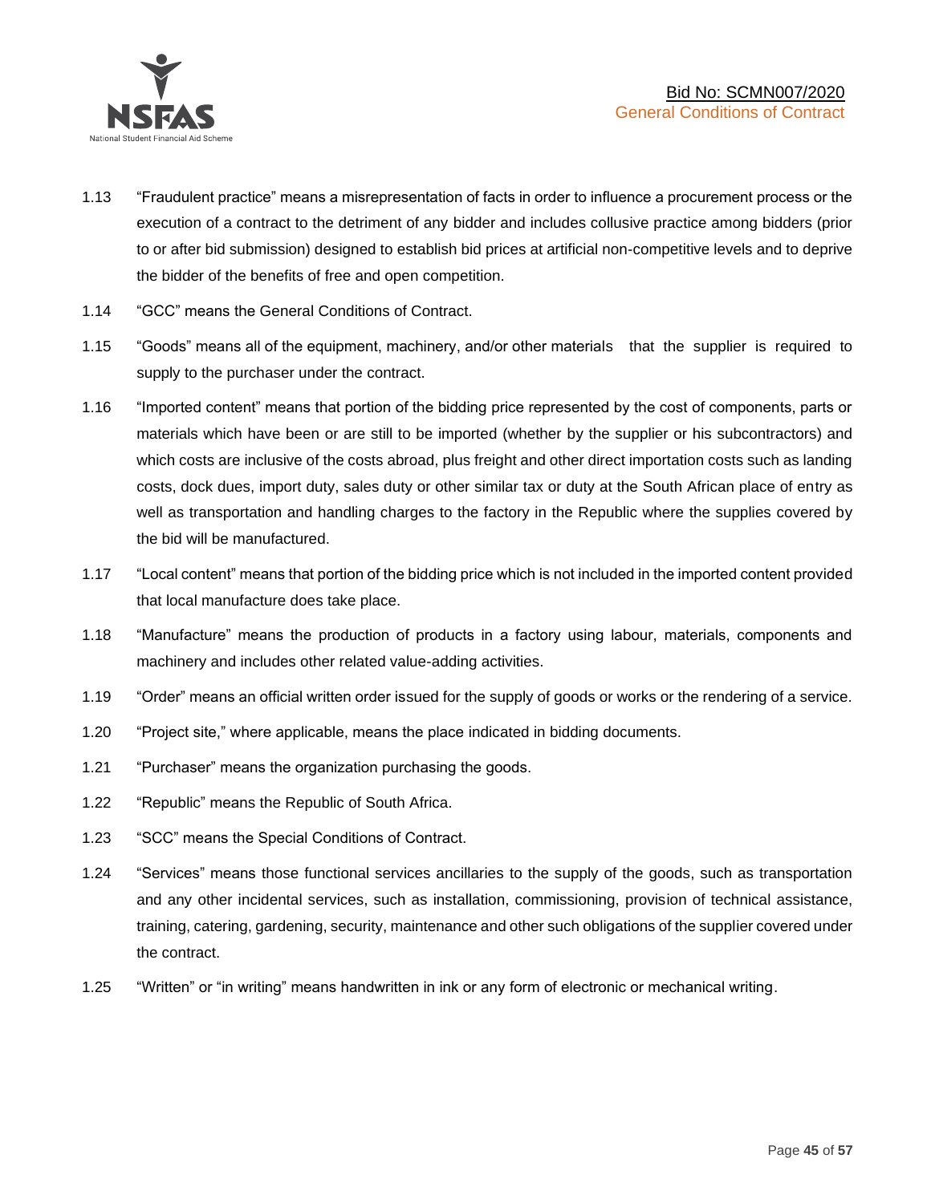1.13 “Fraudulent practice” means a misrepresentation of facts in order to influence a procurement process or the execution of a contract to the detriment of any bidder and includes collusive practice among bidders (prior to or after bid submission) designed to establish bid prices at artificial non-competitive levels and to deprive the bidder of the benefits of free and open competition.

1.14 “GCC” means the General Conditions of Contract.

1.15 “Goods” means all of the equipment, machinery, and/or other materials that the supplier is required to supply to the purchaser under the contract.

1.16 “Imported content” means that portion of the bidding price represented by the cost of components, parts or materials which have been or are still to be imported (whether by the supplier or his subcontractors) and which costs are inclusive of the costs abroad, plus freight and other direct importation costs such as landing costs, dock dues, import duty, sales duty or other similar tax or duty at the South African place of entry as well as transportation and handling charges to the factory in the Republic where the supplies covered by the bid will be manufactured.

1.17 “Local content” means that portion of the bidding price which is not included in the imported content provided that local manufacture does take place.

1.18 “Manufacture” means the production of products in a factory using labour, materials, components and machinery and includes other related value-adding activities.

1.19 “Order” means an official written order issued for the supply of goods or works or the rendering of a service.

1.20 “Project site,” where applicable, means the place indicated in bidding documents.

1.21 “Purchaser” means the organization purchasing the goods.

1.22 “Republic” means the Republic of South Africa.

1.23 “SCC” means the Special Conditions of Contract.

1.24 “Services” means those functional services ancillaries to the supply of the goods, such as transportation and any other incidental services, such as installation, commissioning, provision of technical assistance, training, catering, gardening, security, maintenance and other such obligations of the supplier covered under the contract.

1.25 “Written” or “in writing” means handwritten in ink or any form of electronic or mechanical writing.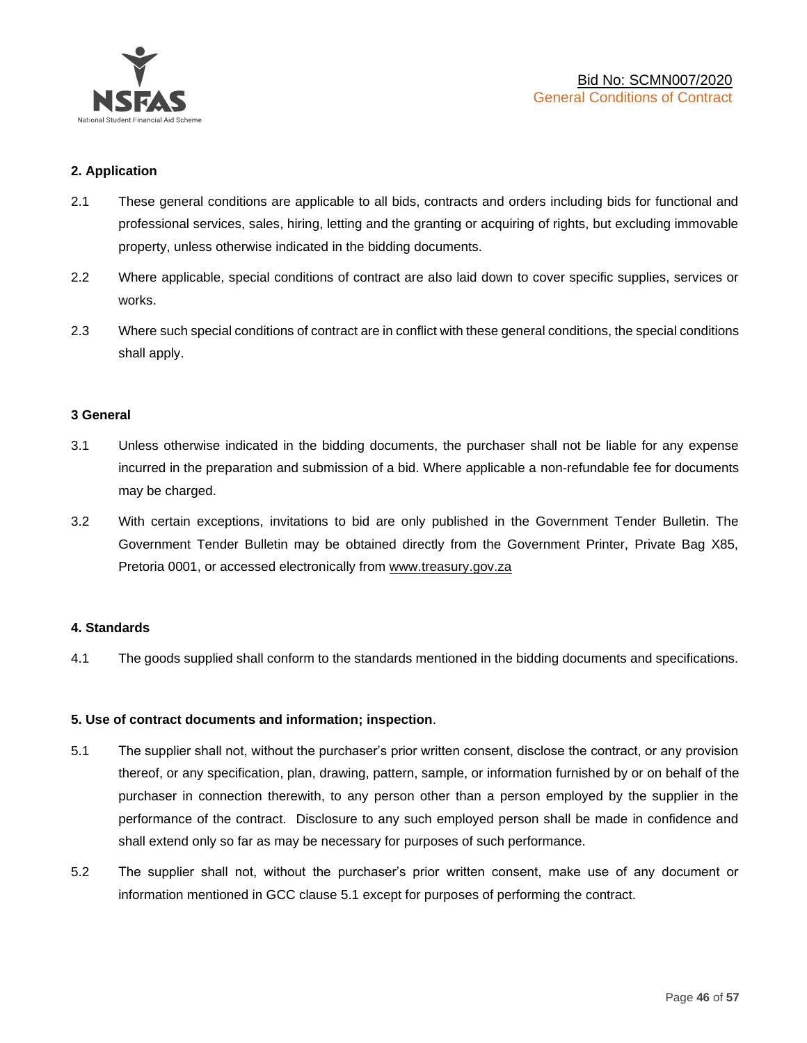## 2. Application

2.1 These general conditions are applicable to all bids, contracts and orders including bids for functional and professional services, sales, hiring, letting and the granting or acquiring of rights, but excluding immovable property, unless otherwise indicated in the bidding documents.

2.2 Where applicable, special conditions of contract are also laid down to cover specific supplies, services or works.

2.3 Where such special conditions of contract are in conflict with these general conditions, the special conditions shall apply.

## 3 General

3.1 Unless otherwise indicated in the bidding documents, the purchaser shall not be liable for any expense incurred in the preparation and submission of a bid. Where applicable a non-refundable fee for documents may be charged.

3.2 With certain exceptions, invitations to bid are only published in the Government Tender Bulletin. The Government Tender Bulletin may be obtained directly from the Government Printer, Private Bag X85, Pretoria 0001, or accessed electronically from www.treasury.gov.za

## 4. Standards

4.1 The goods supplied shall conform to the standards mentioned in the bidding documents and specifications.

## 5. Use of contract documents and information; inspection.

5.1 The supplier shall not, without the purchaser's prior written consent, disclose the contract, or any provision thereof, or any specification, plan, drawing, pattern, sample, or information furnished by or on behalf of the purchaser in connection therewith, to any person other than a person employed by the supplier in the performance of the contract. Disclosure to any such employed person shall be made in confidence and shall extend only so far as may be necessary for purposes of such performance.

5.2 The supplier shall not, without the purchaser's prior written consent, make use of any document or information mentioned in GCC clause 5.1 except for purposes of performing the contract.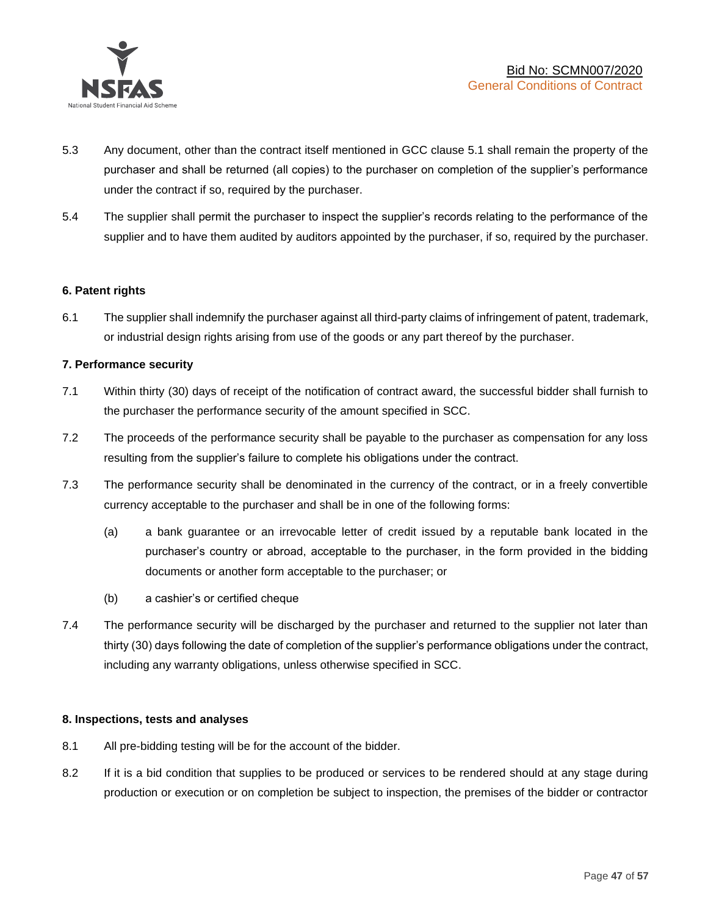5.3 Any document, other than the contract itself mentioned in GCC clause 5.1 shall remain the property of the purchaser and shall be returned (all copies) to the purchaser on completion of the supplier's performance under the contract if so, required by the purchaser.

5.4 The supplier shall permit the purchaser to inspect the supplier's records relating to the performance of the supplier and to have them audited by auditors appointed by the purchaser, if so, required by the purchaser.

**6. Patent rights**

6.1 The supplier shall indemnify the purchaser against all third-party claims of infringement of patent, trademark, or industrial design rights arising from use of the goods or any part thereof by the purchaser.

**7. Performance security**

7.1 Within thirty (30) days of receipt of the notification of contract award, the successful bidder shall furnish to the purchaser the performance security of the amount specified in SCC.

7.2 The proceeds of the performance security shall be payable to the purchaser as compensation for any loss resulting from the supplier's failure to complete his obligations under the contract.

7.3 The performance security shall be denominated in the currency of the contract, or in a freely convertible currency acceptable to the purchaser and shall be in one of the following forms:

(a) a bank guarantee or an irrevocable letter of credit issued by a reputable bank located in the purchaser's country or abroad, acceptable to the purchaser, in the form provided in the bidding documents or another form acceptable to the purchaser; or

(b) a cashier's or certified cheque

7.4 The performance security will be discharged by the purchaser and returned to the supplier not later than thirty (30) days following the date of completion of the supplier's performance obligations under the contract, including any warranty obligations, unless otherwise specified in SCC.

**8. Inspections, tests and analyses**

8.1 All pre-bidding testing will be for the account of the bidder.

8.2 If it is a bid condition that supplies to be produced or services to be rendered should at any stage during production or execution or on completion be subject to inspection, the premises of the bidder or contractor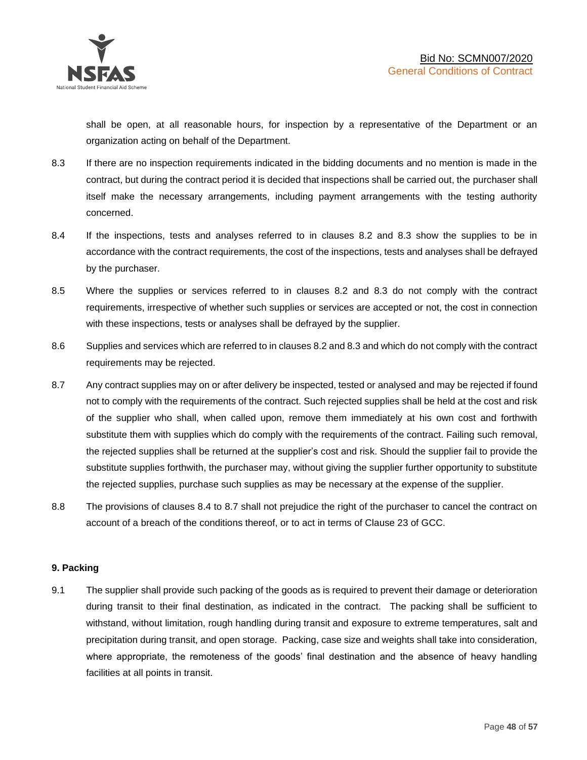shall be open, at all reasonable hours, for inspection by a representative of the Department or an organization acting on behalf of the Department.

8.3 If there are no inspection requirements indicated in the bidding documents and no mention is made in the contract, but during the contract period it is decided that inspections shall be carried out, the purchaser shall itself make the necessary arrangements, including payment arrangements with the testing authority concerned.

8.4 If the inspections, tests and analyses referred to in clauses 8.2 and 8.3 show the supplies to be in accordance with the contract requirements, the cost of the inspections, tests and analyses shall be defrayed by the purchaser.

8.5 Where the supplies or services referred to in clauses 8.2 and 8.3 do not comply with the contract requirements, irrespective of whether such supplies or services are accepted or not, the cost in connection with these inspections, tests or analyses shall be defrayed by the supplier.

8.6 Supplies and services which are referred to in clauses 8.2 and 8.3 and which do not comply with the contract requirements may be rejected.

8.7 Any contract supplies may on or after delivery be inspected, tested or analysed and may be rejected if found not to comply with the requirements of the contract. Such rejected supplies shall be held at the cost and risk of the supplier who shall, when called upon, remove them immediately at his own cost and forthwith substitute them with supplies which do comply with the requirements of the contract. Failing such removal, the rejected supplies shall be returned at the supplier's cost and risk. Should the supplier fail to provide the substitute supplies forthwith, the purchaser may, without giving the supplier further opportunity to substitute the rejected supplies, purchase such supplies as may be necessary at the expense of the supplier.

8.8 The provisions of clauses 8.4 to 8.7 shall not prejudice the right of the purchaser to cancel the contract on account of a breach of the conditions thereof, or to act in terms of Clause 23 of GCC.

**9. Packing**

9.1 The supplier shall provide such packing of the goods as is required to prevent their damage or deterioration during transit to their final destination, as indicated in the contract. The packing shall be sufficient to withstand, without limitation, rough handling during transit and exposure to extreme temperatures, salt and precipitation during transit, and open storage. Packing, case size and weights shall take into consideration, where appropriate, the remoteness of the goods' final destination and the absence of heavy handling facilities at all points in transit.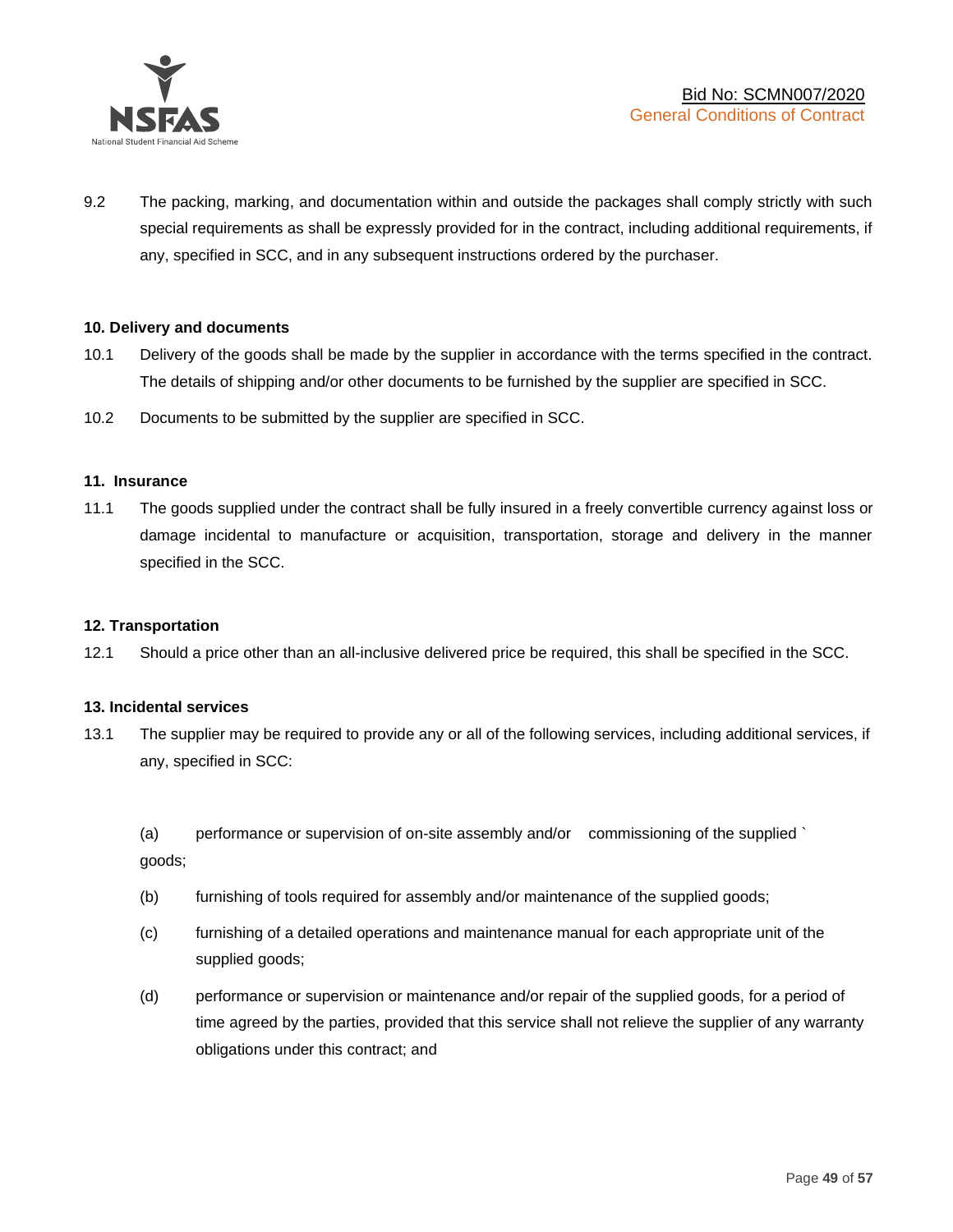9.2 The packing, marking, and documentation within and outside the packages shall comply strictly with such special requirements as shall be expressly provided for in the contract, including additional requirements, if any, specified in SCC, and in any subsequent instructions ordered by the purchaser.

**10. Delivery and documents**

10.1 Delivery of the goods shall be made by the supplier in accordance with the terms specified in the contract. The details of shipping and/or other documents to be furnished by the supplier are specified in SCC.

10.2 Documents to be submitted by the supplier are specified in SCC.

**11. Insurance**

11.1 The goods supplied under the contract shall be fully insured in a freely convertible currency against loss or damage incidental to manufacture or acquisition, transportation, storage and delivery in the manner specified in the SCC.

**12. Transportation**

12.1 Should a price other than an all-inclusive delivered price be required, this shall be specified in the SCC.

**13. Incidental services**

13.1 The supplier may be required to provide any or all of the following services, including additional services, if any, specified in SCC:

(a) performance or supervision of on-site assembly and/or commissioning of the supplied ` goods;

(b) furnishing of tools required for assembly and/or maintenance of the supplied goods;

(c) furnishing of a detailed operations and maintenance manual for each appropriate unit of the supplied goods;

(d) performance or supervision or maintenance and/or repair of the supplied goods, for a period of time agreed by the parties, provided that this service shall not relieve the supplier of any warranty obligations under this contract; and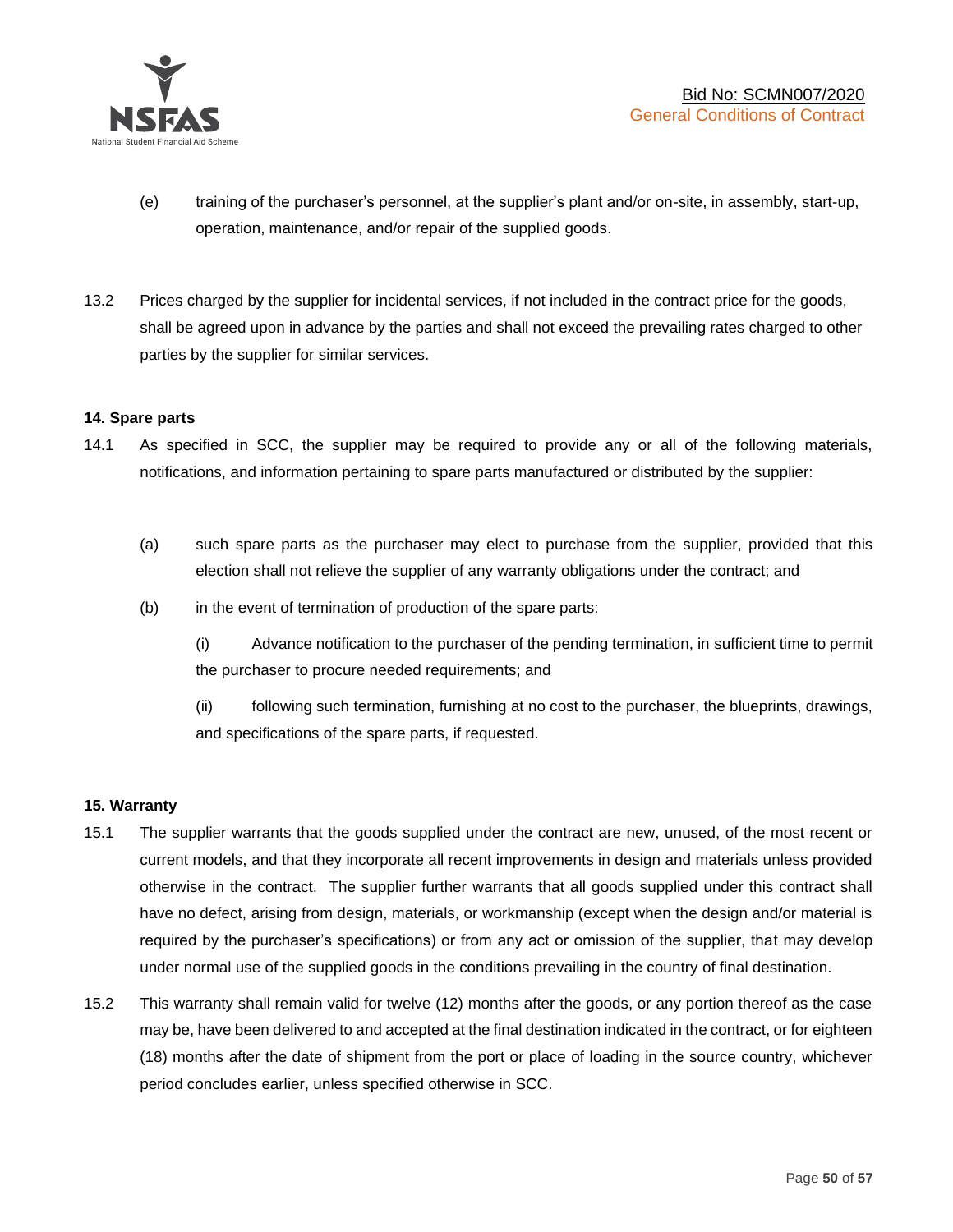(e) training of the purchaser's personnel, at the supplier's plant and/or on-site, in assembly, start-up, operation, maintenance, and/or repair of the supplied goods.

13.2 Prices charged by the supplier for incidental services, if not included in the contract price for the goods, shall be agreed upon in advance by the parties and shall not exceed the prevailing rates charged to other parties by the supplier for similar services.

**14. Spare parts**

14.1 As specified in SCC, the supplier may be required to provide any or all of the following materials, notifications, and information pertaining to spare parts manufactured or distributed by the supplier:

(a) such spare parts as the purchaser may elect to purchase from the supplier, provided that this election shall not relieve the supplier of any warranty obligations under the contract; and

(b) in the event of termination of production of the spare parts:

(i) Advance notification to the purchaser of the pending termination, in sufficient time to permit the purchaser to procure needed requirements; and

(ii) following such termination, furnishing at no cost to the purchaser, the blueprints, drawings, and specifications of the spare parts, if requested.

**15. Warranty**

15.1 The supplier warrants that the goods supplied under the contract are new, unused, of the most recent or current models, and that they incorporate all recent improvements in design and materials unless provided otherwise in the contract. The supplier further warrants that all goods supplied under this contract shall have no defect, arising from design, materials, or workmanship (except when the design and/or material is required by the purchaser's specifications) or from any act or omission of the supplier, that may develop under normal use of the supplied goods in the conditions prevailing in the country of final destination.

15.2 This warranty shall remain valid for twelve (12) months after the goods, or any portion thereof as the case may be, have been delivered to and accepted at the final destination indicated in the contract, or for eighteen (18) months after the date of shipment from the port or place of loading in the source country, whichever period concludes earlier, unless specified otherwise in SCC.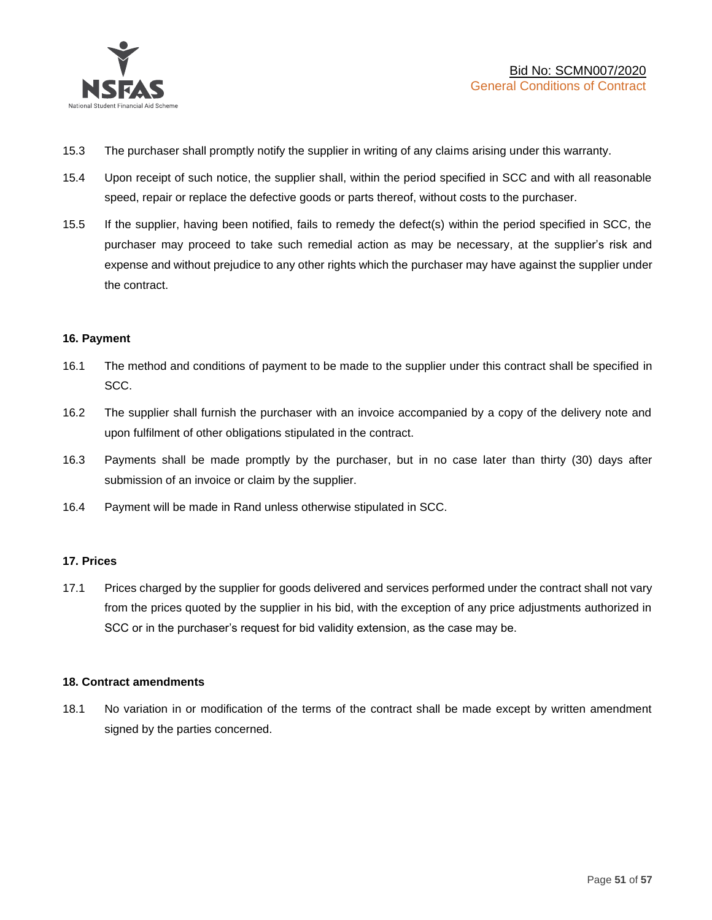15.3 The purchaser shall promptly notify the supplier in writing of any claims arising under this warranty.

15.4 Upon receipt of such notice, the supplier shall, within the period specified in SCC and with all reasonable speed, repair or replace the defective goods or parts thereof, without costs to the purchaser.

15.5 If the supplier, having been notified, fails to remedy the defect(s) within the period specified in SCC, the purchaser may proceed to take such remedial action as may be necessary, at the supplier's risk and expense and without prejudice to any other rights which the purchaser may have against the supplier under the contract.

**16. Payment**

16.1 The method and conditions of payment to be made to the supplier under this contract shall be specified in SCC.

16.2 The supplier shall furnish the purchaser with an invoice accompanied by a copy of the delivery note and upon fulfilment of other obligations stipulated in the contract.

16.3 Payments shall be made promptly by the purchaser, but in no case later than thirty (30) days after submission of an invoice or claim by the supplier.

16.4 Payment will be made in Rand unless otherwise stipulated in SCC.

**17. Prices**

17.1 Prices charged by the supplier for goods delivered and services performed under the contract shall not vary from the prices quoted by the supplier in his bid, with the exception of any price adjustments authorized in SCC or in the purchaser's request for bid validity extension, as the case may be.

**18. Contract amendments**

18.1 No variation in or modification of the terms of the contract shall be made except by written amendment signed by the parties concerned.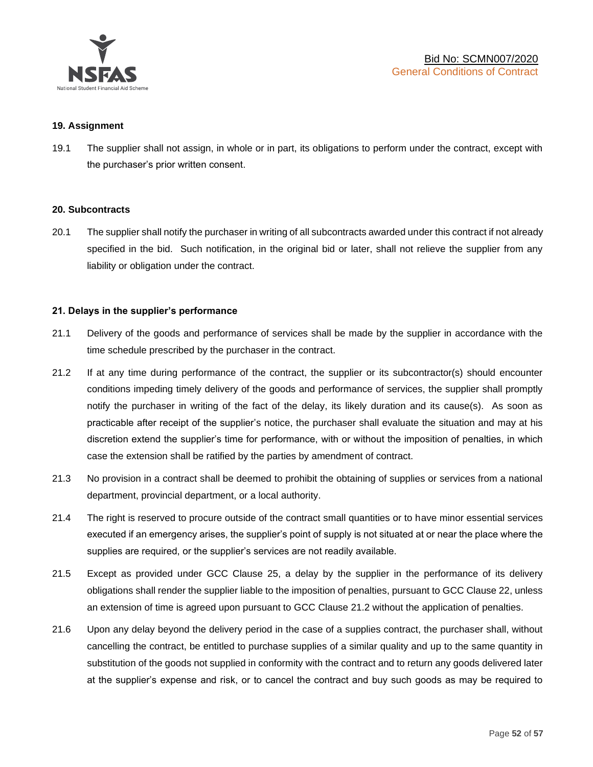## 19. Assignment

19.1 The supplier shall not assign, in whole or in part, its obligations to perform under the contract, except with the purchaser's prior written consent.

## 20. Subcontracts

20.1 The supplier shall notify the purchaser in writing of all subcontracts awarded under this contract if not already specified in the bid. Such notification, in the original bid or later, shall not relieve the supplier from any liability or obligation under the contract.

## 21. Delays in the supplier's performance

21.1 Delivery of the goods and performance of services shall be made by the supplier in accordance with the time schedule prescribed by the purchaser in the contract.

21.2 If at any time during performance of the contract, the supplier or its subcontractor(s) should encounter conditions impeding timely delivery of the goods and performance of services, the supplier shall promptly notify the purchaser in writing of the fact of the delay, its likely duration and its cause(s). As soon as practicable after receipt of the supplier's notice, the purchaser shall evaluate the situation and may at his discretion extend the supplier's time for performance, with or without the imposition of penalties, in which case the extension shall be ratified by the parties by amendment of contract.

21.3 No provision in a contract shall be deemed to prohibit the obtaining of supplies or services from a national department, provincial department, or a local authority.

21.4 The right is reserved to procure outside of the contract small quantities or to have minor essential services executed if an emergency arises, the supplier's point of supply is not situated at or near the place where the supplies are required, or the supplier's services are not readily available.

21.5 Except as provided under GCC Clause 25, a delay by the supplier in the performance of its delivery obligations shall render the supplier liable to the imposition of penalties, pursuant to GCC Clause 22, unless an extension of time is agreed upon pursuant to GCC Clause 21.2 without the application of penalties.

21.6 Upon any delay beyond the delivery period in the case of a supplies contract, the purchaser shall, without cancelling the contract, be entitled to purchase supplies of a similar quality and up to the same quantity in substitution of the goods not supplied in conformity with the contract and to return any goods delivered later at the supplier's expense and risk, or to cancel the contract and buy such goods as may be required to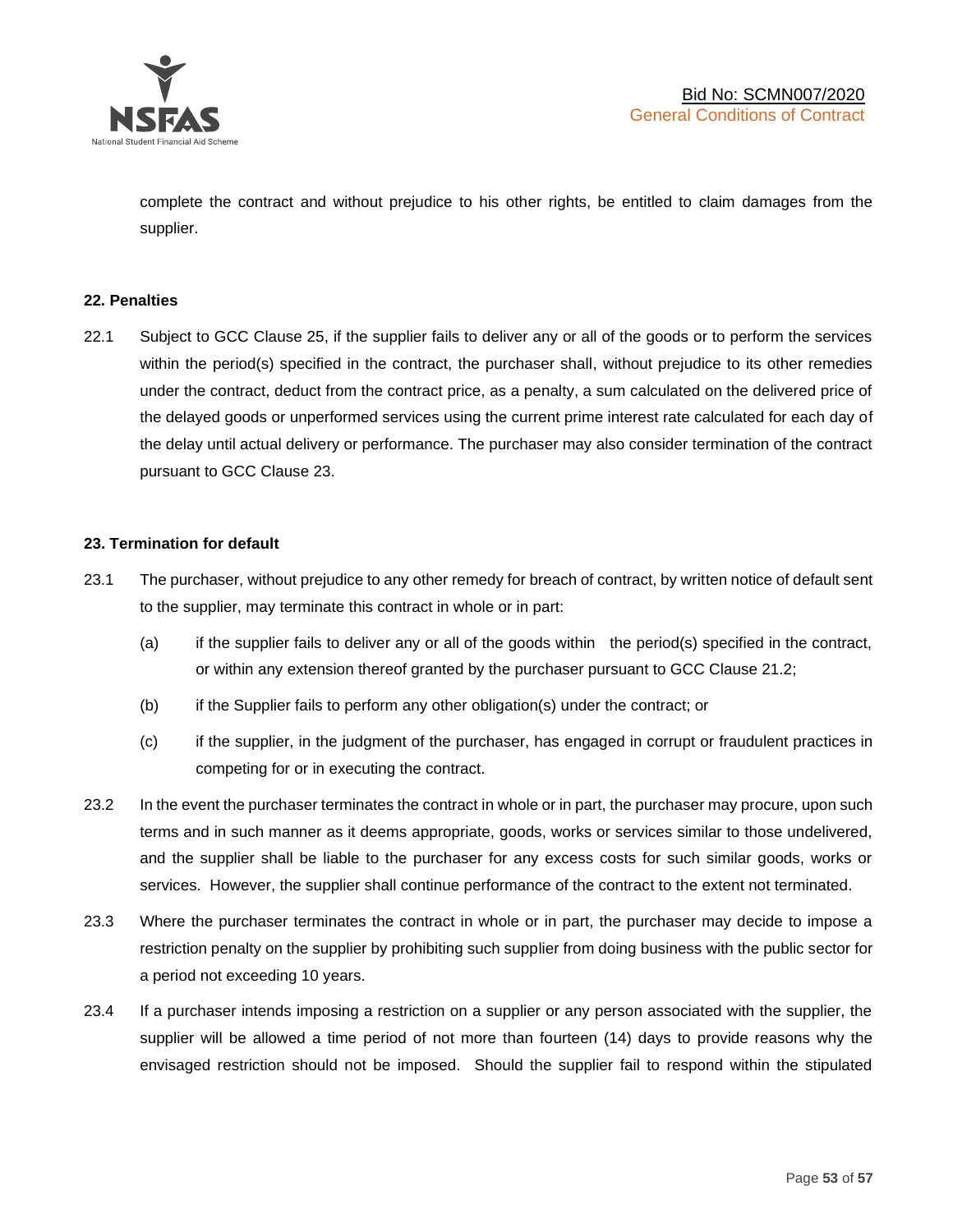complete the contract and without prejudice to his other rights, be entitled to claim damages from the supplier.

**22. Penalties**

22.1 Subject to GCC Clause 25, if the supplier fails to deliver any or all of the goods or to perform the services within the period(s) specified in the contract, the purchaser shall, without prejudice to its other remedies under the contract, deduct from the contract price, as a penalty, a sum calculated on the delivered price of the delayed goods or unperformed services using the current prime interest rate calculated for each day of the delay until actual delivery or performance. The purchaser may also consider termination of the contract pursuant to GCC Clause 23.

**23. Termination for default**

23.1 The purchaser, without prejudice to any other remedy for breach of contract, by written notice of default sent to the supplier, may terminate this contract in whole or in part:

(a) if the supplier fails to deliver any or all of the goods within the period(s) specified in the contract, or within any extension thereof granted by the purchaser pursuant to GCC Clause 21.2;

(b) if the Supplier fails to perform any other obligation(s) under the contract; or

(c) if the supplier, in the judgment of the purchaser, has engaged in corrupt or fraudulent practices in competing for or in executing the contract.

23.2 In the event the purchaser terminates the contract in whole or in part, the purchaser may procure, upon such terms and in such manner as it deems appropriate, goods, works or services similar to those undelivered, and the supplier shall be liable to the purchaser for any excess costs for such similar goods, works or services. However, the supplier shall continue performance of the contract to the extent not terminated.

23.3 Where the purchaser terminates the contract in whole or in part, the purchaser may decide to impose a restriction penalty on the supplier by prohibiting such supplier from doing business with the public sector for a period not exceeding 10 years.

23.4 If a purchaser intends imposing a restriction on a supplier or any person associated with the supplier, the supplier will be allowed a time period of not more than fourteen (14) days to provide reasons why the envisaged restriction should not be imposed. Should the supplier fail to respond within the stipulated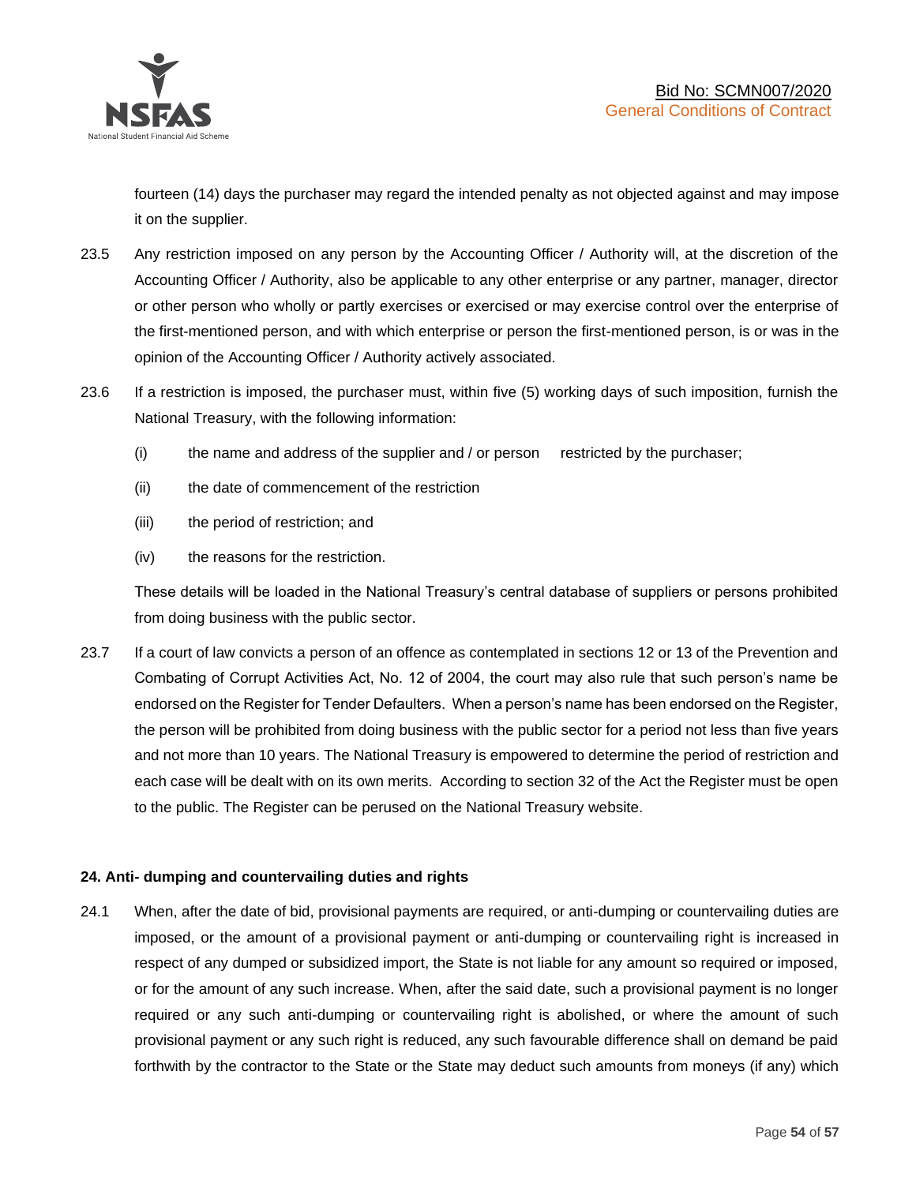fourteen (14) days the purchaser may regard the intended penalty as not objected against and may impose it on the supplier.

23.5 Any restriction imposed on any person by the Accounting Officer / Authority will, at the discretion of the Accounting Officer / Authority, also be applicable to any other enterprise or any partner, manager, director or other person who wholly or partly exercises or exercised or may exercise control over the enterprise of the first-mentioned person, and with which enterprise or person the first-mentioned person, is or was in the opinion of the Accounting Officer / Authority actively associated.

23.6 If a restriction is imposed, the purchaser must, within five (5) working days of such imposition, furnish the National Treasury, with the following information:

(i) the name and address of the supplier and / or person restricted by the purchaser;

(ii) the date of commencement of the restriction

(iii) the period of restriction; and

(iv) the reasons for the restriction.

These details will be loaded in the National Treasury's central database of suppliers or persons prohibited from doing business with the public sector.

23.7 If a court of law convicts a person of an offence as contemplated in sections 12 or 13 of the Prevention and Combating of Corrupt Activities Act, No. 12 of 2004, the court may also rule that such person's name be endorsed on the Register for Tender Defaulters. When a person's name has been endorsed on the Register, the person will be prohibited from doing business with the public sector for a period not less than five years and not more than 10 years. The National Treasury is empowered to determine the period of restriction and each case will be dealt with on its own merits. According to section 32 of the Act the Register must be open to the public. The Register can be perused on the National Treasury website.

**24. Anti- dumping and countervailing duties and rights**

24.1 When, after the date of bid, provisional payments are required, or anti-dumping or countervailing duties are imposed, or the amount of a provisional payment or anti-dumping or countervailing right is increased in respect of any dumped or subsidized import, the State is not liable for any amount so required or imposed, or for the amount of any such increase. When, after the said date, such a provisional payment is no longer required or any such anti-dumping or countervailing right is abolished, or where the amount of such provisional payment or any such right is reduced, any such favourable difference shall on demand be paid forthwith by the contractor to the State or the State may deduct such amounts from moneys (if any) which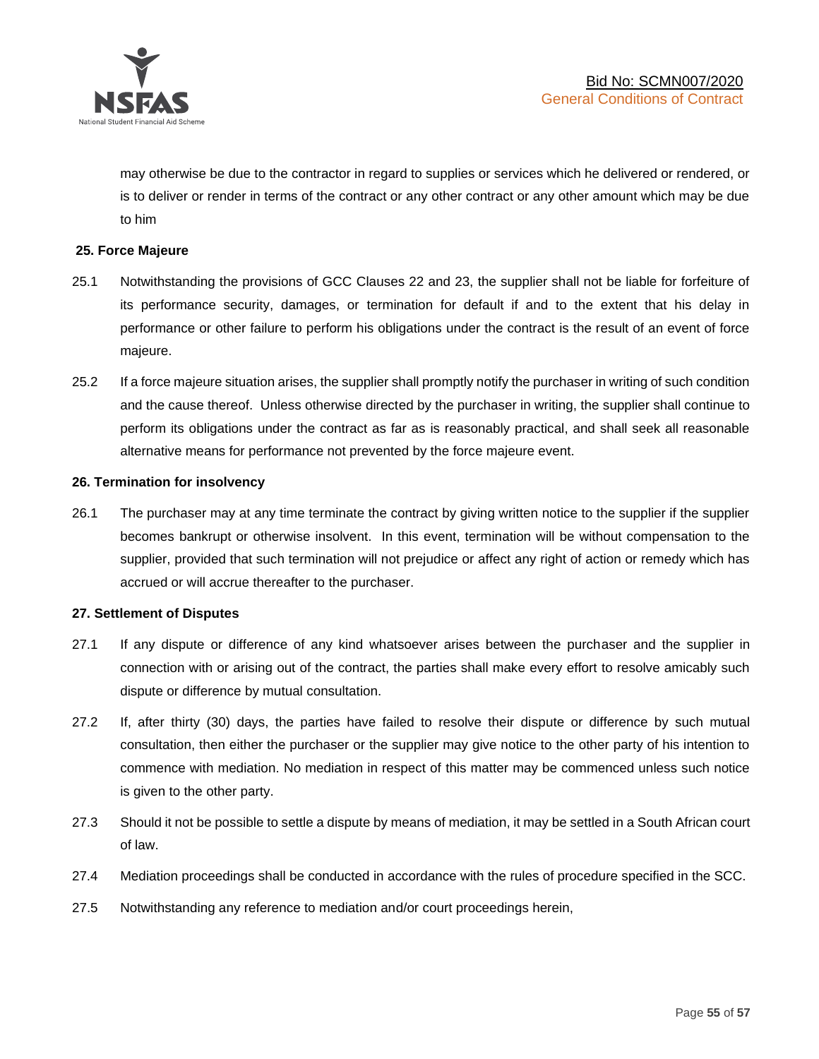may otherwise be due to the contractor in regard to supplies or services which he delivered or rendered, or is to deliver or render in terms of the contract or any other contract or any other amount which may be due to him

**25. Force Majeure**

25.1 Notwithstanding the provisions of GCC Clauses 22 and 23, the supplier shall not be liable for forfeiture of its performance security, damages, or termination for default if and to the extent that his delay in performance or other failure to perform his obligations under the contract is the result of an event of force majeure.

25.2 If a force majeure situation arises, the supplier shall promptly notify the purchaser in writing of such condition and the cause thereof. Unless otherwise directed by the purchaser in writing, the supplier shall continue to perform its obligations under the contract as far as is reasonably practical, and shall seek all reasonable alternative means for performance not prevented by the force majeure event.

**26. Termination for insolvency**

26.1 The purchaser may at any time terminate the contract by giving written notice to the supplier if the supplier becomes bankrupt or otherwise insolvent. In this event, termination will be without compensation to the supplier, provided that such termination will not prejudice or affect any right of action or remedy which has accrued or will accrue thereafter to the purchaser.

**27. Settlement of Disputes**

27.1 If any dispute or difference of any kind whatsoever arises between the purchaser and the supplier in connection with or arising out of the contract, the parties shall make every effort to resolve amicably such dispute or difference by mutual consultation.

27.2 If, after thirty (30) days, the parties have failed to resolve their dispute or difference by such mutual consultation, then either the purchaser or the supplier may give notice to the other party of his intention to commence with mediation. No mediation in respect of this matter may be commenced unless such notice is given to the other party.

27.3 Should it not be possible to settle a dispute by means of mediation, it may be settled in a South African court of law.

27.4 Mediation proceedings shall be conducted in accordance with the rules of procedure specified in the SCC.

27.5 Notwithstanding any reference to mediation and/or court proceedings herein,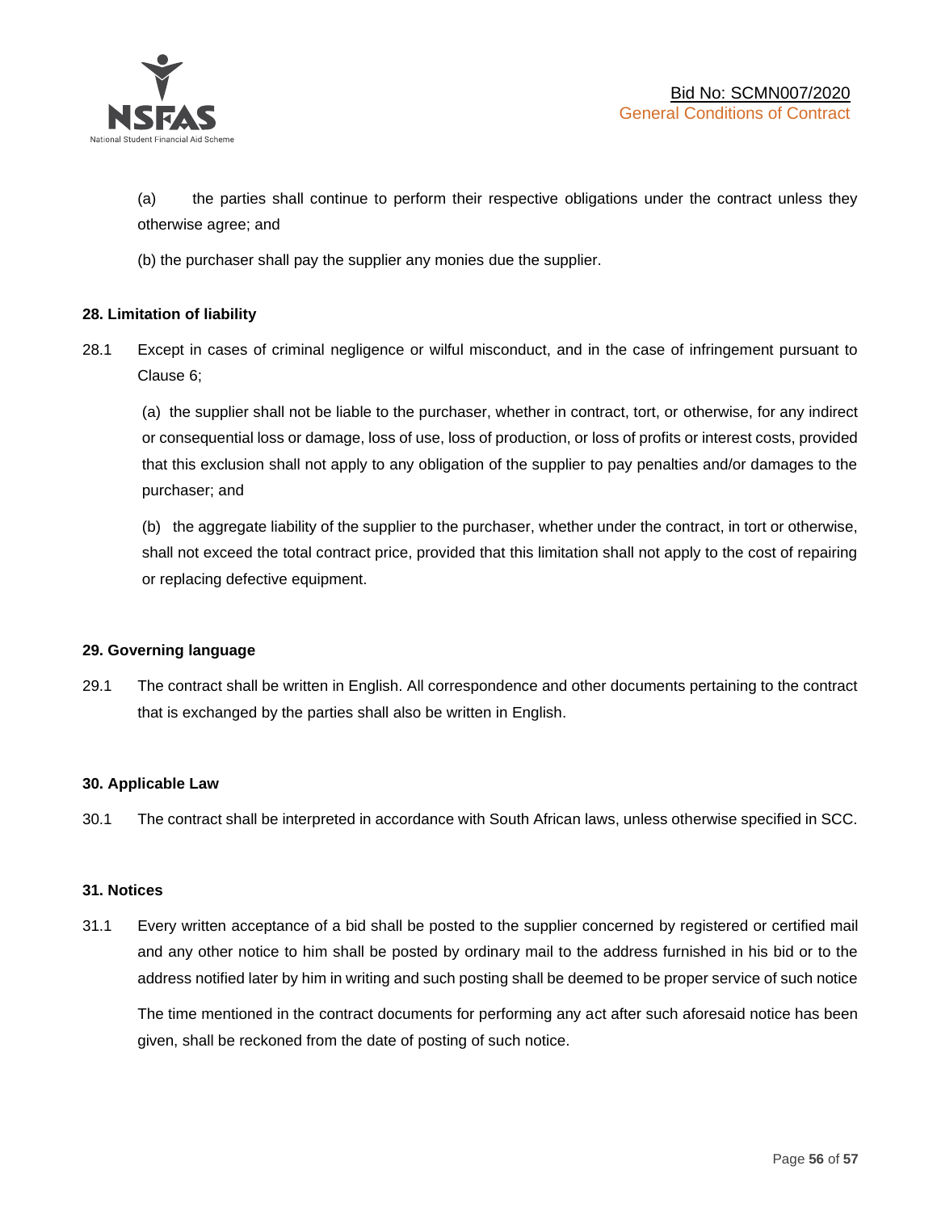(a) the parties shall continue to perform their respective obligations under the contract unless they otherwise agree; and

(b) the purchaser shall pay the supplier any monies due the supplier.

**28. Limitation of liability**

28.1 Except in cases of criminal negligence or wilful misconduct, and in the case of infringement pursuant to Clause 6;

(a) the supplier shall not be liable to the purchaser, whether in contract, tort, or otherwise, for any indirect or consequential loss or damage, loss of use, loss of production, or loss of profits or interest costs, provided that this exclusion shall not apply to any obligation of the supplier to pay penalties and/or damages to the purchaser; and

(b) the aggregate liability of the supplier to the purchaser, whether under the contract, in tort or otherwise, shall not exceed the total contract price, provided that this limitation shall not apply to the cost of repairing or replacing defective equipment.

**29. Governing language**

29.1 The contract shall be written in English. All correspondence and other documents pertaining to the contract that is exchanged by the parties shall also be written in English.

**30. Applicable Law**

30.1 The contract shall be interpreted in accordance with South African laws, unless otherwise specified in SCC.

**31. Notices**

31.1 Every written acceptance of a bid shall be posted to the supplier concerned by registered or certified mail and any other notice to him shall be posted by ordinary mail to the address furnished in his bid or to the address notified later by him in writing and such posting shall be deemed to be proper service of such notice

The time mentioned in the contract documents for performing any act after such aforesaid notice has been given, shall be reckoned from the date of posting of such notice.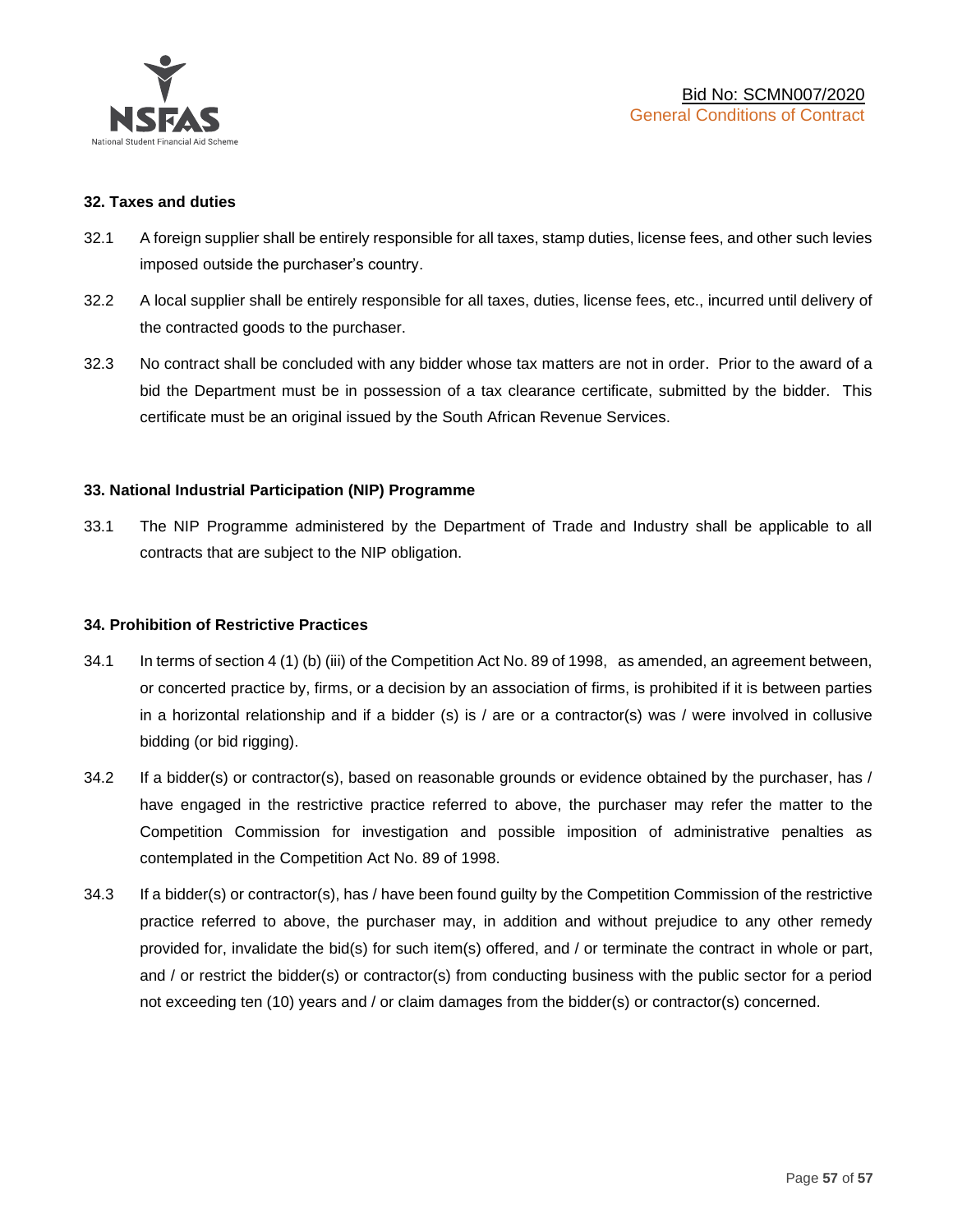**32. Taxes and duties**

32.1 A foreign supplier shall be entirely responsible for all taxes, stamp duties, license fees, and other such levies imposed outside the purchaser's country.

32.2 A local supplier shall be entirely responsible for all taxes, duties, license fees, etc., incurred until delivery of the contracted goods to the purchaser.

32.3 No contract shall be concluded with any bidder whose tax matters are not in order. Prior to the award of a bid the Department must be in possession of a tax clearance certificate, submitted by the bidder. This certificate must be an original issued by the South African Revenue Services.

**33. National Industrial Participation (NIP) Programme**

33.1 The NIP Programme administered by the Department of Trade and Industry shall be applicable to all contracts that are subject to the NIP obligation.

**34. Prohibition of Restrictive Practices**

34.1 In terms of section 4 (1) (b) (iii) of the Competition Act No. 89 of 1998, as amended, an agreement between, or concerted practice by, firms, or a decision by an association of firms, is prohibited if it is between parties in a horizontal relationship and if a bidder (s) is / are or a contractor(s) was / were involved in collusive bidding (or bid rigging).

34.2 If a bidder(s) or contractor(s), based on reasonable grounds or evidence obtained by the purchaser, has / have engaged in the restrictive practice referred to above, the purchaser may refer the matter to the Competition Commission for investigation and possible imposition of administrative penalties as contemplated in the Competition Act No. 89 of 1998.

34.3 If a bidder(s) or contractor(s), has / have been found guilty by the Competition Commission of the restrictive practice referred to above, the purchaser may, in addition and without prejudice to any other remedy provided for, invalidate the bid(s) for such item(s) offered, and / or terminate the contract in whole or part, and / or restrict the bidder(s) or contractor(s) from conducting business with the public sector for a period not exceeding ten (10) years and / or claim damages from the bidder(s) or contractor(s) concerned.